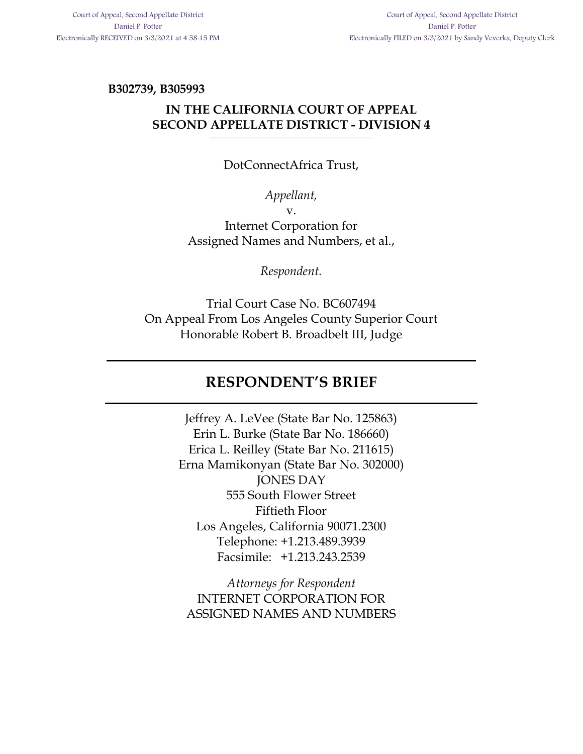Court of Appeal, Second Appellate District
Daniel P. Potter
Electronically RECEIVED on 3/3/2021 at 4:58:15 PM

Court of Appeal, Second Appellate District
Daniel P. Potter
Electronically FILED on 3/3/2021 by Sandy Veverka, Deputy Clerk

**B302739, B305993**

**IN THE CALIFORNIA COURT OF APPEAL**
**SECOND APPELLATE DISTRICT - DIVISION 4**

DotConnectAfrica Trust,

*Appellant,*

v.

Internet Corporation for
Assigned Names and Numbers, et al.,

*Respondent.*

Trial Court Case No. BC607494
On Appeal From Los Angeles County Superior Court
Honorable Robert B. Broadbelt III, Judge

# RESPONDENT'S BRIEF

Jeffrey A. LeVee (State Bar No. 125863)
Erin L. Burke (State Bar No. 186660)
Erica L. Reilley (State Bar No. 211615)
Erna Mamikonyan (State Bar No. 302000)
JONES DAY
555 South Flower Street
Fiftieth Floor
Los Angeles, California 90071.2300
Telephone: +1.213.489.3939
Facsimile: +1.213.243.2539

*Attorneys for Respondent*
INTERNET CORPORATION FOR
ASSIGNED NAMES AND NUMBERS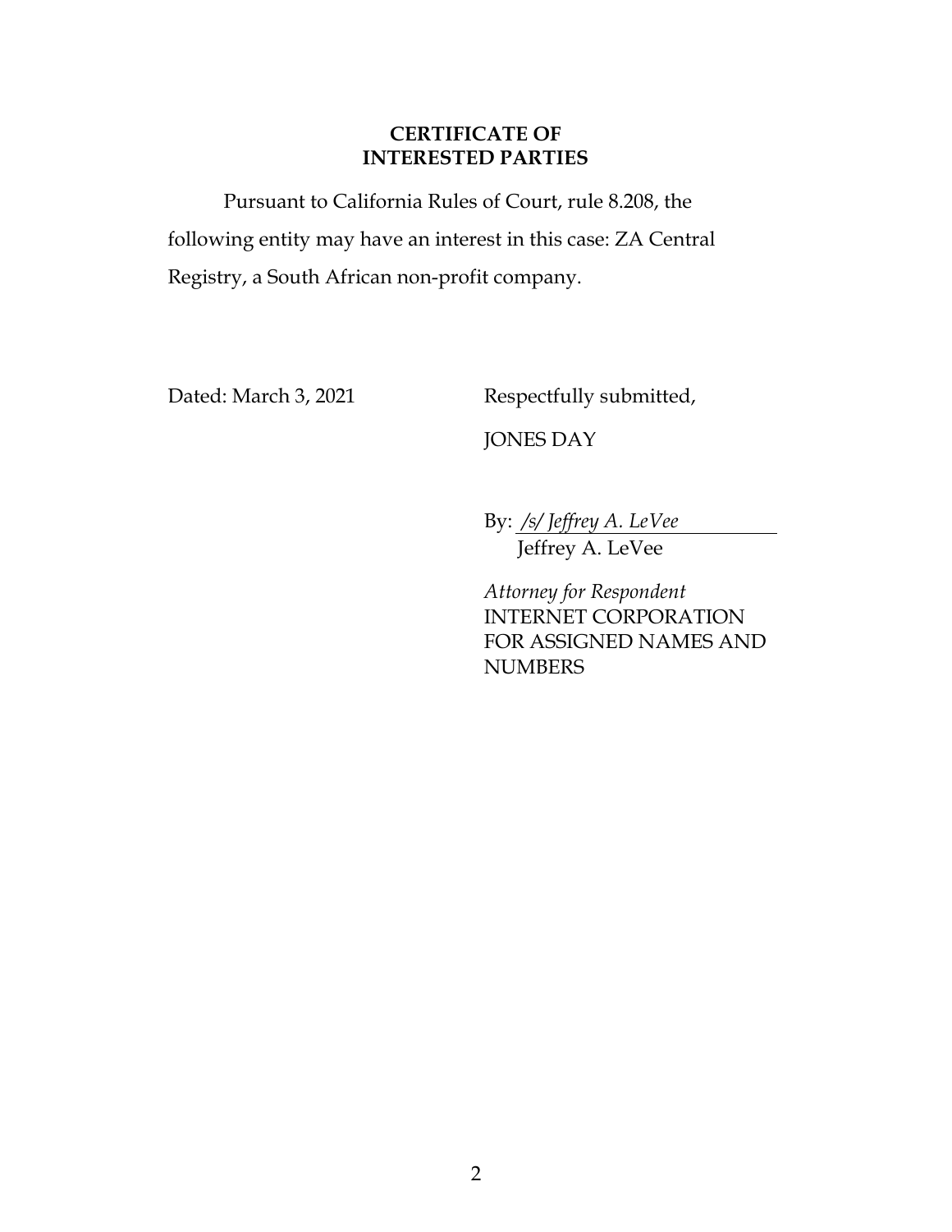## CERTIFICATE OF INTERESTED PARTIES

Pursuant to California Rules of Court, rule 8.208, the following entity may have an interest in this case: ZA Central Registry, a South African non-profit company.

Dated: March 3, 2021

Respectfully submitted,

JONES DAY

By: */s/ Jeffrey A. LeVee*
Jeffrey A. LeVee

*Attorney for Respondent*
INTERNET CORPORATION FOR ASSIGNED NAMES AND NUMBERS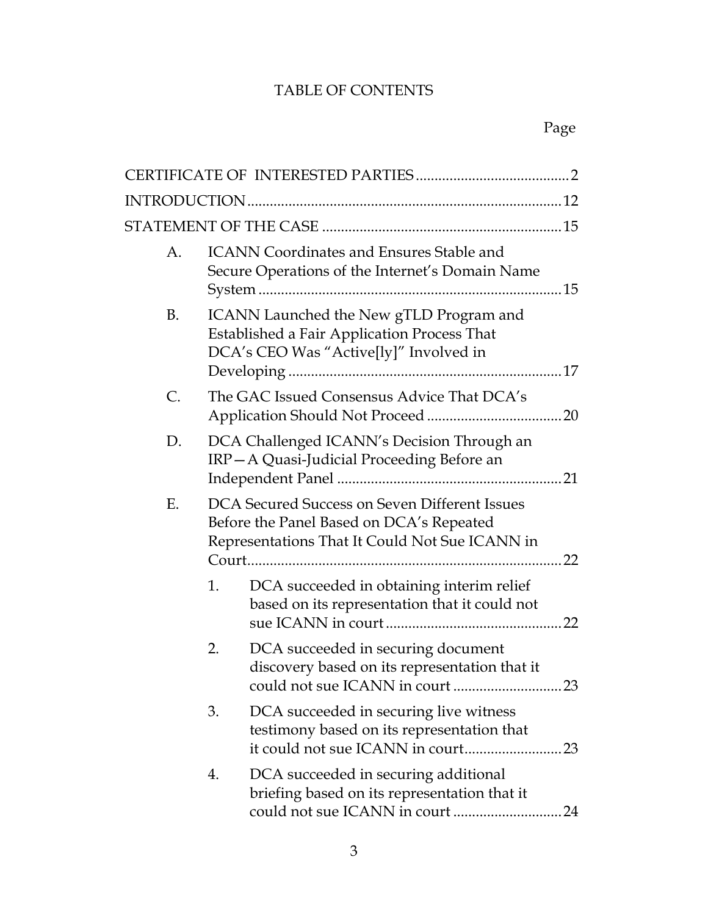# TABLE OF CONTENTS

Page

CERTIFICATE OF INTERESTED PARTIES .......................................... 2

INTRODUCTION .................................................................................... 12

STATEMENT OF THE CASE ................................................................ 15

- A. ICANN Coordinates and Ensures Stable and Secure Operations of the Internet's Domain Name System ................................................................................ 15
- B. ICANN Launched the New gTLD Program and Established a Fair Application Process That DCA's CEO Was "Active[ly]" Involved in Developing ......................................................................... 17
- C. The GAC Issued Consensus Advice That DCA's Application Should Not Proceed .................................... 20
- D. DCA Challenged ICANN's Decision Through an IRP—A Quasi-Judicial Proceeding Before an Independent Panel ............................................................ 21
- E. DCA Secured Success on Seven Different Issues Before the Panel Based on DCA's Repeated Representations That It Could Not Sue ICANN in Court.................................................................................... 22
  1. DCA succeeded in obtaining interim relief based on its representation that it could not sue ICANN in court ............................................... 22
  2. DCA succeeded in securing document discovery based on its representation that it could not sue ICANN in court ............................. 23
  3. DCA succeeded in securing live witness testimony based on its representation that it could not sue ICANN in court.......................... 23
  4. DCA succeeded in securing additional briefing based on its representation that it could not sue ICANN in court ............................. 24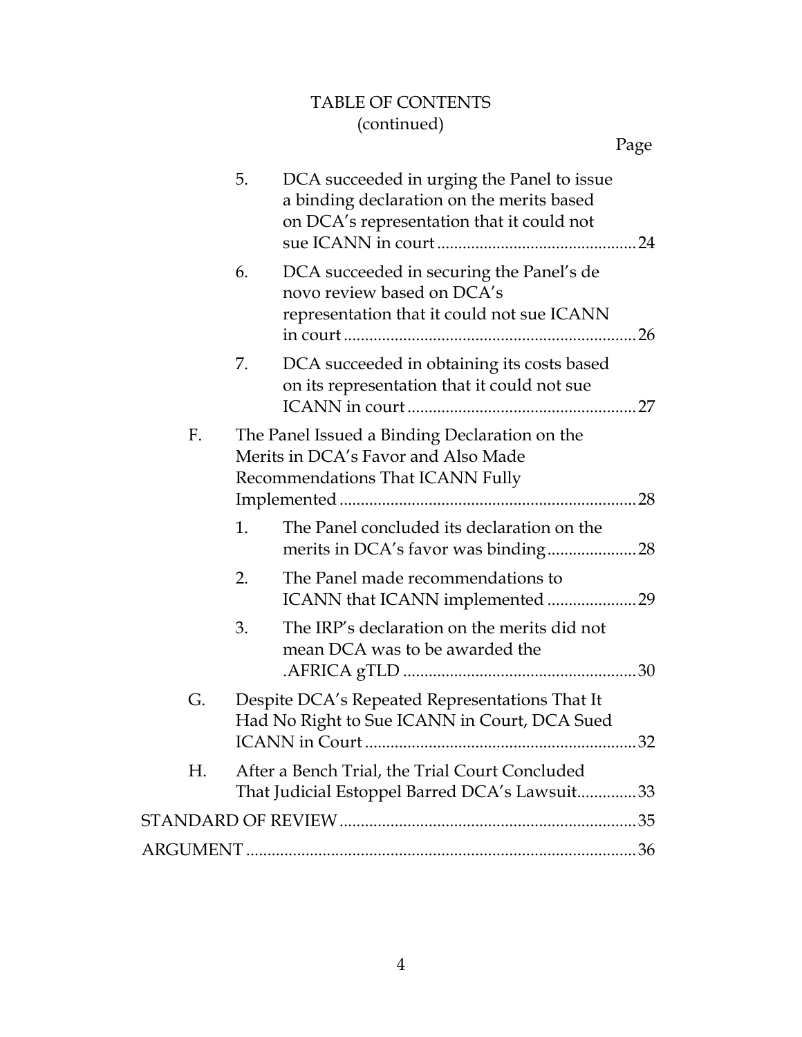TABLE OF CONTENTS
(continued)

Page

5. DCA succeeded in urging the Panel to issue a binding declaration on the merits based on DCA's representation that it could not sue ICANN in court .......... 24

6. DCA succeeded in securing the Panel's de novo review based on DCA's representation that it could not sue ICANN in court .......... 26

7. DCA succeeded in obtaining its costs based on its representation that it could not sue ICANN in court .......... 27

F. The Panel Issued a Binding Declaration on the Merits in DCA's Favor and Also Made Recommendations That ICANN Fully Implemented .......... 28

1. The Panel concluded its declaration on the merits in DCA's favor was binding .......... 28

2. The Panel made recommendations to ICANN that ICANN implemented .......... 29

3. The IRP's declaration on the merits did not mean DCA was to be awarded the .AFRICA gTLD .......... 30

G. Despite DCA's Repeated Representations That It Had No Right to Sue ICANN in Court, DCA Sued ICANN in Court .......... 32

H. After a Bench Trial, the Trial Court Concluded That Judicial Estoppel Barred DCA's Lawsuit .......... 33

STANDARD OF REVIEW .......... 35

ARGUMENT .......... 36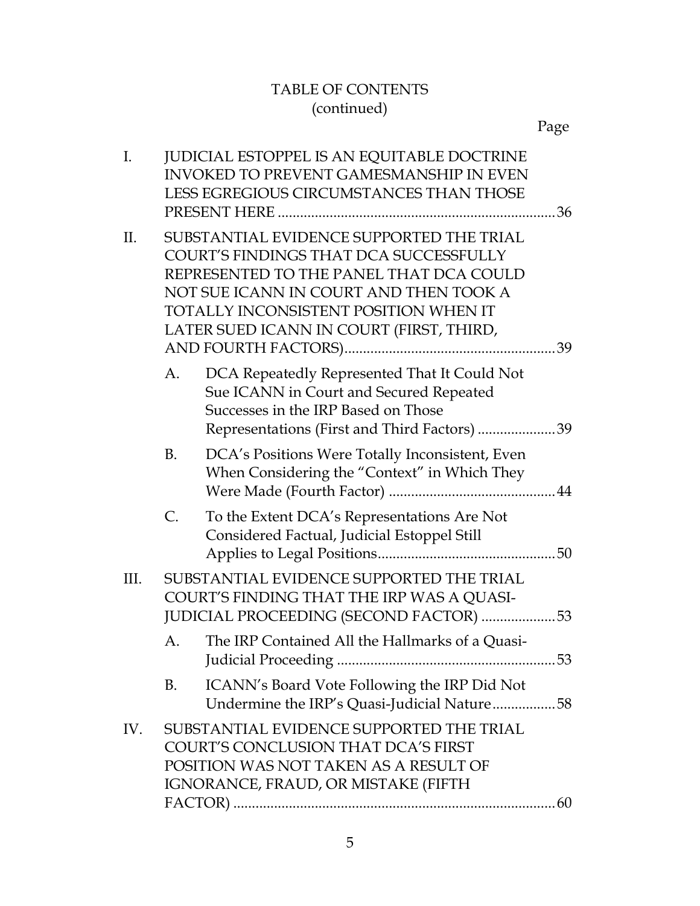TABLE OF CONTENTS
(continued)

Page

I. JUDICIAL ESTOPPEL IS AN EQUITABLE DOCTRINE INVOKED TO PREVENT GAMESMANSHIP IN EVEN LESS EGREGIOUS CIRCUMSTANCES THAN THOSE PRESENT HERE .......... 36

II. SUBSTANTIAL EVIDENCE SUPPORTED THE TRIAL COURT'S FINDINGS THAT DCA SUCCESSFULLY REPRESENTED TO THE PANEL THAT DCA COULD NOT SUE ICANN IN COURT AND THEN TOOK A TOTALLY INCONSISTENT POSITION WHEN IT LATER SUED ICANN IN COURT (FIRST, THIRD, AND FOURTH FACTORS) .......... 39

   A. DCA Repeatedly Represented That It Could Not Sue ICANN in Court and Secured Repeated Successes in the IRP Based on Those Representations (First and Third Factors) .......... 39

   B. DCA's Positions Were Totally Inconsistent, Even When Considering the "Context" in Which They Were Made (Fourth Factor) .......... 44

   C. To the Extent DCA's Representations Are Not Considered Factual, Judicial Estoppel Still Applies to Legal Positions .......... 50

III. SUBSTANTIAL EVIDENCE SUPPORTED THE TRIAL COURT'S FINDING THAT THE IRP WAS A QUASI-JUDICIAL PROCEEDING (SECOND FACTOR) .......... 53

   A. The IRP Contained All the Hallmarks of a Quasi-Judicial Proceeding .......... 53

   B. ICANN's Board Vote Following the IRP Did Not Undermine the IRP's Quasi-Judicial Nature .......... 58

IV. SUBSTANTIAL EVIDENCE SUPPORTED THE TRIAL COURT'S CONCLUSION THAT DCA'S FIRST POSITION WAS NOT TAKEN AS A RESULT OF IGNORANCE, FRAUD, OR MISTAKE (FIFTH FACTOR) .......... 60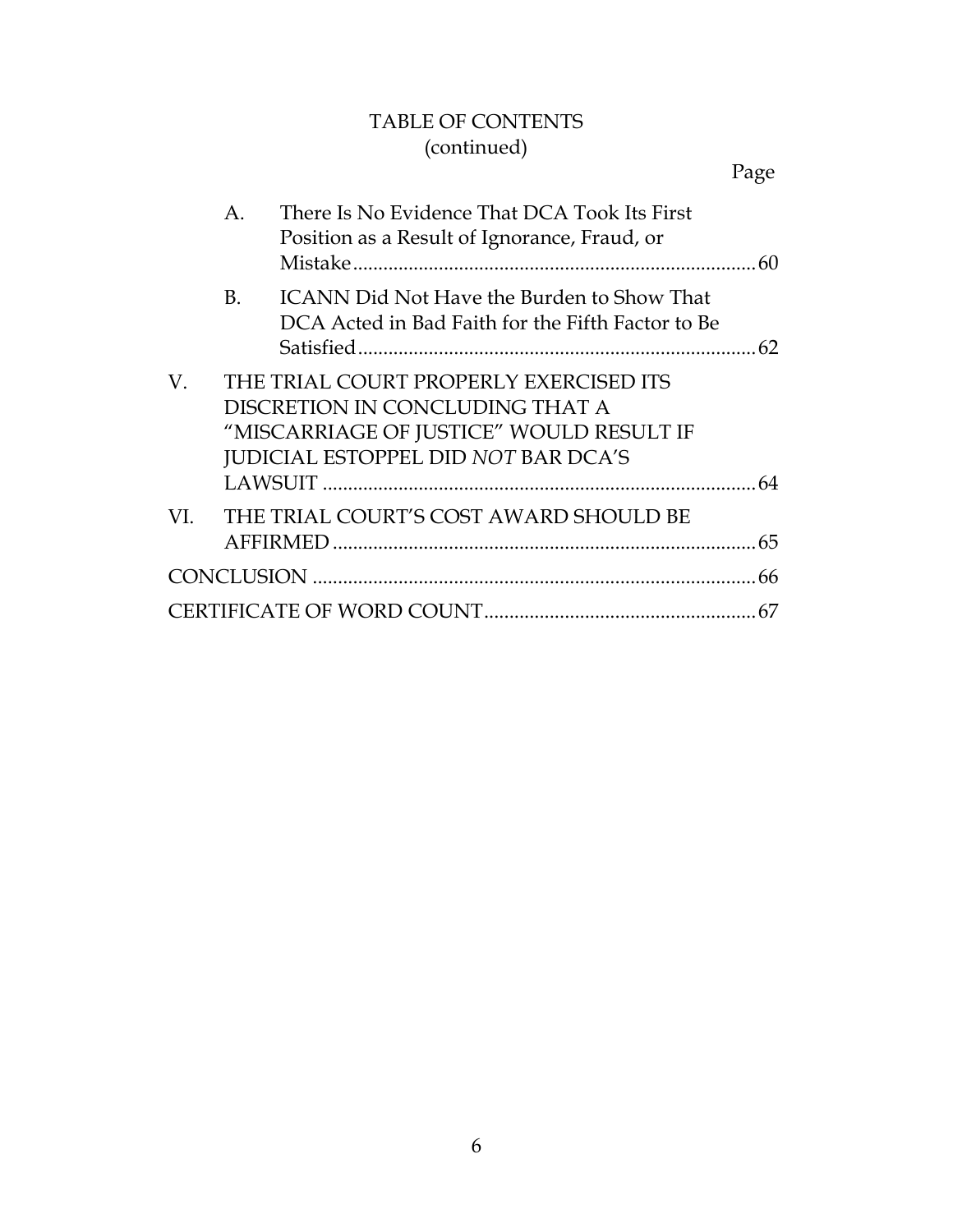TABLE OF CONTENTS
(continued)

Page

A. There Is No Evidence That DCA Took Its First Position as a Result of Ignorance, Fraud, or Mistake ........ 60

B. ICANN Did Not Have the Burden to Show That DCA Acted in Bad Faith for the Fifth Factor to Be Satisfied ........ 62

V. THE TRIAL COURT PROPERLY EXERCISED ITS DISCRETION IN CONCLUDING THAT A "MISCARRIAGE OF JUSTICE" WOULD RESULT IF JUDICIAL ESTOPPEL DID *NOT* BAR DCA'S LAWSUIT ........ 64

VI. THE TRIAL COURT'S COST AWARD SHOULD BE AFFIRMED ........ 65

CONCLUSION ........ 66

CERTIFICATE OF WORD COUNT ........ 67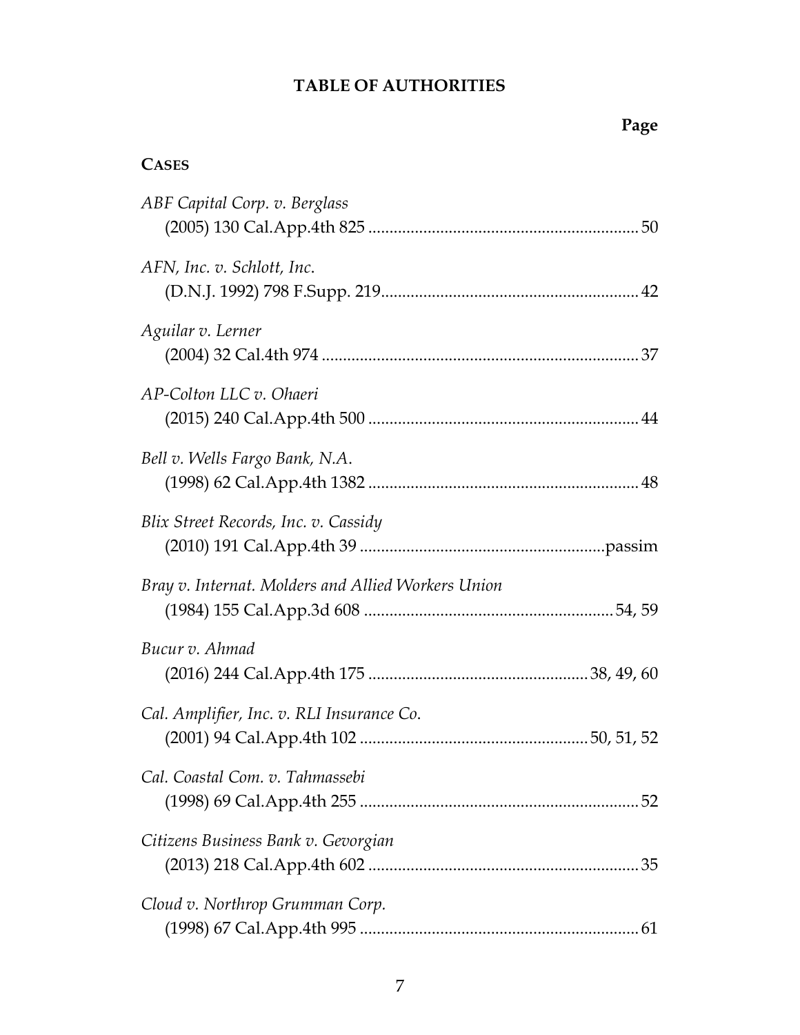# TABLE OF AUTHORITIES

**Page**

**CASES**

*ABF Capital Corp. v. Berglass*
(2005) 130 Cal.App.4th 825 ............................................................... 50

*AFN, Inc. v. Schlott, Inc.*
(D.N.J. 1992) 798 F.Supp. 219........................................................... 42

*Aguilar v. Lerner*
(2004) 32 Cal.4th 974 .......................................................................... 37

*AP-Colton LLC v. Ohaeri*
(2015) 240 Cal.App.4th 500 ............................................................... 44

*Bell v. Wells Fargo Bank, N.A.*
(1998) 62 Cal.App.4th 1382 ............................................................... 48

*Blix Street Records, Inc. v. Cassidy*
(2010) 191 Cal.App.4th 39 ..........................................................passim

*Bray v. Internat. Molders and Allied Workers Union*
(1984) 155 Cal.App.3d 608 .......................................................... 54, 59

*Bucur v. Ahmad*
(2016) 244 Cal.App.4th 175 .................................................. 38, 49, 60

*Cal. Amplifier, Inc. v. RLI Insurance Co.*
(2001) 94 Cal.App.4th 102 ..................................................... 50, 51, 52

*Cal. Coastal Com. v. Tahmassebi*
(1998) 69 Cal.App.4th 255 ................................................................. 52

*Citizens Business Bank v. Gevorgian*
(2013) 218 Cal.App.4th 602 ............................................................... 35

*Cloud v. Northrop Grumman Corp.*
(1998) 67 Cal.App.4th 995 ................................................................. 61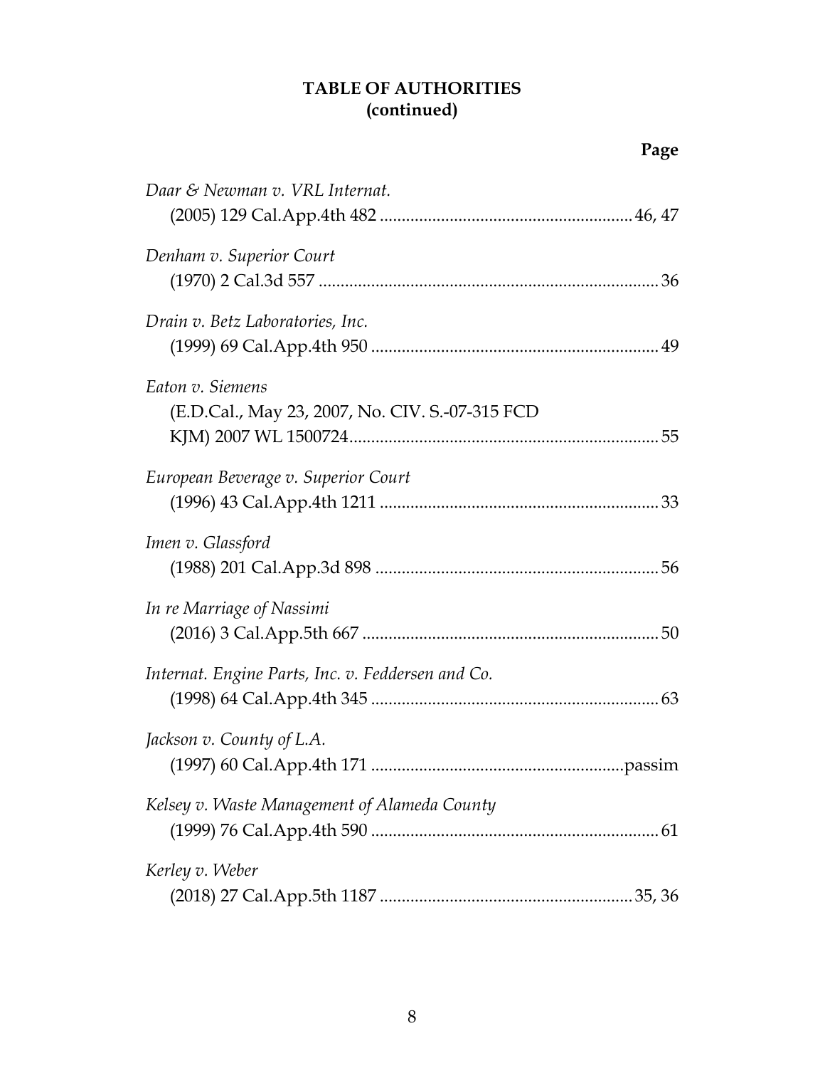**TABLE OF AUTHORITIES**
**(continued)**

**Page**

*Daar & Newman v. VRL Internat.*
(2005) 129 Cal.App.4th 482 .......................................................... 46, 47

*Denham v. Superior Court*
(1970) 2 Cal.3d 557 .............................................................................. 36

*Drain v. Betz Laboratories, Inc.*
(1999) 69 Cal.App.4th 950 ................................................................. 49

*Eaton v. Siemens*
(E.D.Cal., May 23, 2007, No. CIV. S.-07-315 FCD KJM) 2007 WL 1500724....................................................................... 55

*European Beverage v. Superior Court*
(1996) 43 Cal.App.4th 1211 ................................................................ 33

*Imen v. Glassford*
(1988) 201 Cal.App.3d 898 ................................................................. 56

*In re Marriage of Nassimi*
(2016) 3 Cal.App.5th 667 .................................................................... 50

*Internat. Engine Parts, Inc. v. Feddersen and Co.*
(1998) 64 Cal.App.4th 345 .................................................................. 63

*Jackson v. County of L.A.*
(1997) 60 Cal.App.4th 171 .........................................................passim

*Kelsey v. Waste Management of Alameda County*
(1999) 76 Cal.App.4th 590 .................................................................. 61

*Kerley v. Weber*
(2018) 27 Cal.App.5th 1187 .......................................................... 35, 36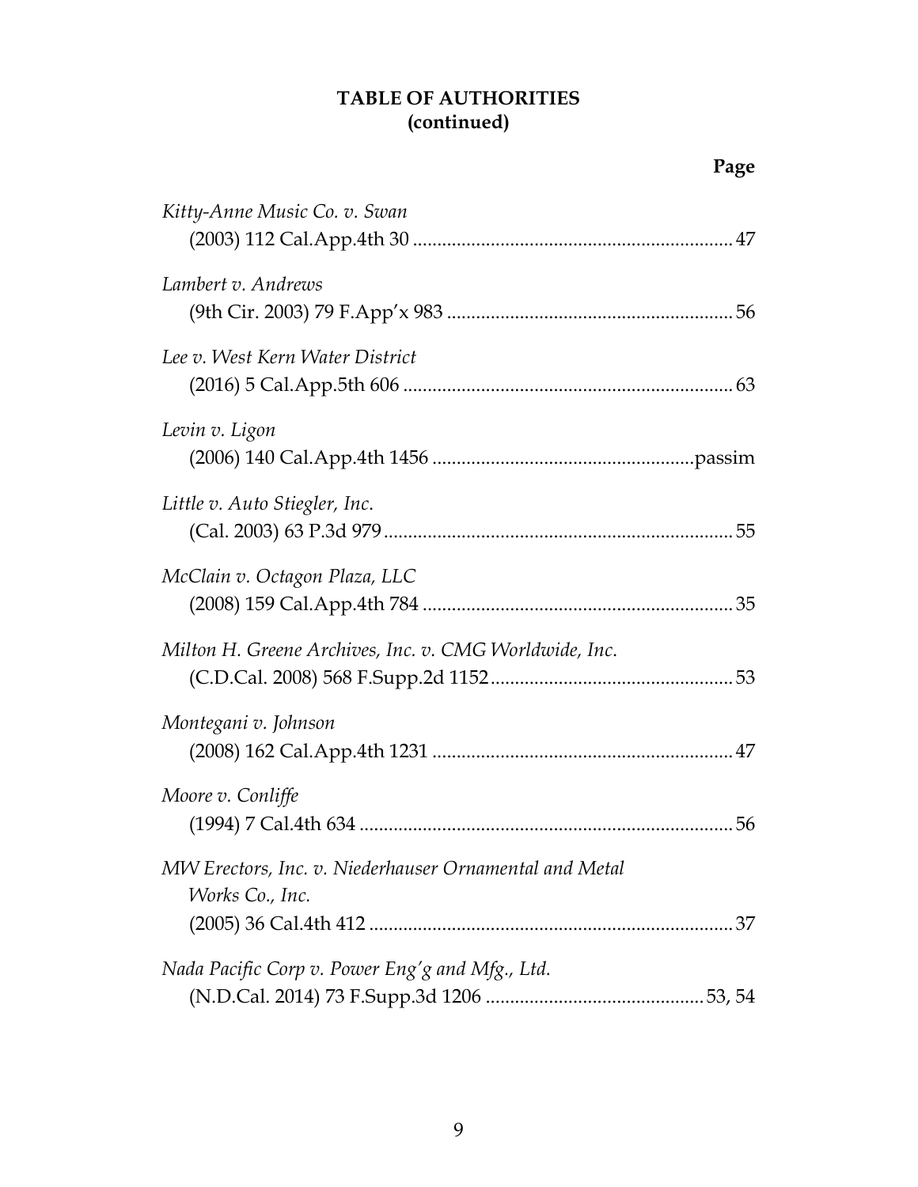**TABLE OF AUTHORITIES**
**(continued)**

| | Page |
|---|---|
| *Kitty-Anne Music Co. v. Swan* (2003) 112 Cal.App.4th 30 | 47 |
| *Lambert v. Andrews* (9th Cir. 2003) 79 F.App'x 983 | 56 |
| *Lee v. West Kern Water District* (2016) 5 Cal.App.5th 606 | 63 |
| *Levin v. Ligon* (2006) 140 Cal.App.4th 1456 | passim |
| *Little v. Auto Stiegler, Inc.* (Cal. 2003) 63 P.3d 979 | 55 |
| *McClain v. Octagon Plaza, LLC* (2008) 159 Cal.App.4th 784 | 35 |
| *Milton H. Greene Archives, Inc. v. CMG Worldwide, Inc.* (C.D.Cal. 2008) 568 F.Supp.2d 1152 | 53 |
| *Montegani v. Johnson* (2008) 162 Cal.App.4th 1231 | 47 |
| *Moore v. Conliffe* (1994) 7 Cal.4th 634 | 56 |
| *MW Erectors, Inc. v. Niederhauser Ornamental and Metal Works Co., Inc.* (2005) 36 Cal.4th 412 | 37 |
| *Nada Pacific Corp v. Power Eng'g and Mfg., Ltd.* (N.D.Cal. 2014) 73 F.Supp.3d 1206 | 53, 54 |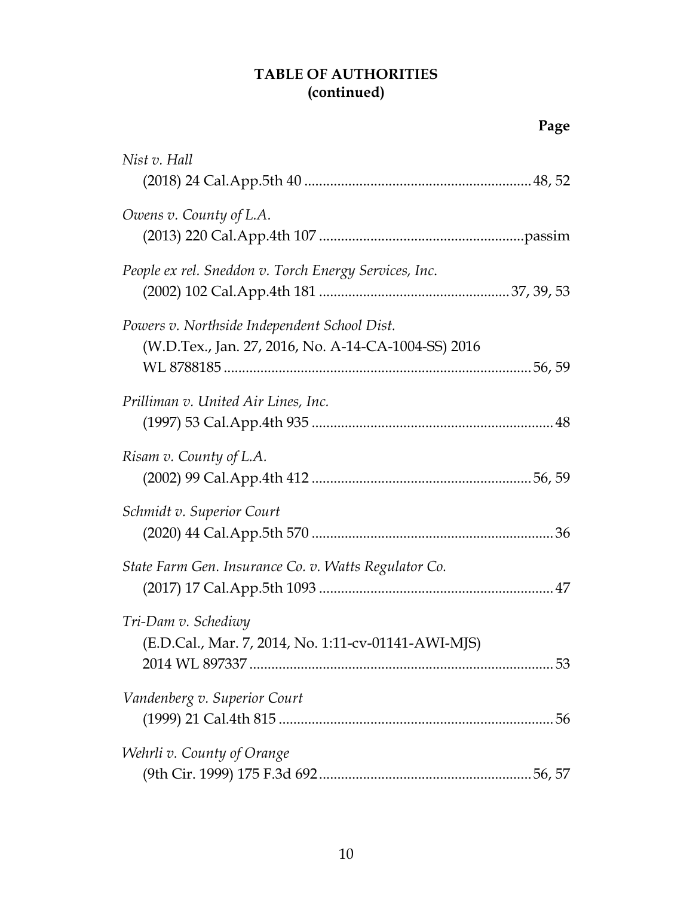**TABLE OF AUTHORITIES**
**(continued)**

**Page**

*Nist v. Hall*
(2018) 24 Cal.App.5th 40 .............................................................. 48, 52

*Owens v. County of L.A.*
(2013) 220 Cal.App.4th 107 ........................................................passim

*People ex rel. Sneddon v. Torch Energy Services, Inc.*
(2002) 102 Cal.App.4th 181 .................................................... 37, 39, 53

*Powers v. Northside Independent School Dist.*
(W.D.Tex., Jan. 27, 2016, No. A-14-CA-1004-SS) 2016 WL 8788185 .................................................................................... 56, 59

*Prilliman v. United Air Lines, Inc.*
(1997) 53 Cal.App.4th 935 .................................................................. 48

*Risam v. County of L.A.*
(2002) 99 Cal.App.4th 412 ............................................................ 56, 59

*Schmidt v. Superior Court*
(2020) 44 Cal.App.5th 570 .................................................................. 36

*State Farm Gen. Insurance Co. v. Watts Regulator Co.*
(2017) 17 Cal.App.5th 1093 ................................................................ 47

*Tri-Dam v. Schediwy*
(E.D.Cal., Mar. 7, 2014, No. 1:11-cv-01141-AWI-MJS) 2014 WL 897337 ................................................................................... 53

*Vandenberg v. Superior Court*
(1999) 21 Cal.4th 815 ........................................................................... 56

*Wehrli v. County of Orange*
(9th Cir. 1999) 175 F.3d 692 .......................................................... 56, 57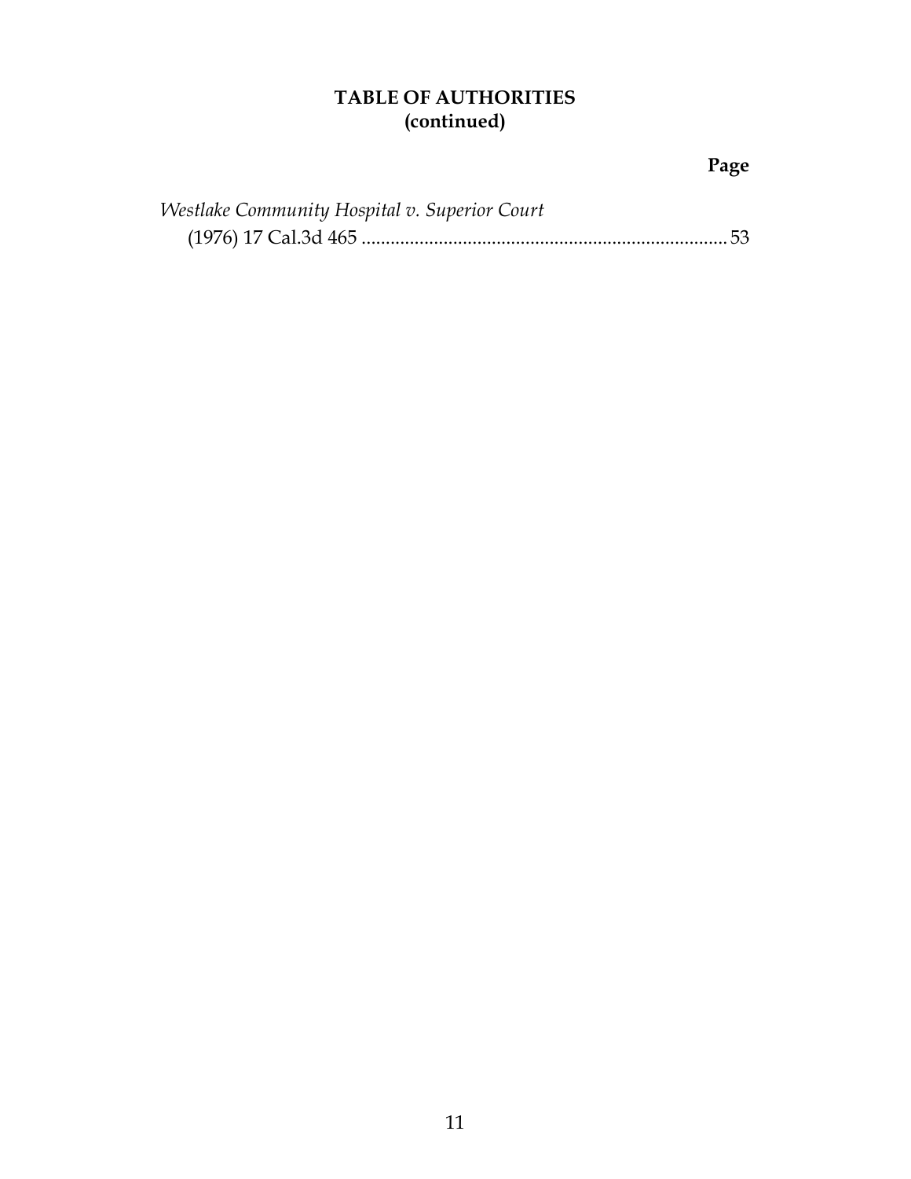**TABLE OF AUTHORITIES**
**(continued)**

**Page**

*Westlake Community Hospital v. Superior Court*
(1976) 17 Cal.3d 465 ............................................................................ 53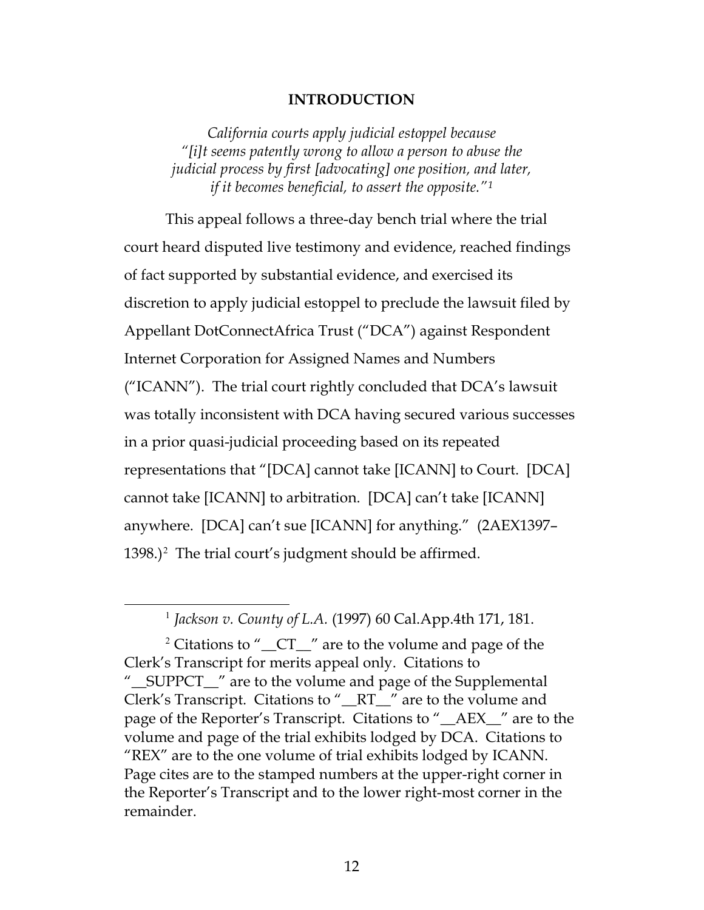## INTRODUCTION

*California courts apply judicial estoppel because "[i]t seems patently wrong to allow a person to abuse the judicial process by first [advocating] one position, and later, if it becomes beneficial, to assert the opposite."*[1]

This appeal follows a three-day bench trial where the trial court heard disputed live testimony and evidence, reached findings of fact supported by substantial evidence, and exercised its discretion to apply judicial estoppel to preclude the lawsuit filed by Appellant DotConnectAfrica Trust ("DCA") against Respondent Internet Corporation for Assigned Names and Numbers ("ICANN"). The trial court rightly concluded that DCA's lawsuit was totally inconsistent with DCA having secured various successes in a prior quasi-judicial proceeding based on its repeated representations that "[DCA] cannot take [ICANN] to Court. [DCA] cannot take [ICANN] to arbitration. [DCA] can't take [ICANN] anywhere. [DCA] can't sue [ICANN] for anything." (2AEX1397–1398.)[2] The trial court's judgment should be affirmed.

---

[1] *Jackson v. County of L.A.* (1997) 60 Cal.App.4th 171, 181.

[2] Citations to "__CT__" are to the volume and page of the Clerk's Transcript for merits appeal only. Citations to "__SUPPCT__" are to the volume and page of the Supplemental Clerk's Transcript. Citations to "__RT__" are to the volume and page of the Reporter's Transcript. Citations to "__AEX__" are to the volume and page of the trial exhibits lodged by DCA. Citations to "REX" are to the one volume of trial exhibits lodged by ICANN. Page cites are to the stamped numbers at the upper-right corner in the Reporter's Transcript and to the lower right-most corner in the remainder.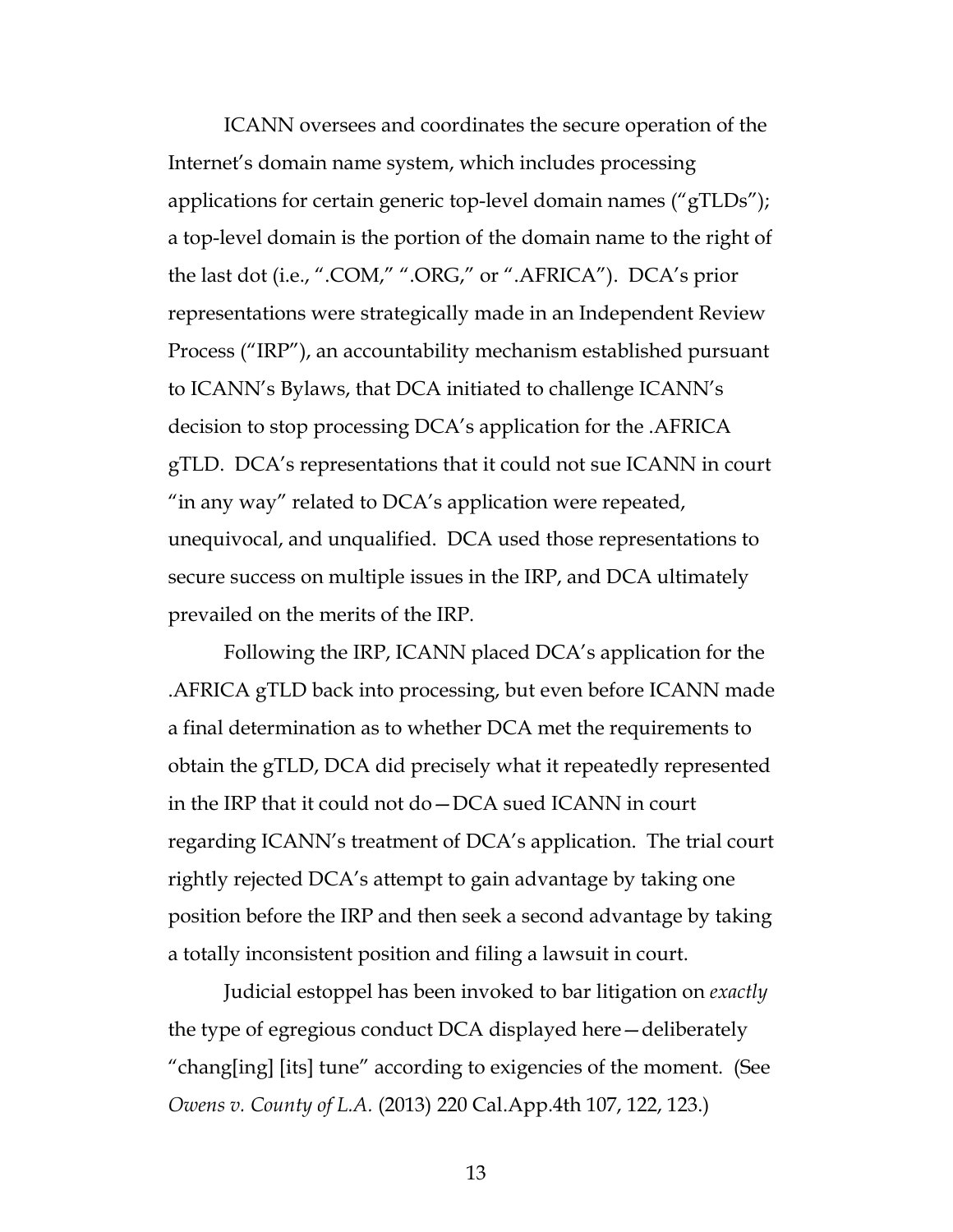ICANN oversees and coordinates the secure operation of the Internet's domain name system, which includes processing applications for certain generic top-level domain names ("gTLDs"); a top-level domain is the portion of the domain name to the right of the last dot (i.e., ".COM," ".ORG," or ".AFRICA"). DCA's prior representations were strategically made in an Independent Review Process ("IRP"), an accountability mechanism established pursuant to ICANN's Bylaws, that DCA initiated to challenge ICANN's decision to stop processing DCA's application for the .AFRICA gTLD. DCA's representations that it could not sue ICANN in court "in any way" related to DCA's application were repeated, unequivocal, and unqualified. DCA used those representations to secure success on multiple issues in the IRP, and DCA ultimately prevailed on the merits of the IRP.

Following the IRP, ICANN placed DCA's application for the .AFRICA gTLD back into processing, but even before ICANN made a final determination as to whether DCA met the requirements to obtain the gTLD, DCA did precisely what it repeatedly represented in the IRP that it could not do—DCA sued ICANN in court regarding ICANN's treatment of DCA's application. The trial court rightly rejected DCA's attempt to gain advantage by taking one position before the IRP and then seek a second advantage by taking a totally inconsistent position and filing a lawsuit in court.

Judicial estoppel has been invoked to bar litigation on *exactly* the type of egregious conduct DCA displayed here—deliberately "chang[ing] [its] tune" according to exigencies of the moment. (See *Owens v. County of L.A.* (2013) 220 Cal.App.4th 107, 122, 123.)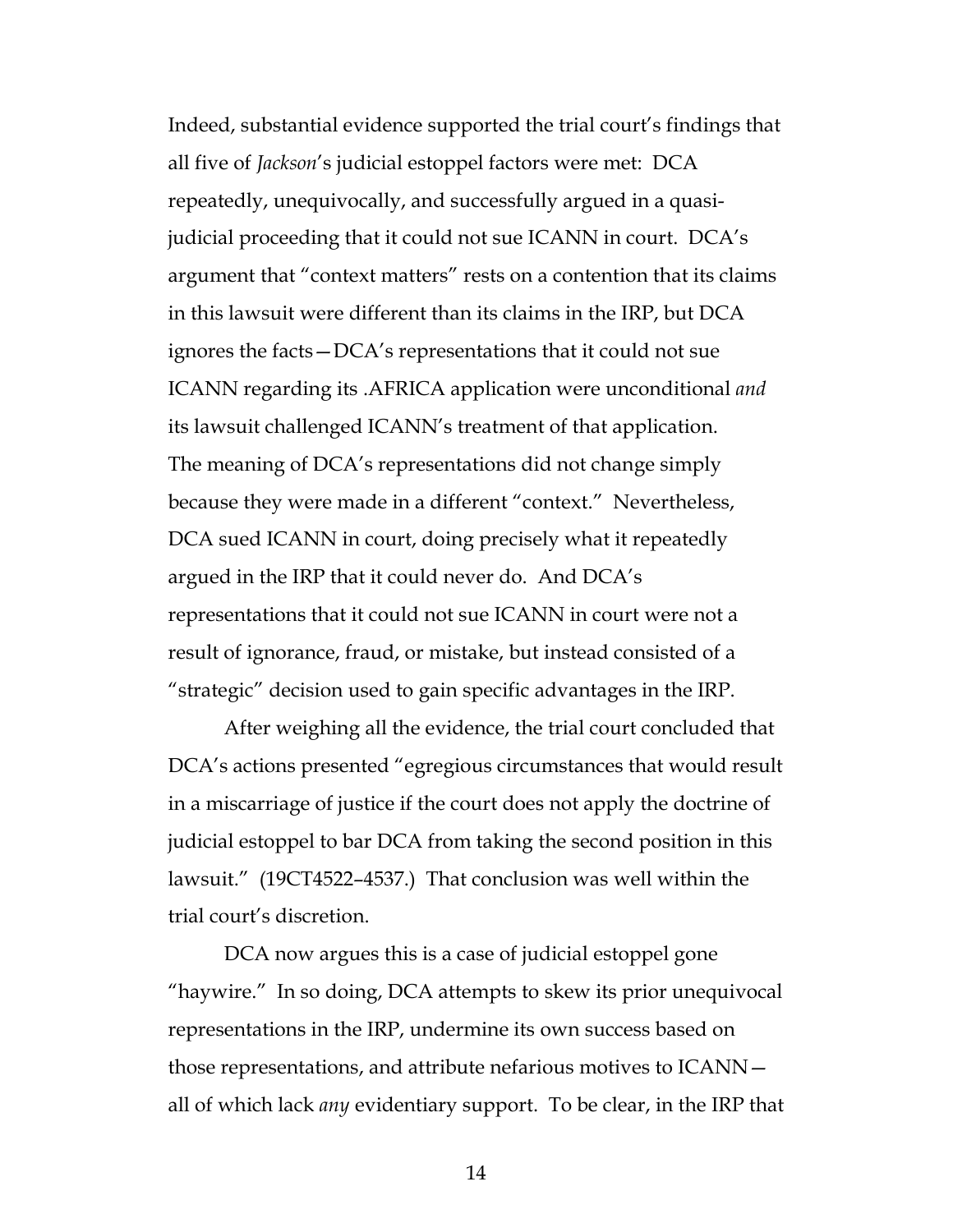Indeed, substantial evidence supported the trial court's findings that all five of *Jackson*'s judicial estoppel factors were met: DCA repeatedly, unequivocally, and successfully argued in a quasi-judicial proceeding that it could not sue ICANN in court. DCA's argument that "context matters" rests on a contention that its claims in this lawsuit were different than its claims in the IRP, but DCA ignores the facts—DCA's representations that it could not sue ICANN regarding its .AFRICA application were unconditional *and* its lawsuit challenged ICANN's treatment of that application. The meaning of DCA's representations did not change simply because they were made in a different "context." Nevertheless, DCA sued ICANN in court, doing precisely what it repeatedly argued in the IRP that it could never do. And DCA's representations that it could not sue ICANN in court were not a result of ignorance, fraud, or mistake, but instead consisted of a "strategic" decision used to gain specific advantages in the IRP.

After weighing all the evidence, the trial court concluded that DCA's actions presented "egregious circumstances that would result in a miscarriage of justice if the court does not apply the doctrine of judicial estoppel to bar DCA from taking the second position in this lawsuit." (19CT4522–4537.) That conclusion was well within the trial court's discretion.

DCA now argues this is a case of judicial estoppel gone "haywire." In so doing, DCA attempts to skew its prior unequivocal representations in the IRP, undermine its own success based on those representations, and attribute nefarious motives to ICANN—all of which lack *any* evidentiary support. To be clear, in the IRP that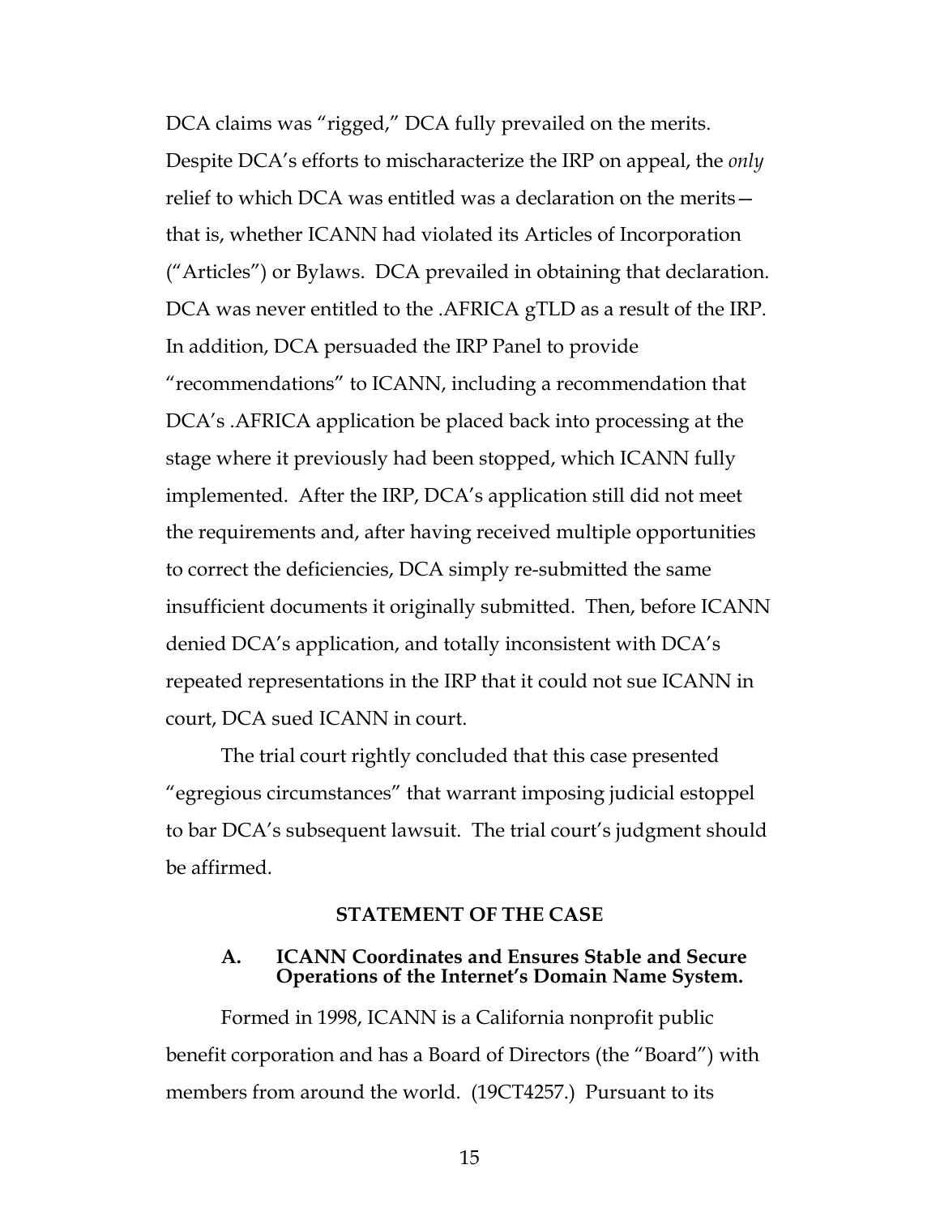DCA claims was "rigged," DCA fully prevailed on the merits. Despite DCA's efforts to mischaracterize the IRP on appeal, the *only* relief to which DCA was entitled was a declaration on the merits—that is, whether ICANN had violated its Articles of Incorporation ("Articles") or Bylaws. DCA prevailed in obtaining that declaration. DCA was never entitled to the .AFRICA gTLD as a result of the IRP. In addition, DCA persuaded the IRP Panel to provide "recommendations" to ICANN, including a recommendation that DCA's .AFRICA application be placed back into processing at the stage where it previously had been stopped, which ICANN fully implemented. After the IRP, DCA's application still did not meet the requirements and, after having received multiple opportunities to correct the deficiencies, DCA simply re-submitted the same insufficient documents it originally submitted. Then, before ICANN denied DCA's application, and totally inconsistent with DCA's repeated representations in the IRP that it could not sue ICANN in court, DCA sued ICANN in court.

The trial court rightly concluded that this case presented "egregious circumstances" that warrant imposing judicial estoppel to bar DCA's subsequent lawsuit. The trial court's judgment should be affirmed.

## STATEMENT OF THE CASE

### A. ICANN Coordinates and Ensures Stable and Secure Operations of the Internet's Domain Name System.

Formed in 1998, ICANN is a California nonprofit public benefit corporation and has a Board of Directors (the "Board") with members from around the world. (19CT4257.) Pursuant to its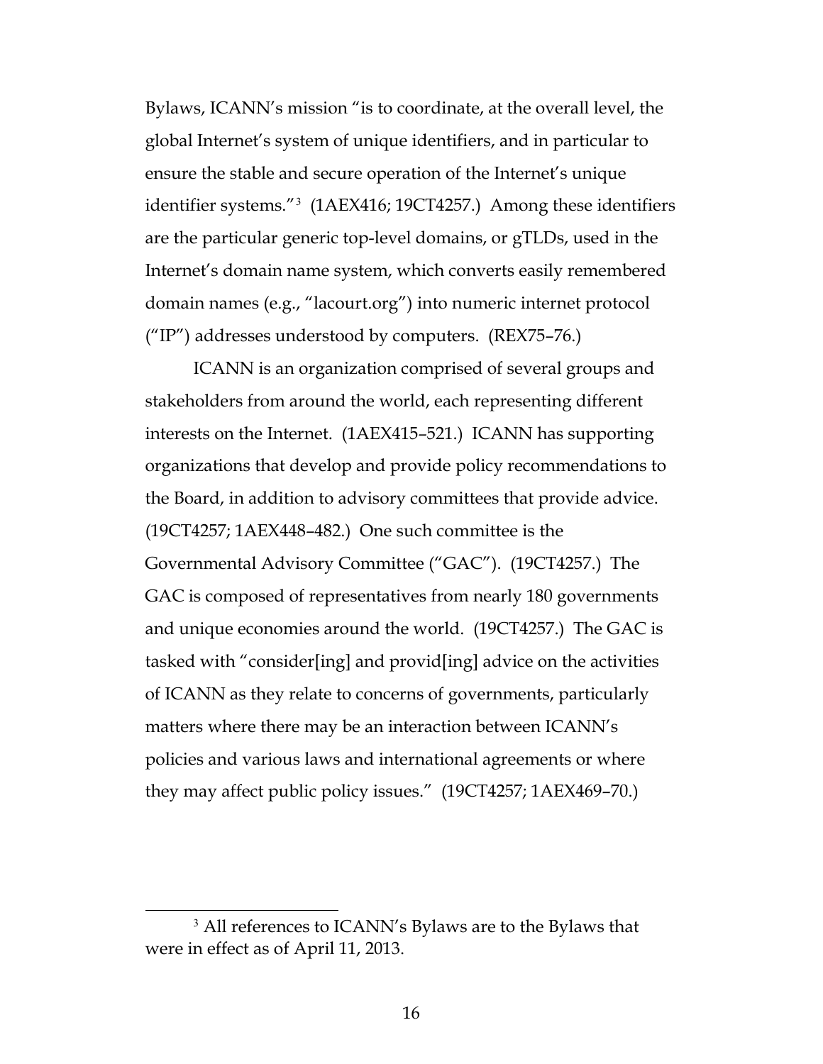Bylaws, ICANN's mission "is to coordinate, at the overall level, the global Internet's system of unique identifiers, and in particular to ensure the stable and secure operation of the Internet's unique identifier systems."[3] (1AEX416; 19CT4257.) Among these identifiers are the particular generic top-level domains, or gTLDs, used in the Internet's domain name system, which converts easily remembered domain names (e.g., "lacourt.org") into numeric internet protocol ("IP") addresses understood by computers. (REX75–76.)

ICANN is an organization comprised of several groups and stakeholders from around the world, each representing different interests on the Internet. (1AEX415–521.) ICANN has supporting organizations that develop and provide policy recommendations to the Board, in addition to advisory committees that provide advice. (19CT4257; 1AEX448–482.) One such committee is the Governmental Advisory Committee ("GAC"). (19CT4257.) The GAC is composed of representatives from nearly 180 governments and unique economies around the world. (19CT4257.) The GAC is tasked with "consider[ing] and provid[ing] advice on the activities of ICANN as they relate to concerns of governments, particularly matters where there may be an interaction between ICANN's policies and various laws and international agreements or where they may affect public policy issues." (19CT4257; 1AEX469–70.)

---

[3] All references to ICANN's Bylaws are to the Bylaws that were in effect as of April 11, 2013.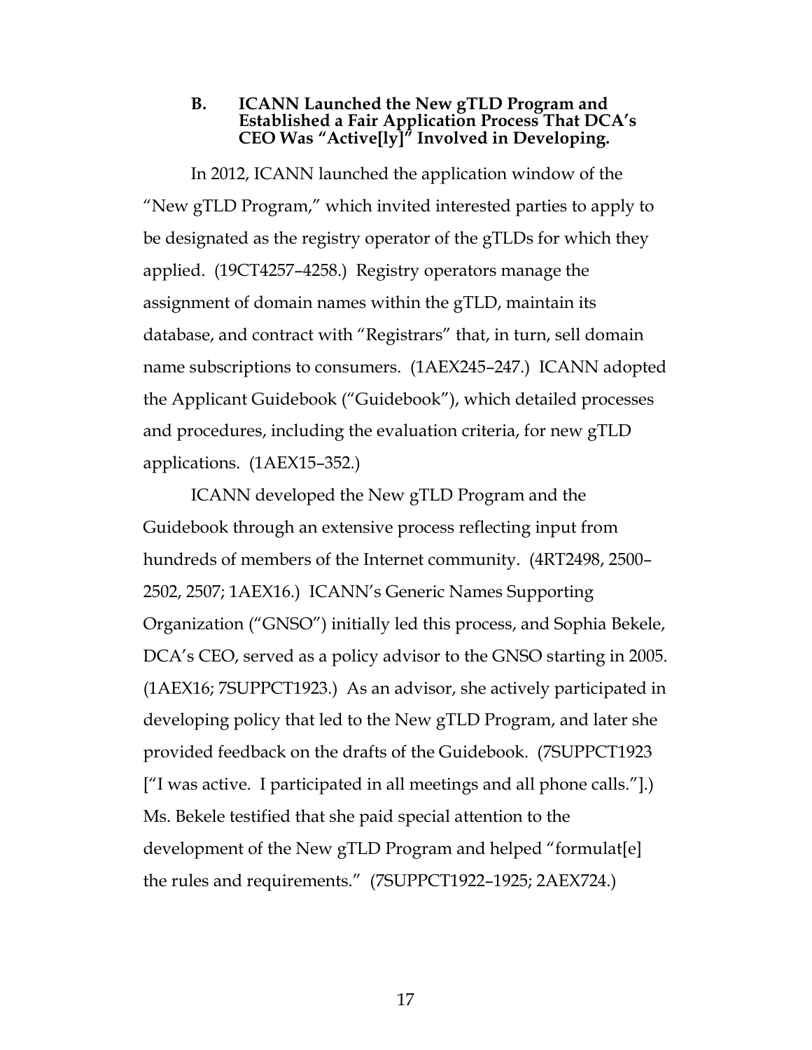### B. ICANN Launched the New gTLD Program and Established a Fair Application Process That DCA's CEO Was "Active[ly]" Involved in Developing.

In 2012, ICANN launched the application window of the "New gTLD Program," which invited interested parties to apply to be designated as the registry operator of the gTLDs for which they applied. (19CT4257–4258.) Registry operators manage the assignment of domain names within the gTLD, maintain its database, and contract with "Registrars" that, in turn, sell domain name subscriptions to consumers. (1AEX245–247.) ICANN adopted the Applicant Guidebook ("Guidebook"), which detailed processes and procedures, including the evaluation criteria, for new gTLD applications. (1AEX15–352.)

ICANN developed the New gTLD Program and the Guidebook through an extensive process reflecting input from hundreds of members of the Internet community. (4RT2498, 2500–2502, 2507; 1AEX16.) ICANN's Generic Names Supporting Organization ("GNSO") initially led this process, and Sophia Bekele, DCA's CEO, served as a policy advisor to the GNSO starting in 2005. (1AEX16; 7SUPPCT1923.) As an advisor, she actively participated in developing policy that led to the New gTLD Program, and later she provided feedback on the drafts of the Guidebook. (7SUPPCT1923 ["I was active. I participated in all meetings and all phone calls."].) Ms. Bekele testified that she paid special attention to the development of the New gTLD Program and helped "formulat[e] the rules and requirements." (7SUPPCT1922–1925; 2AEX724.)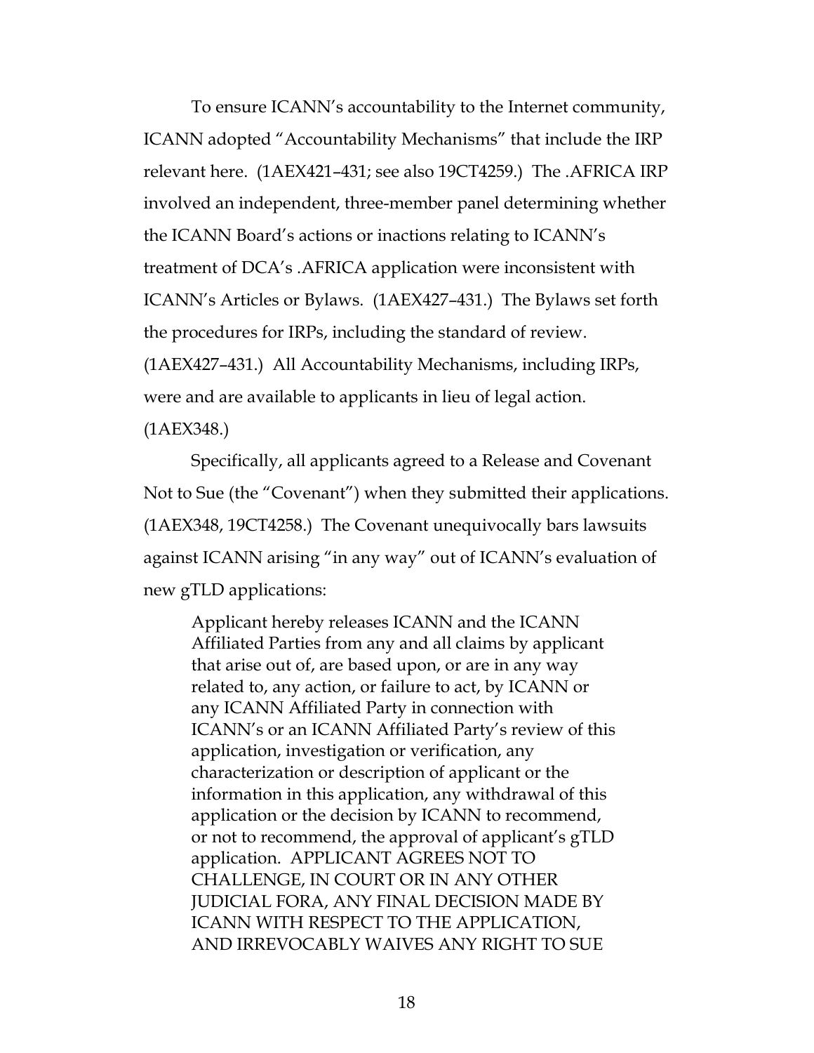To ensure ICANN's accountability to the Internet community, ICANN adopted "Accountability Mechanisms" that include the IRP relevant here. (1AEX421–431; see also 19CT4259.) The .AFRICA IRP involved an independent, three-member panel determining whether the ICANN Board's actions or inactions relating to ICANN's treatment of DCA's .AFRICA application were inconsistent with ICANN's Articles or Bylaws. (1AEX427–431.) The Bylaws set forth the procedures for IRPs, including the standard of review. (1AEX427–431.) All Accountability Mechanisms, including IRPs, were and are available to applicants in lieu of legal action. (1AEX348.)

Specifically, all applicants agreed to a Release and Covenant Not to Sue (the "Covenant") when they submitted their applications. (1AEX348, 19CT4258.) The Covenant unequivocally bars lawsuits against ICANN arising "in any way" out of ICANN's evaluation of new gTLD applications:

> Applicant hereby releases ICANN and the ICANN Affiliated Parties from any and all claims by applicant that arise out of, are based upon, or are in any way related to, any action, or failure to act, by ICANN or any ICANN Affiliated Party in connection with ICANN's or an ICANN Affiliated Party's review of this application, investigation or verification, any characterization or description of applicant or the information in this application, any withdrawal of this application or the decision by ICANN to recommend, or not to recommend, the approval of applicant's gTLD application. APPLICANT AGREES NOT TO CHALLENGE, IN COURT OR IN ANY OTHER JUDICIAL FORA, ANY FINAL DECISION MADE BY ICANN WITH RESPECT TO THE APPLICATION, AND IRREVOCABLY WAIVES ANY RIGHT TO SUE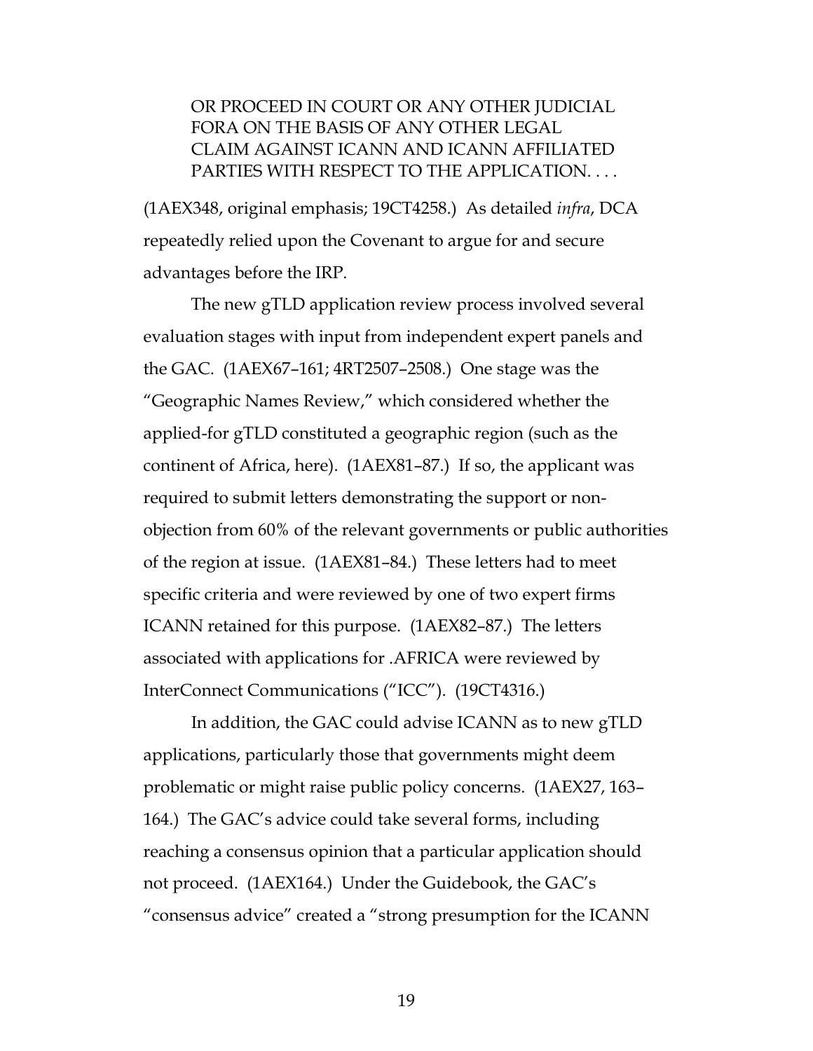> OR PROCEED IN COURT OR ANY OTHER JUDICIAL FORA ON THE BASIS OF ANY OTHER LEGAL CLAIM AGAINST ICANN AND ICANN AFFILIATED PARTIES WITH RESPECT TO THE APPLICATION. . . .

(1AEX348, original emphasis; 19CT4258.) As detailed *infra*, DCA repeatedly relied upon the Covenant to argue for and secure advantages before the IRP.

The new gTLD application review process involved several evaluation stages with input from independent expert panels and the GAC. (1AEX67–161; 4RT2507–2508.) One stage was the "Geographic Names Review," which considered whether the applied-for gTLD constituted a geographic region (such as the continent of Africa, here). (1AEX81–87.) If so, the applicant was required to submit letters demonstrating the support or non-objection from 60% of the relevant governments or public authorities of the region at issue. (1AEX81–84.) These letters had to meet specific criteria and were reviewed by one of two expert firms ICANN retained for this purpose. (1AEX82–87.) The letters associated with applications for .AFRICA were reviewed by InterConnect Communications ("ICC"). (19CT4316.)

In addition, the GAC could advise ICANN as to new gTLD applications, particularly those that governments might deem problematic or might raise public policy concerns. (1AEX27, 163–164.) The GAC's advice could take several forms, including reaching a consensus opinion that a particular application should not proceed. (1AEX164.) Under the Guidebook, the GAC's "consensus advice" created a "strong presumption for the ICANN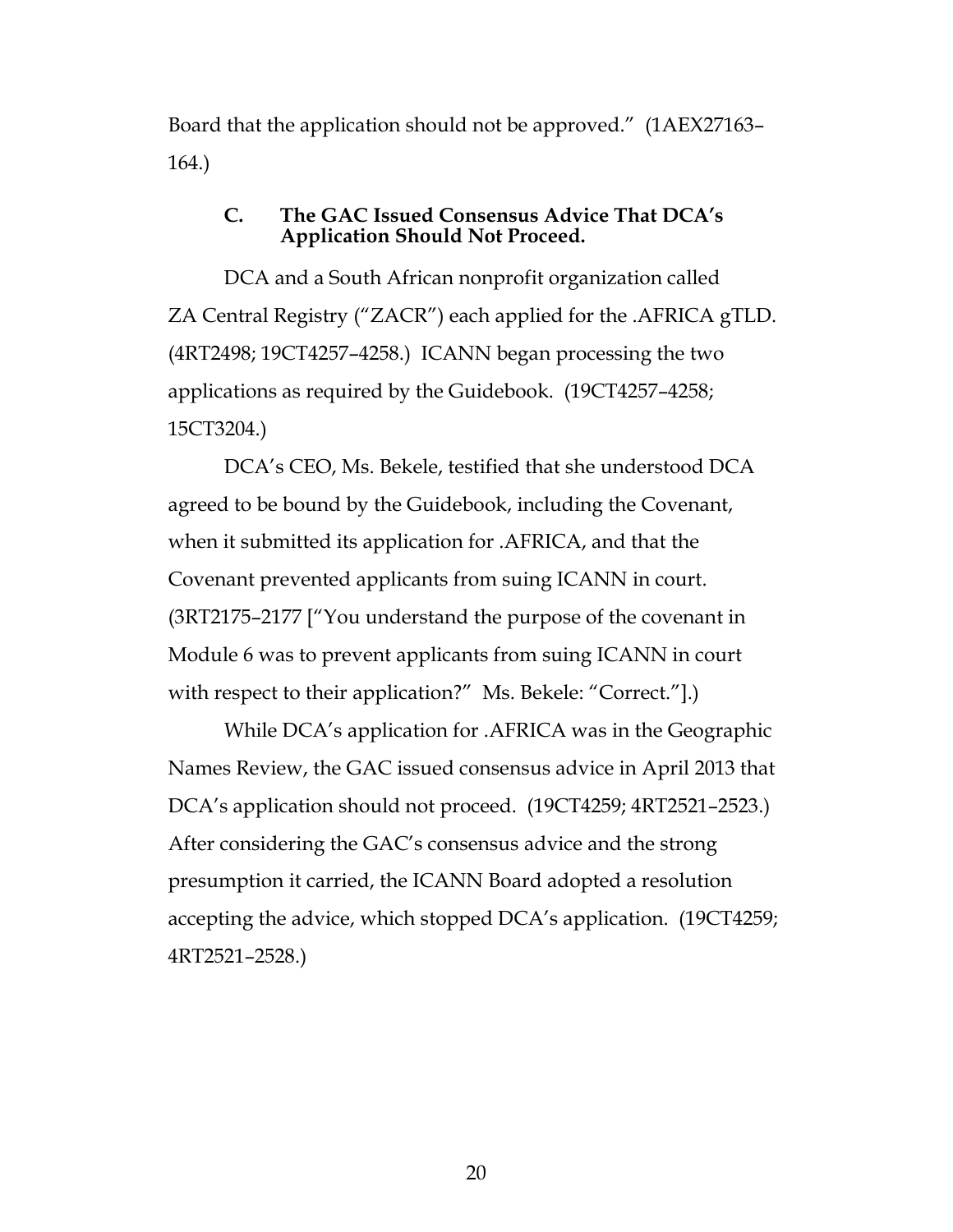Board that the application should not be approved." (1AEX27163–164.)

### C. The GAC Issued Consensus Advice That DCA's Application Should Not Proceed.

DCA and a South African nonprofit organization called ZA Central Registry ("ZACR") each applied for the .AFRICA gTLD. (4RT2498; 19CT4257–4258.) ICANN began processing the two applications as required by the Guidebook. (19CT4257–4258; 15CT3204.)

DCA's CEO, Ms. Bekele, testified that she understood DCA agreed to be bound by the Guidebook, including the Covenant, when it submitted its application for .AFRICA, and that the Covenant prevented applicants from suing ICANN in court. (3RT2175–2177 ["You understand the purpose of the covenant in Module 6 was to prevent applicants from suing ICANN in court with respect to their application?" Ms. Bekele: "Correct."].)

While DCA's application for .AFRICA was in the Geographic Names Review, the GAC issued consensus advice in April 2013 that DCA's application should not proceed. (19CT4259; 4RT2521–2523.) After considering the GAC's consensus advice and the strong presumption it carried, the ICANN Board adopted a resolution accepting the advice, which stopped DCA's application. (19CT4259; 4RT2521–2528.)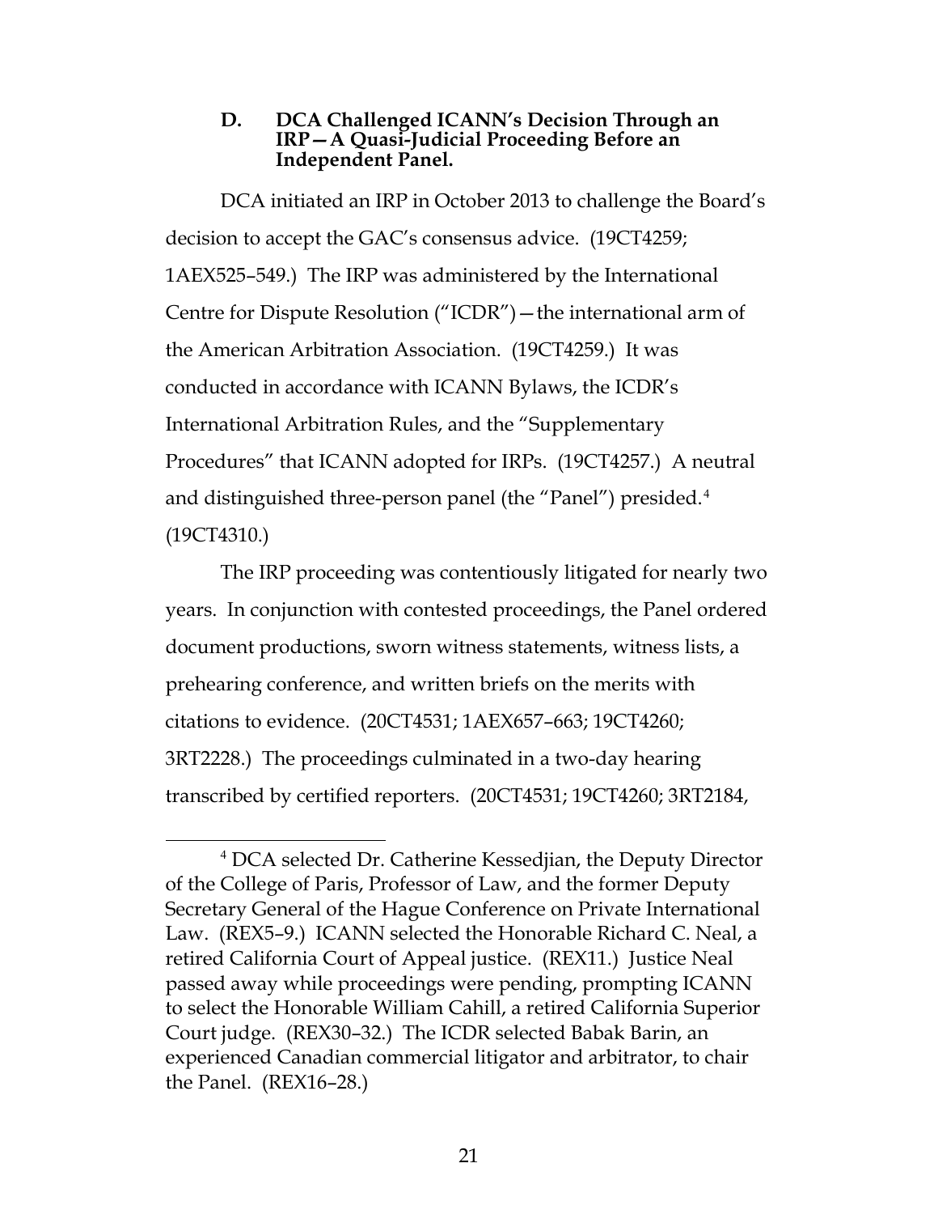### D. DCA Challenged ICANN's Decision Through an IRP—A Quasi-Judicial Proceeding Before an Independent Panel.

DCA initiated an IRP in October 2013 to challenge the Board's decision to accept the GAC's consensus advice. (19CT4259; 1AEX525–549.) The IRP was administered by the International Centre for Dispute Resolution ("ICDR")—the international arm of the American Arbitration Association. (19CT4259.) It was conducted in accordance with ICANN Bylaws, the ICDR's International Arbitration Rules, and the "Supplementary Procedures" that ICANN adopted for IRPs. (19CT4257.) A neutral and distinguished three-person panel (the "Panel") presided.[4] (19CT4310.)

The IRP proceeding was contentiously litigated for nearly two years. In conjunction with contested proceedings, the Panel ordered document productions, sworn witness statements, witness lists, a prehearing conference, and written briefs on the merits with citations to evidence. (20CT4531; 1AEX657–663; 19CT4260; 3RT2228.) The proceedings culminated in a two-day hearing transcribed by certified reporters. (20CT4531; 19CT4260; 3RT2184,

---

[4] DCA selected Dr. Catherine Kessedjian, the Deputy Director of the College of Paris, Professor of Law, and the former Deputy Secretary General of the Hague Conference on Private International Law. (REX5–9.) ICANN selected the Honorable Richard C. Neal, a retired California Court of Appeal justice. (REX11.) Justice Neal passed away while proceedings were pending, prompting ICANN to select the Honorable William Cahill, a retired California Superior Court judge. (REX30–32.) The ICDR selected Babak Barin, an experienced Canadian commercial litigator and arbitrator, to chair the Panel. (REX16–28.)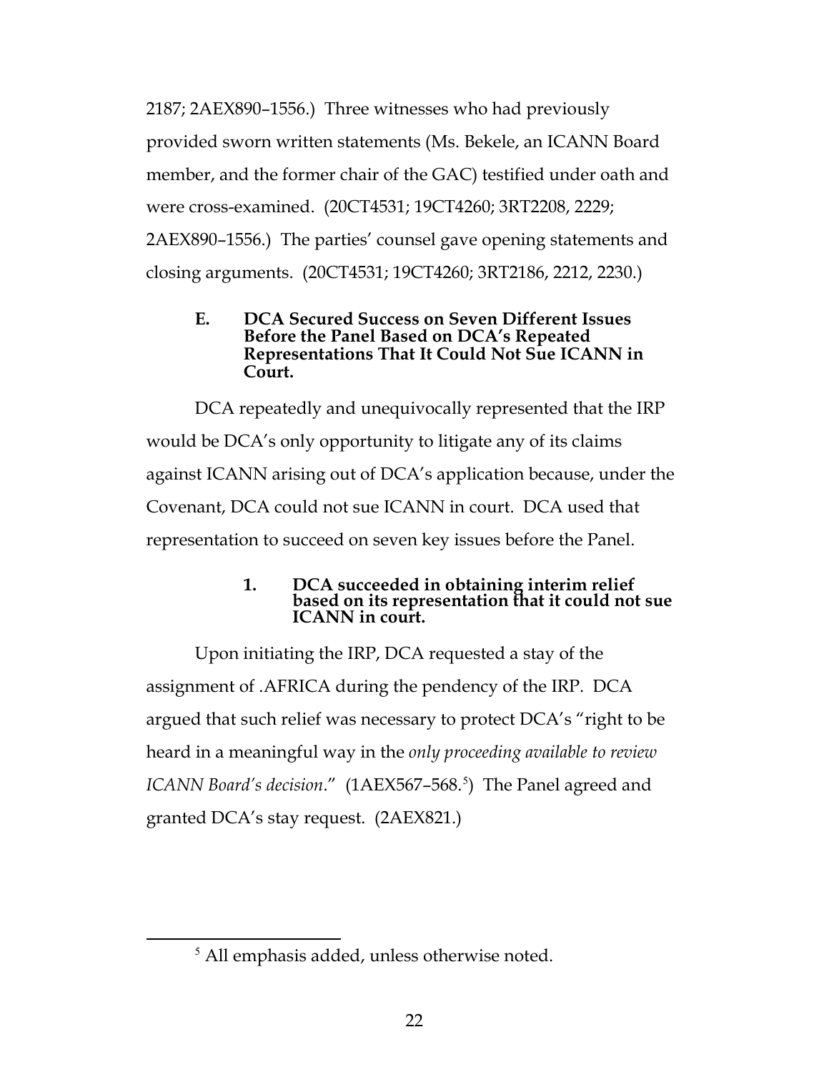2187; 2AEX890–1556.) Three witnesses who had previously provided sworn written statements (Ms. Bekele, an ICANN Board member, and the former chair of the GAC) testified under oath and were cross-examined. (20CT4531; 19CT4260; 3RT2208, 2229; 2AEX890–1556.) The parties' counsel gave opening statements and closing arguments. (20CT4531; 19CT4260; 3RT2186, 2212, 2230.)

### E. DCA Secured Success on Seven Different Issues Before the Panel Based on DCA's Repeated Representations That It Could Not Sue ICANN in Court.

DCA repeatedly and unequivocally represented that the IRP would be DCA's only opportunity to litigate any of its claims against ICANN arising out of DCA's application because, under the Covenant, DCA could not sue ICANN in court. DCA used that representation to succeed on seven key issues before the Panel.

#### 1. DCA succeeded in obtaining interim relief based on its representation that it could not sue ICANN in court.

Upon initiating the IRP, DCA requested a stay of the assignment of .AFRICA during the pendency of the IRP. DCA argued that such relief was necessary to protect DCA's "right to be heard in a meaningful way in the *only proceeding available to review ICANN Board's decision*." (1AEX567–568.[5]) The Panel agreed and granted DCA's stay request. (2AEX821.)

[5] All emphasis added, unless otherwise noted.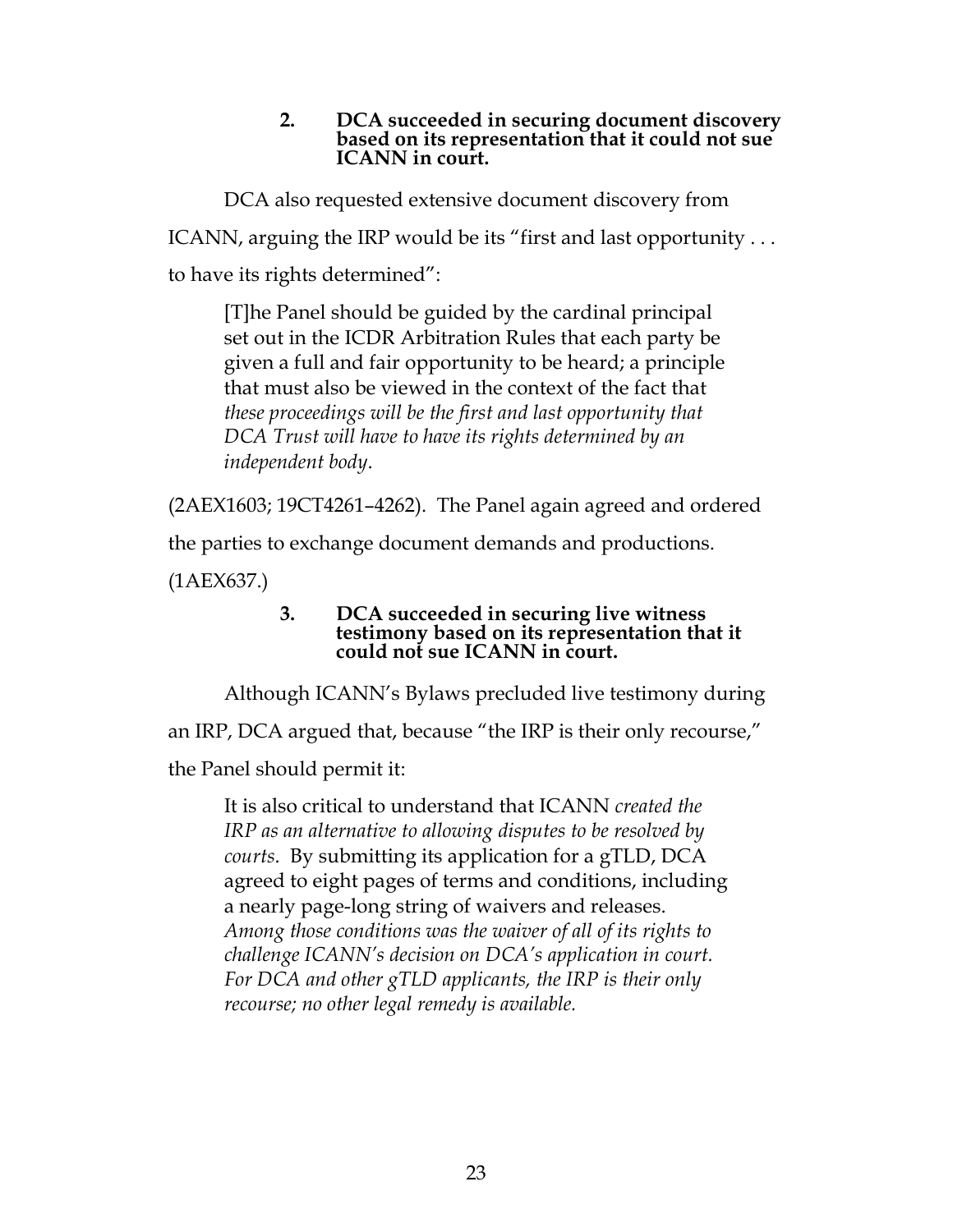### 2. DCA succeeded in securing document discovery based on its representation that it could not sue ICANN in court.

DCA also requested extensive document discovery from ICANN, arguing the IRP would be its "first and last opportunity . . . to have its rights determined":

> [T]he Panel should be guided by the cardinal principal set out in the ICDR Arbitration Rules that each party be given a full and fair opportunity to be heard; a principle that must also be viewed in the context of the fact that *these proceedings will be the first and last opportunity that DCA Trust will have to have its rights determined by an independent body*.

(2AEX1603; 19CT4261–4262). The Panel again agreed and ordered the parties to exchange document demands and productions. (1AEX637.)

### 3. DCA succeeded in securing live witness testimony based on its representation that it could not sue ICANN in court.

Although ICANN's Bylaws precluded live testimony during an IRP, DCA argued that, because "the IRP is their only recourse," the Panel should permit it:

> It is also critical to understand that ICANN *created the IRP as an alternative to allowing disputes to be resolved by courts*. By submitting its application for a gTLD, DCA agreed to eight pages of terms and conditions, including a nearly page-long string of waivers and releases. *Among those conditions was the waiver of all of its rights to challenge ICANN's decision on DCA's application in court. For DCA and other gTLD applicants, the IRP is their only recourse; no other legal remedy is available.*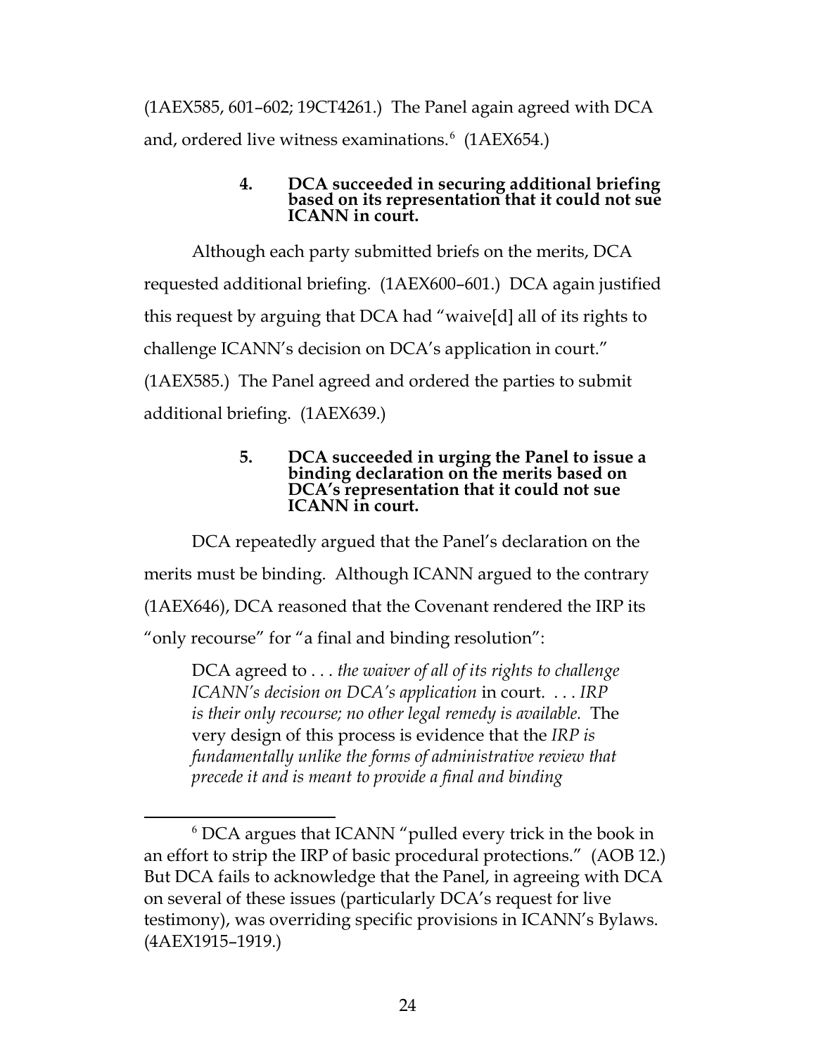(1AEX585, 601–602; 19CT4261.) The Panel again agreed with DCA and, ordered live witness examinations.[6] (1AEX654.)

#### 4. DCA succeeded in securing additional briefing based on its representation that it could not sue ICANN in court.

Although each party submitted briefs on the merits, DCA requested additional briefing. (1AEX600–601.) DCA again justified this request by arguing that DCA had "waive[d] all of its rights to challenge ICANN's decision on DCA's application in court." (1AEX585.) The Panel agreed and ordered the parties to submit additional briefing. (1AEX639.)

#### 5. DCA succeeded in urging the Panel to issue a binding declaration on the merits based on DCA's representation that it could not sue ICANN in court.

DCA repeatedly argued that the Panel's declaration on the merits must be binding. Although ICANN argued to the contrary (1AEX646), DCA reasoned that the Covenant rendered the IRP its "only recourse" for "a final and binding resolution":

> DCA agreed to . . . *the waiver of all of its rights to challenge ICANN's decision on DCA's application* in court. . . . *IRP is their only recourse; no other legal remedy is available.* The very design of this process is evidence that the *IRP is fundamentally unlike the forms of administrative review that precede it and is meant to provide a final and binding*

---

[6] DCA argues that ICANN "pulled every trick in the book in an effort to strip the IRP of basic procedural protections." (AOB 12.) But DCA fails to acknowledge that the Panel, in agreeing with DCA on several of these issues (particularly DCA's request for live testimony), was overriding specific provisions in ICANN's Bylaws. (4AEX1915–1919.)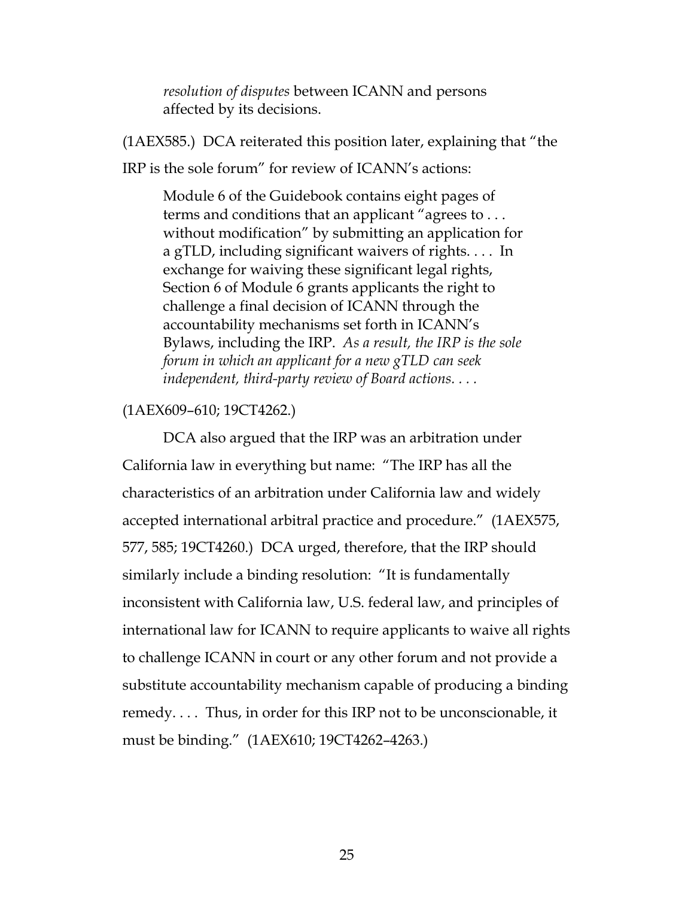> *resolution of disputes* between ICANN and persons affected by its decisions.

(1AEX585.) DCA reiterated this position later, explaining that "the IRP is the sole forum" for review of ICANN's actions:

> Module 6 of the Guidebook contains eight pages of terms and conditions that an applicant "agrees to . . . without modification" by submitting an application for a gTLD, including significant waivers of rights. . . . In exchange for waiving these significant legal rights, Section 6 of Module 6 grants applicants the right to challenge a final decision of ICANN through the accountability mechanisms set forth in ICANN's Bylaws, including the IRP. *As a result, the IRP is the sole forum in which an applicant for a new gTLD can seek independent, third-party review of Board actions. . . .*

(1AEX609–610; 19CT4262.)

DCA also argued that the IRP was an arbitration under California law in everything but name: "The IRP has all the characteristics of an arbitration under California law and widely accepted international arbitral practice and procedure." (1AEX575, 577, 585; 19CT4260.) DCA urged, therefore, that the IRP should similarly include a binding resolution: "It is fundamentally inconsistent with California law, U.S. federal law, and principles of international law for ICANN to require applicants to waive all rights to challenge ICANN in court or any other forum and not provide a substitute accountability mechanism capable of producing a binding remedy. . . . Thus, in order for this IRP not to be unconscionable, it must be binding." (1AEX610; 19CT4262–4263.)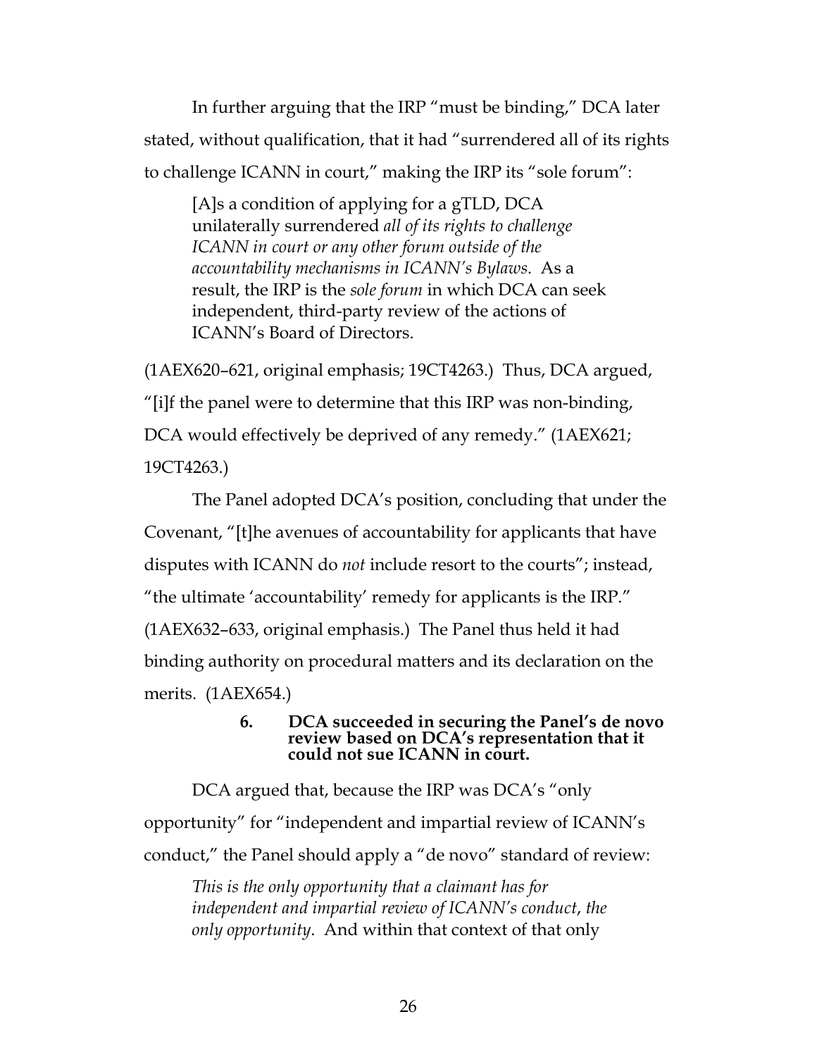In further arguing that the IRP "must be binding," DCA later stated, without qualification, that it had "surrendered all of its rights to challenge ICANN in court," making the IRP its "sole forum":

> [A]s a condition of applying for a gTLD, DCA unilaterally surrendered *all of its rights to challenge ICANN in court or any other forum outside of the accountability mechanisms in ICANN's Bylaws*. As a result, the IRP is the *sole forum* in which DCA can seek independent, third-party review of the actions of ICANN's Board of Directors.

(1AEX620–621, original emphasis; 19CT4263.) Thus, DCA argued, "[i]f the panel were to determine that this IRP was non-binding, DCA would effectively be deprived of any remedy." (1AEX621; 19CT4263.)

The Panel adopted DCA's position, concluding that under the Covenant, "[t]he avenues of accountability for applicants that have disputes with ICANN do *not* include resort to the courts"; instead, "the ultimate 'accountability' remedy for applicants is the IRP." (1AEX632–633, original emphasis.) The Panel thus held it had binding authority on procedural matters and its declaration on the merits. (1AEX654.)

#### 6. DCA succeeded in securing the Panel's de novo review based on DCA's representation that it could not sue ICANN in court.

DCA argued that, because the IRP was DCA's "only opportunity" for "independent and impartial review of ICANN's conduct," the Panel should apply a "de novo" standard of review:

> *This is the only opportunity that a claimant has for independent and impartial review of ICANN's conduct, the only opportunity*. And within that context of that only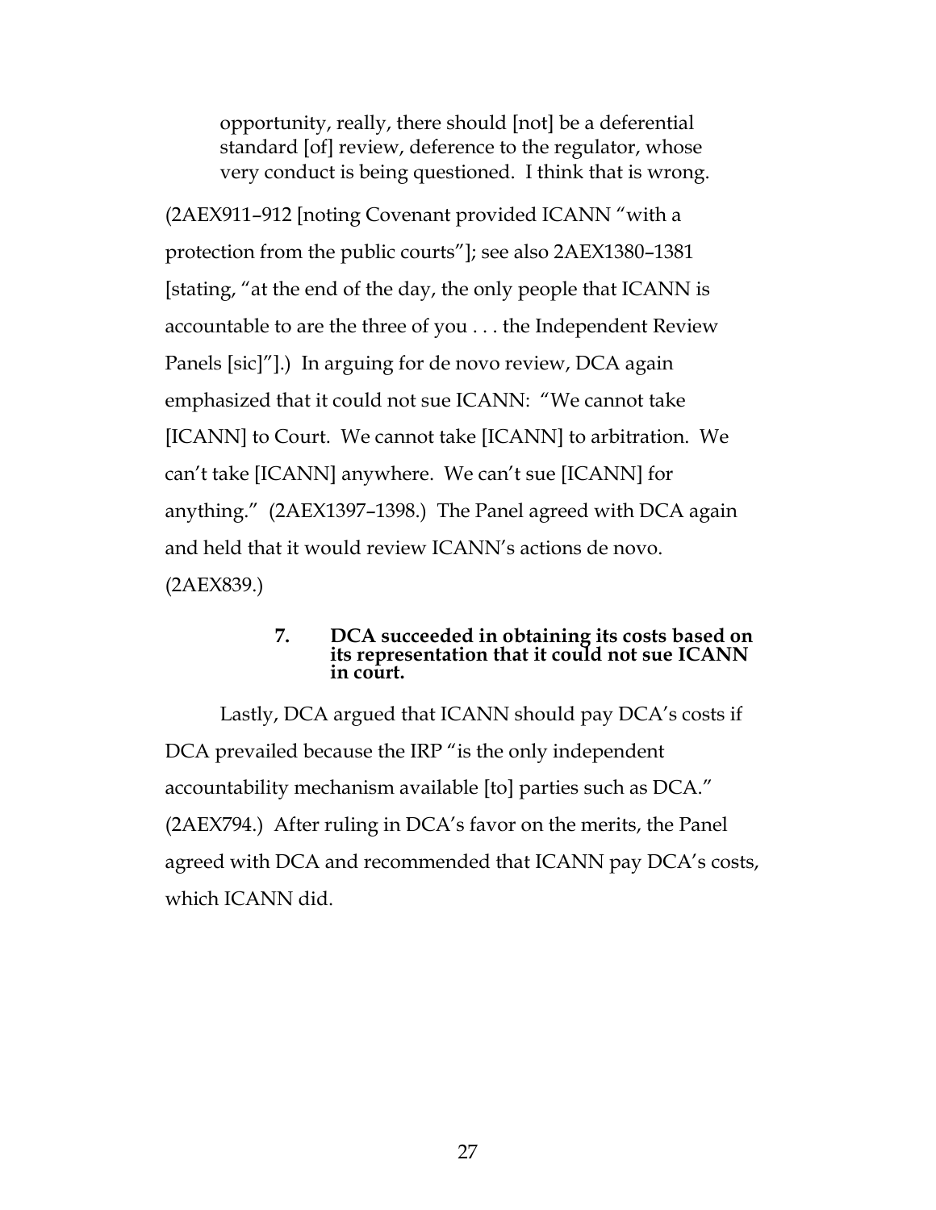> opportunity, really, there should [not] be a deferential standard [of] review, deference to the regulator, whose very conduct is being questioned. I think that is wrong.

(2AEX911–912 [noting Covenant provided ICANN "with a protection from the public courts"]; see also 2AEX1380–1381 [stating, "at the end of the day, the only people that ICANN is accountable to are the three of you . . . the Independent Review Panels [sic]"].) In arguing for de novo review, DCA again emphasized that it could not sue ICANN: "We cannot take [ICANN] to Court. We cannot take [ICANN] to arbitration. We can't take [ICANN] anywhere. We can't sue [ICANN] for anything." (2AEX1397–1398.) The Panel agreed with DCA again and held that it would review ICANN's actions de novo. (2AEX839.)

#### 7. DCA succeeded in obtaining its costs based on its representation that it could not sue ICANN in court.

Lastly, DCA argued that ICANN should pay DCA's costs if DCA prevailed because the IRP "is the only independent accountability mechanism available [to] parties such as DCA." (2AEX794.) After ruling in DCA's favor on the merits, the Panel agreed with DCA and recommended that ICANN pay DCA's costs, which ICANN did.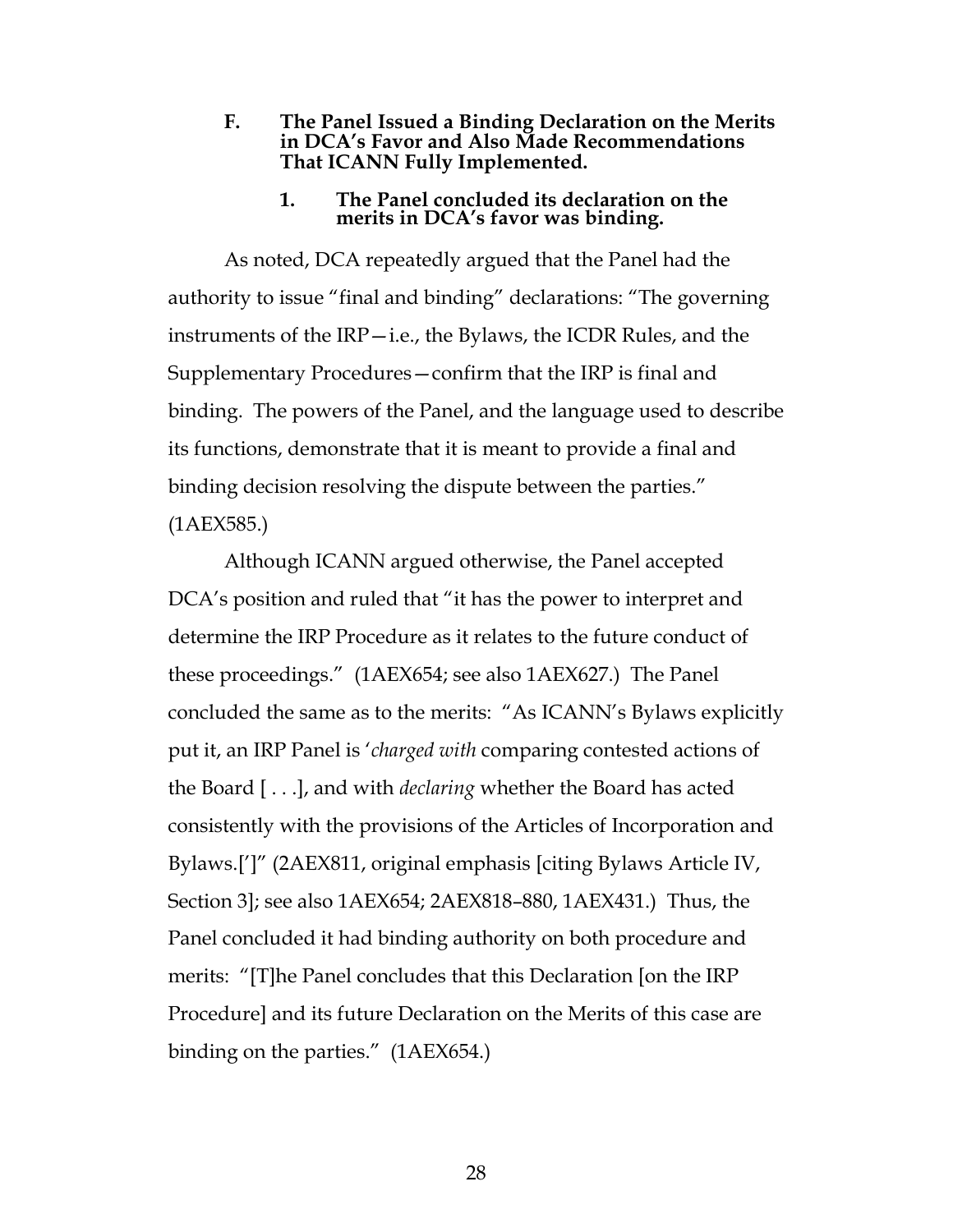### F. The Panel Issued a Binding Declaration on the Merits in DCA's Favor and Also Made Recommendations That ICANN Fully Implemented.

#### 1. The Panel concluded its declaration on the merits in DCA's favor was binding.

As noted, DCA repeatedly argued that the Panel had the authority to issue "final and binding" declarations: "The governing instruments of the IRP—i.e., the Bylaws, the ICDR Rules, and the Supplementary Procedures—confirm that the IRP is final and binding. The powers of the Panel, and the language used to describe its functions, demonstrate that it is meant to provide a final and binding decision resolving the dispute between the parties." (1AEX585.)

Although ICANN argued otherwise, the Panel accepted DCA's position and ruled that "it has the power to interpret and determine the IRP Procedure as it relates to the future conduct of these proceedings." (1AEX654; see also 1AEX627.) The Panel concluded the same as to the merits: "As ICANN's Bylaws explicitly put it, an IRP Panel is '*charged with* comparing contested actions of the Board [ . . .], and with *declaring* whether the Board has acted consistently with the provisions of the Articles of Incorporation and Bylaws.[']" (2AEX811, original emphasis [citing Bylaws Article IV, Section 3]; see also 1AEX654; 2AEX818–880, 1AEX431.) Thus, the Panel concluded it had binding authority on both procedure and merits: "[T]he Panel concludes that this Declaration [on the IRP Procedure] and its future Declaration on the Merits of this case are binding on the parties." (1AEX654.)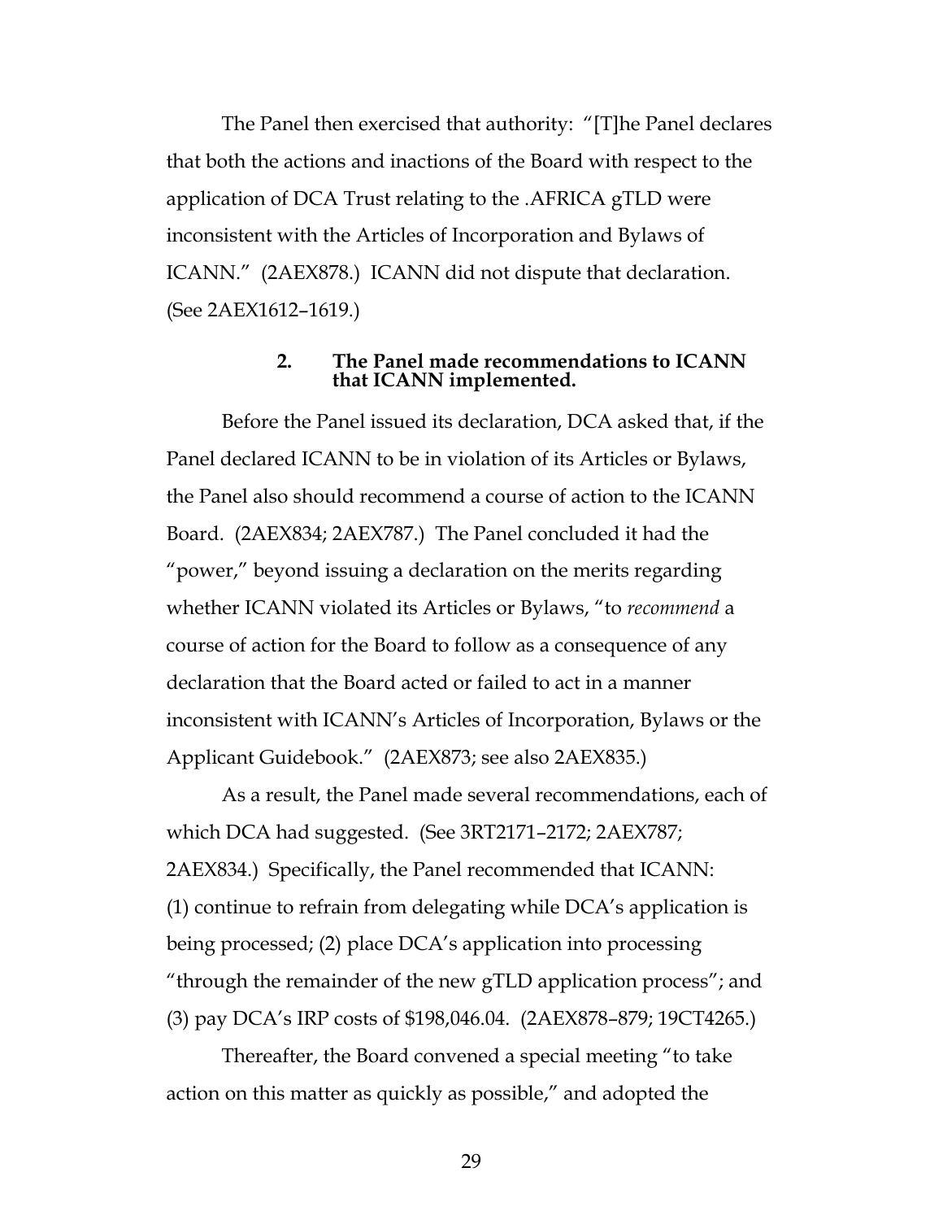The Panel then exercised that authority: "[T]he Panel declares that both the actions and inactions of the Board with respect to the application of DCA Trust relating to the .AFRICA gTLD were inconsistent with the Articles of Incorporation and Bylaws of ICANN." (2AEX878.) ICANN did not dispute that declaration. (See 2AEX1612–1619.)

### 2. The Panel made recommendations to ICANN that ICANN implemented.

Before the Panel issued its declaration, DCA asked that, if the Panel declared ICANN to be in violation of its Articles or Bylaws, the Panel also should recommend a course of action to the ICANN Board. (2AEX834; 2AEX787.) The Panel concluded it had the "power," beyond issuing a declaration on the merits regarding whether ICANN violated its Articles or Bylaws, "to *recommend* a course of action for the Board to follow as a consequence of any declaration that the Board acted or failed to act in a manner inconsistent with ICANN's Articles of Incorporation, Bylaws or the Applicant Guidebook." (2AEX873; see also 2AEX835.)

As a result, the Panel made several recommendations, each of which DCA had suggested. (See 3RT2171–2172; 2AEX787; 2AEX834.) Specifically, the Panel recommended that ICANN: (1) continue to refrain from delegating while DCA's application is being processed; (2) place DCA's application into processing "through the remainder of the new gTLD application process"; and (3) pay DCA's IRP costs of $198,046.04. (2AEX878–879; 19CT4265.)

Thereafter, the Board convened a special meeting "to take action on this matter as quickly as possible," and adopted the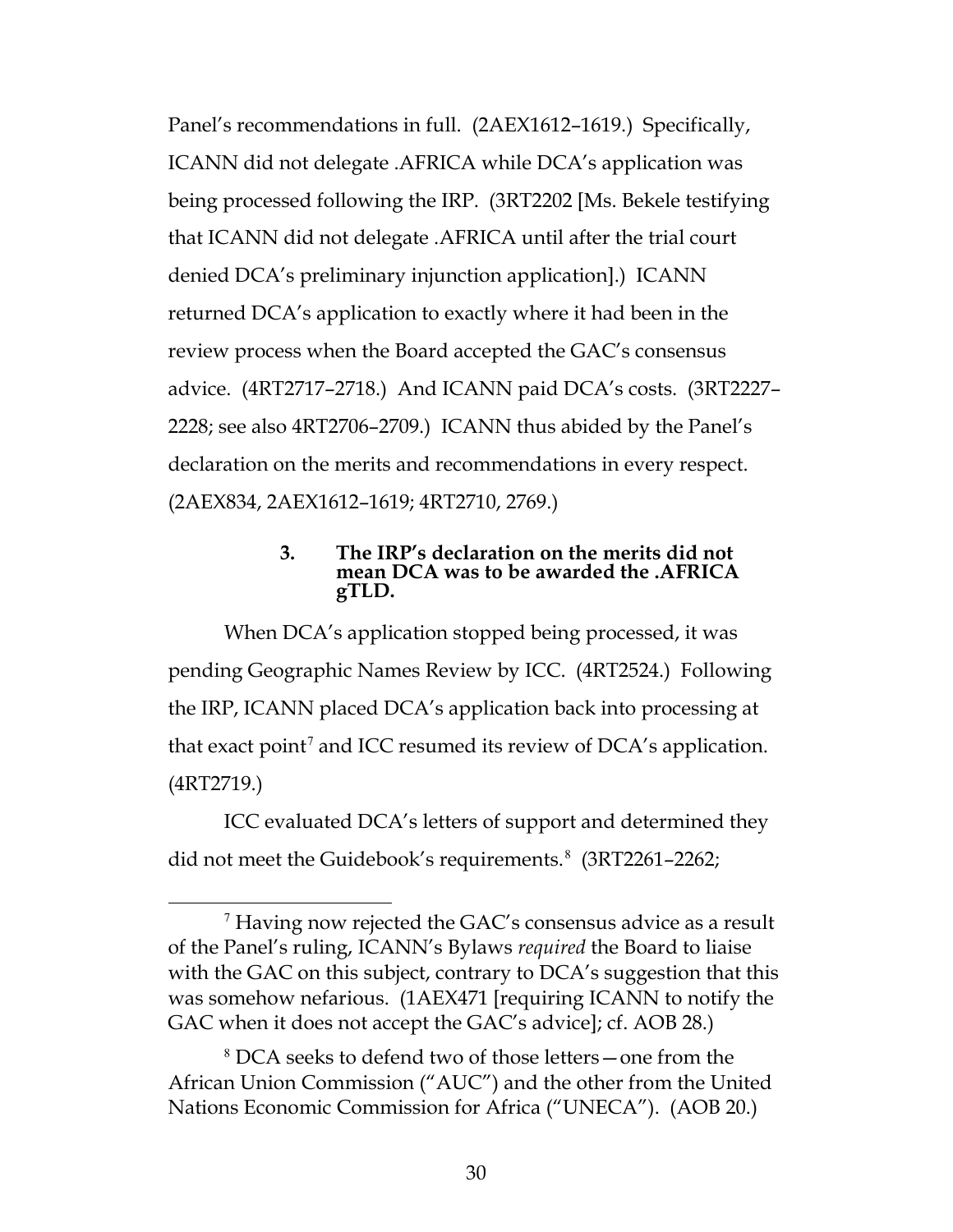Panel's recommendations in full. (2AEX1612–1619.) Specifically, ICANN did not delegate .AFRICA while DCA's application was being processed following the IRP. (3RT2202 [Ms. Bekele testifying that ICANN did not delegate .AFRICA until after the trial court denied DCA's preliminary injunction application].) ICANN returned DCA's application to exactly where it had been in the review process when the Board accepted the GAC's consensus advice. (4RT2717–2718.) And ICANN paid DCA's costs. (3RT2227–2228; see also 4RT2706–2709.) ICANN thus abided by the Panel's declaration on the merits and recommendations in every respect. (2AEX834, 2AEX1612–1619; 4RT2710, 2769.)

### 3. The IRP's declaration on the merits did not mean DCA was to be awarded the .AFRICA gTLD.

When DCA's application stopped being processed, it was pending Geographic Names Review by ICC. (4RT2524.) Following the IRP, ICANN placed DCA's application back into processing at that exact point[7] and ICC resumed its review of DCA's application. (4RT2719.)

ICC evaluated DCA's letters of support and determined they did not meet the Guidebook's requirements.[8] (3RT2261–2262;

---

[7] Having now rejected the GAC's consensus advice as a result of the Panel's ruling, ICANN's Bylaws *required* the Board to liaise with the GAC on this subject, contrary to DCA's suggestion that this was somehow nefarious. (1AEX471 [requiring ICANN to notify the GAC when it does not accept the GAC's advice]; cf. AOB 28.)

[8] DCA seeks to defend two of those letters—one from the African Union Commission ("AUC") and the other from the United Nations Economic Commission for Africa ("UNECA"). (AOB 20.)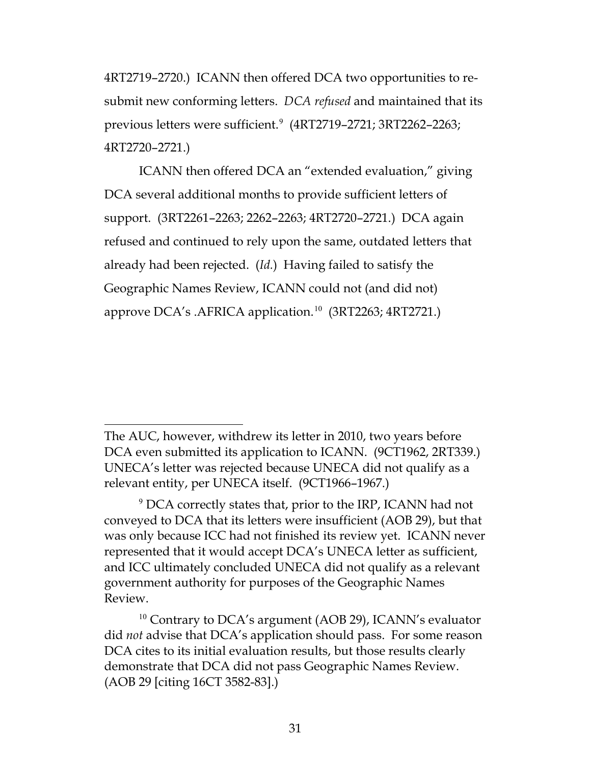4RT2719–2720.) ICANN then offered DCA two opportunities to re-submit new conforming letters. *DCA refused* and maintained that its previous letters were sufficient.[9] (4RT2719–2721; 3RT2262–2263; 4RT2720–2721.)

ICANN then offered DCA an "extended evaluation," giving DCA several additional months to provide sufficient letters of support. (3RT2261–2263; 2262–2263; 4RT2720–2721.) DCA again refused and continued to rely upon the same, outdated letters that already had been rejected. (*Id.*) Having failed to satisfy the Geographic Names Review, ICANN could not (and did not) approve DCA's .AFRICA application.[10] (3RT2263; 4RT2721.)

---

The AUC, however, withdrew its letter in 2010, two years before DCA even submitted its application to ICANN. (9CT1962, 2RT339.) UNECA's letter was rejected because UNECA did not qualify as a relevant entity, per UNECA itself. (9CT1966–1967.)

[9] DCA correctly states that, prior to the IRP, ICANN had not conveyed to DCA that its letters were insufficient (AOB 29), but that was only because ICC had not finished its review yet. ICANN never represented that it would accept DCA's UNECA letter as sufficient, and ICC ultimately concluded UNECA did not qualify as a relevant government authority for purposes of the Geographic Names Review.

[10] Contrary to DCA's argument (AOB 29), ICANN's evaluator did *not* advise that DCA's application should pass. For some reason DCA cites to its initial evaluation results, but those results clearly demonstrate that DCA did not pass Geographic Names Review. (AOB 29 [citing 16CT 3582-83].)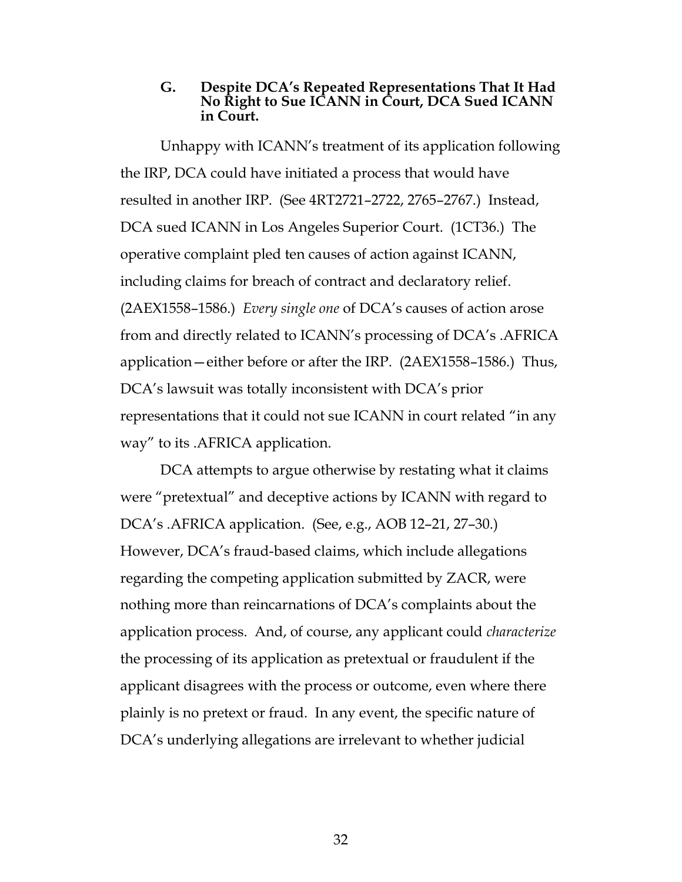### G. Despite DCA's Repeated Representations That It Had No Right to Sue ICANN in Court, DCA Sued ICANN in Court.

Unhappy with ICANN's treatment of its application following the IRP, DCA could have initiated a process that would have resulted in another IRP. (See 4RT2721–2722, 2765–2767.) Instead, DCA sued ICANN in Los Angeles Superior Court. (1CT36.) The operative complaint pled ten causes of action against ICANN, including claims for breach of contract and declaratory relief. (2AEX1558–1586.) *Every single one* of DCA's causes of action arose from and directly related to ICANN's processing of DCA's .AFRICA application—either before or after the IRP. (2AEX1558–1586.) Thus, DCA's lawsuit was totally inconsistent with DCA's prior representations that it could not sue ICANN in court related "in any way" to its .AFRICA application.

DCA attempts to argue otherwise by restating what it claims were "pretextual" and deceptive actions by ICANN with regard to DCA's .AFRICA application. (See, e.g., AOB 12–21, 27–30.) However, DCA's fraud-based claims, which include allegations regarding the competing application submitted by ZACR, were nothing more than reincarnations of DCA's complaints about the application process. And, of course, any applicant could *characterize* the processing of its application as pretextual or fraudulent if the applicant disagrees with the process or outcome, even where there plainly is no pretext or fraud. In any event, the specific nature of DCA's underlying allegations are irrelevant to whether judicial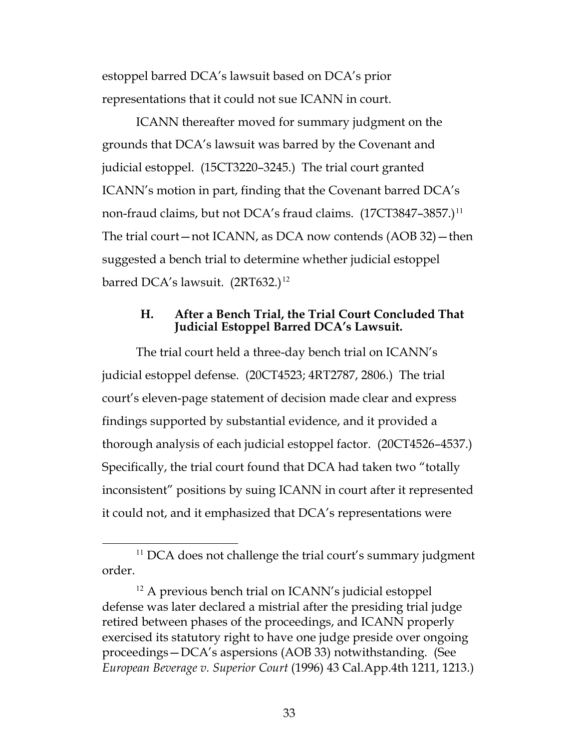estoppel barred DCA's lawsuit based on DCA's prior representations that it could not sue ICANN in court.

ICANN thereafter moved for summary judgment on the grounds that DCA's lawsuit was barred by the Covenant and judicial estoppel. (15CT3220–3245.) The trial court granted ICANN's motion in part, finding that the Covenant barred DCA's non-fraud claims, but not DCA's fraud claims. (17CT3847–3857.)[11] The trial court—not ICANN, as DCA now contends (AOB 32)—then suggested a bench trial to determine whether judicial estoppel barred DCA's lawsuit. (2RT632.)[12]

### H. After a Bench Trial, the Trial Court Concluded That Judicial Estoppel Barred DCA's Lawsuit.

The trial court held a three-day bench trial on ICANN's judicial estoppel defense. (20CT4523; 4RT2787, 2806.) The trial court's eleven-page statement of decision made clear and express findings supported by substantial evidence, and it provided a thorough analysis of each judicial estoppel factor. (20CT4526–4537.) Specifically, the trial court found that DCA had taken two "totally inconsistent" positions by suing ICANN in court after it represented it could not, and it emphasized that DCA's representations were

---

[11] DCA does not challenge the trial court's summary judgment order.

[12] A previous bench trial on ICANN's judicial estoppel defense was later declared a mistrial after the presiding trial judge retired between phases of the proceedings, and ICANN properly exercised its statutory right to have one judge preside over ongoing proceedings—DCA's aspersions (AOB 33) notwithstanding. (See *European Beverage v. Superior Court* (1996) 43 Cal.App.4th 1211, 1213.)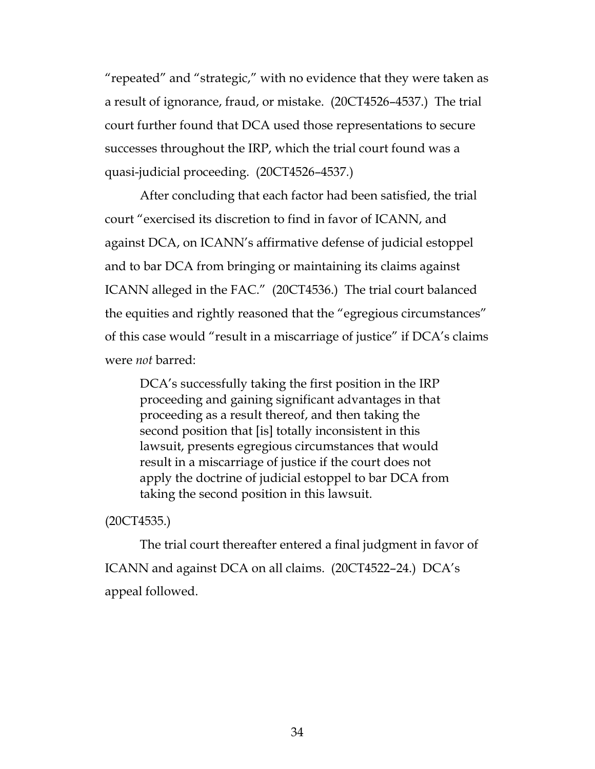"repeated" and "strategic," with no evidence that they were taken as a result of ignorance, fraud, or mistake. (20CT4526–4537.) The trial court further found that DCA used those representations to secure successes throughout the IRP, which the trial court found was a quasi-judicial proceeding. (20CT4526–4537.)

After concluding that each factor had been satisfied, the trial court "exercised its discretion to find in favor of ICANN, and against DCA, on ICANN's affirmative defense of judicial estoppel and to bar DCA from bringing or maintaining its claims against ICANN alleged in the FAC." (20CT4536.) The trial court balanced the equities and rightly reasoned that the "egregious circumstances" of this case would "result in a miscarriage of justice" if DCA's claims were *not* barred:

> DCA's successfully taking the first position in the IRP proceeding and gaining significant advantages in that proceeding as a result thereof, and then taking the second position that [is] totally inconsistent in this lawsuit, presents egregious circumstances that would result in a miscarriage of justice if the court does not apply the doctrine of judicial estoppel to bar DCA from taking the second position in this lawsuit.

(20CT4535.)

The trial court thereafter entered a final judgment in favor of ICANN and against DCA on all claims. (20CT4522–24.) DCA's appeal followed.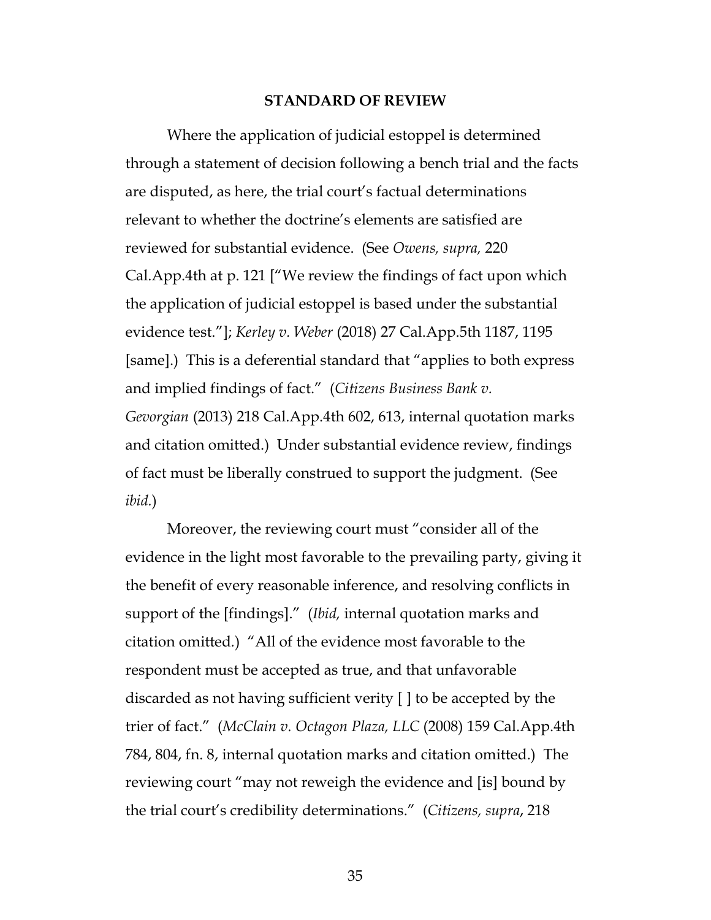## STANDARD OF REVIEW

Where the application of judicial estoppel is determined through a statement of decision following a bench trial and the facts are disputed, as here, the trial court's factual determinations relevant to whether the doctrine's elements are satisfied are reviewed for substantial evidence. (See *Owens, supra,* 220 Cal.App.4th at p. 121 ["We review the findings of fact upon which the application of judicial estoppel is based under the substantial evidence test."]; *Kerley v. Weber* (2018) 27 Cal.App.5th 1187, 1195 [same].) This is a deferential standard that "applies to both express and implied findings of fact." (*Citizens Business Bank v. Gevorgian* (2013) 218 Cal.App.4th 602, 613, internal quotation marks and citation omitted.) Under substantial evidence review, findings of fact must be liberally construed to support the judgment. (See *ibid.*)

Moreover, the reviewing court must "consider all of the evidence in the light most favorable to the prevailing party, giving it the benefit of every reasonable inference, and resolving conflicts in support of the [findings]." (*Ibid,* internal quotation marks and citation omitted.) "All of the evidence most favorable to the respondent must be accepted as true, and that unfavorable discarded as not having sufficient verity [ ] to be accepted by the trier of fact." (*McClain v. Octagon Plaza, LLC* (2008) 159 Cal.App.4th 784, 804, fn. 8, internal quotation marks and citation omitted.) The reviewing court "may not reweigh the evidence and [is] bound by the trial court's credibility determinations." (*Citizens, supra*, 218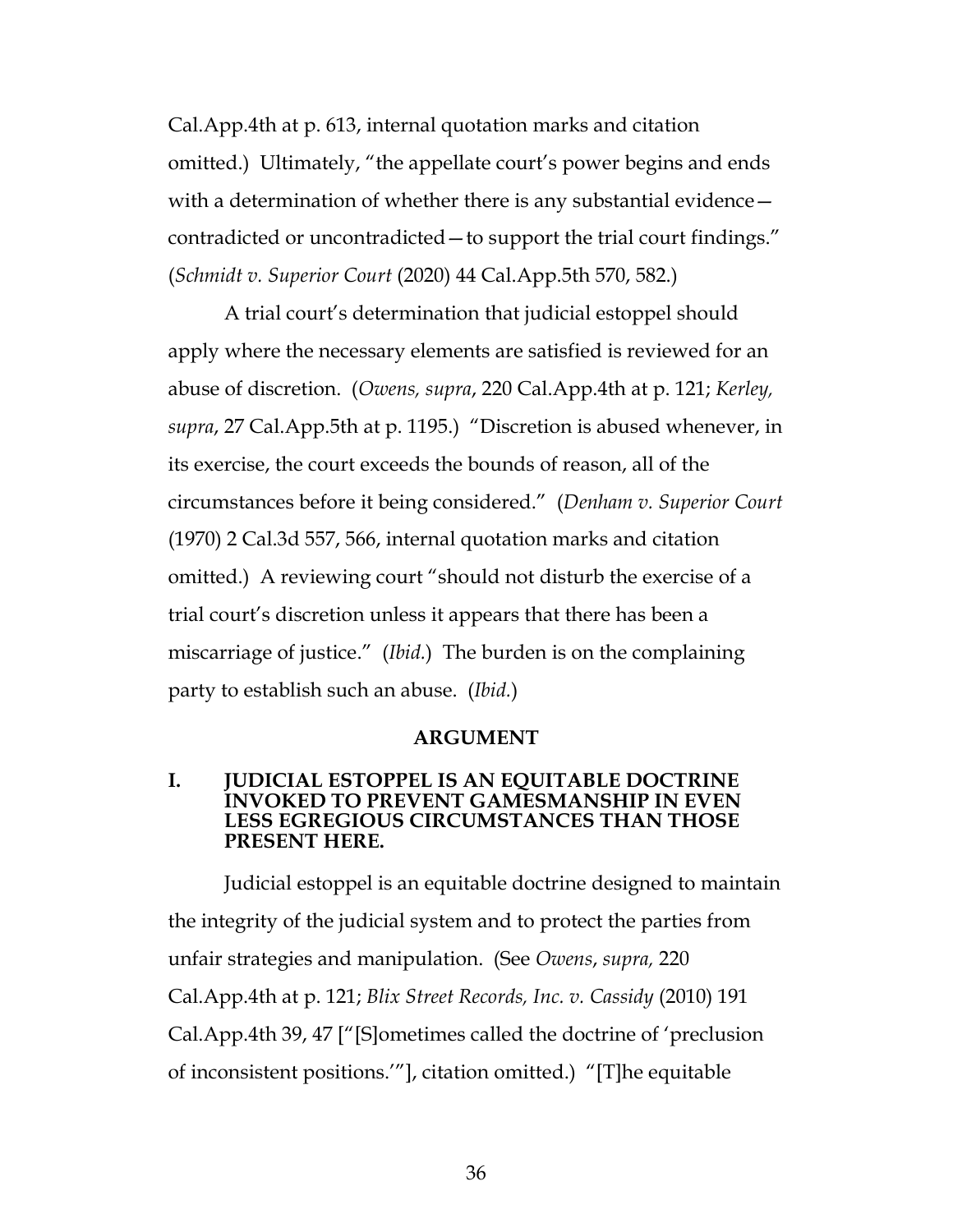Cal.App.4th at p. 613, internal quotation marks and citation omitted.) Ultimately, "the appellate court's power begins and ends with a determination of whether there is any substantial evidence—contradicted or uncontradicted—to support the trial court findings." (*Schmidt v. Superior Court* (2020) 44 Cal.App.5th 570, 582.)

A trial court's determination that judicial estoppel should apply where the necessary elements are satisfied is reviewed for an abuse of discretion. (*Owens, supra*, 220 Cal.App.4th at p. 121; *Kerley, supra*, 27 Cal.App.5th at p. 1195.) "Discretion is abused whenever, in its exercise, the court exceeds the bounds of reason, all of the circumstances before it being considered." (*Denham v. Superior Court* (1970) 2 Cal.3d 557, 566, internal quotation marks and citation omitted.) A reviewing court "should not disturb the exercise of a trial court's discretion unless it appears that there has been a miscarriage of justice." (*Ibid.*) The burden is on the complaining party to establish such an abuse. (*Ibid.*)

## ARGUMENT

### I. JUDICIAL ESTOPPEL IS AN EQUITABLE DOCTRINE INVOKED TO PREVENT GAMESMANSHIP IN EVEN LESS EGREGIOUS CIRCUMSTANCES THAN THOSE PRESENT HERE.

Judicial estoppel is an equitable doctrine designed to maintain the integrity of the judicial system and to protect the parties from unfair strategies and manipulation. (See *Owens*, *supra,* 220 Cal.App.4th at p. 121; *Blix Street Records, Inc. v. Cassidy* (2010) 191 Cal.App.4th 39, 47 ["[S]ometimes called the doctrine of 'preclusion of inconsistent positions.'"], citation omitted.) "[T]he equitable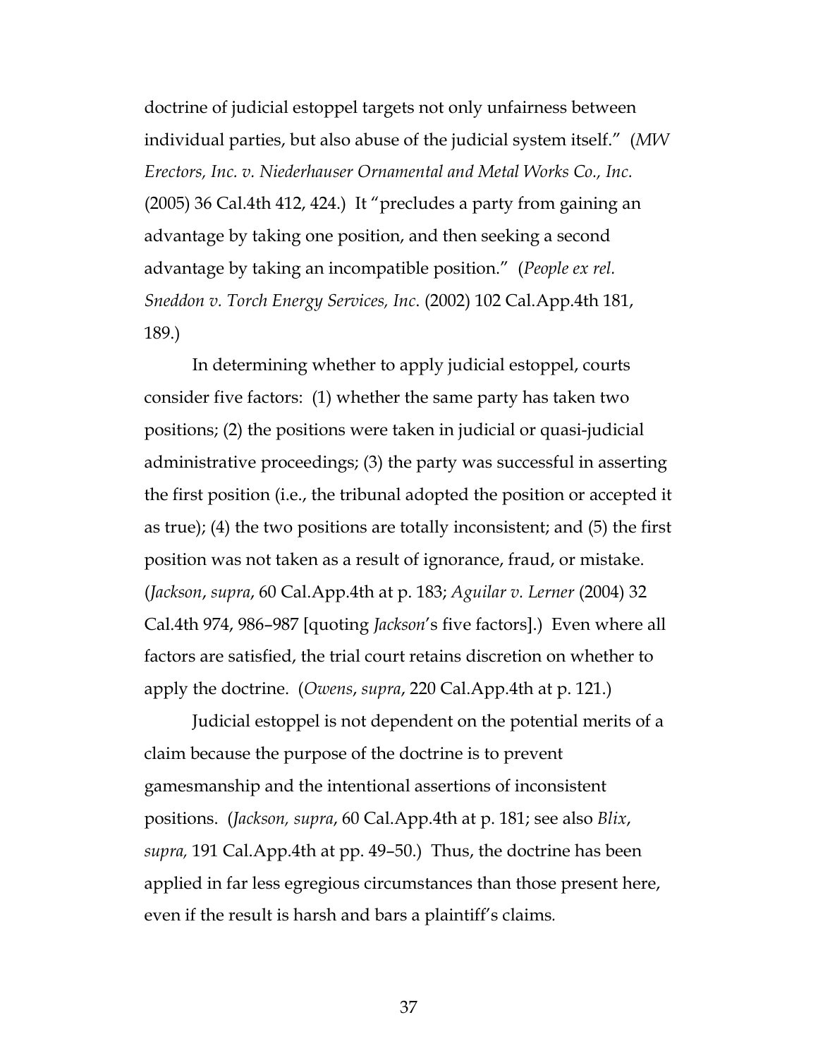doctrine of judicial estoppel targets not only unfairness between individual parties, but also abuse of the judicial system itself." (*MW Erectors, Inc. v. Niederhauser Ornamental and Metal Works Co., Inc.* (2005) 36 Cal.4th 412, 424.) It "precludes a party from gaining an advantage by taking one position, and then seeking a second advantage by taking an incompatible position." (*People ex rel. Sneddon v. Torch Energy Services, Inc.* (2002) 102 Cal.App.4th 181, 189.)

In determining whether to apply judicial estoppel, courts consider five factors: (1) whether the same party has taken two positions; (2) the positions were taken in judicial or quasi-judicial administrative proceedings; (3) the party was successful in asserting the first position (i.e., the tribunal adopted the position or accepted it as true); (4) the two positions are totally inconsistent; and (5) the first position was not taken as a result of ignorance, fraud, or mistake. (*Jackson*, *supra*, 60 Cal.App.4th at p. 183; *Aguilar v. Lerner* (2004) 32 Cal.4th 974, 986–987 [quoting *Jackson*'s five factors].) Even where all factors are satisfied, the trial court retains discretion on whether to apply the doctrine. (*Owens*, *supra*, 220 Cal.App.4th at p. 121.)

Judicial estoppel is not dependent on the potential merits of a claim because the purpose of the doctrine is to prevent gamesmanship and the intentional assertions of inconsistent positions. (*Jackson, supra*, 60 Cal.App.4th at p. 181; see also *Blix*, *supra,* 191 Cal.App.4th at pp. 49–50.) Thus, the doctrine has been applied in far less egregious circumstances than those present here, even if the result is harsh and bars a plaintiff's claims.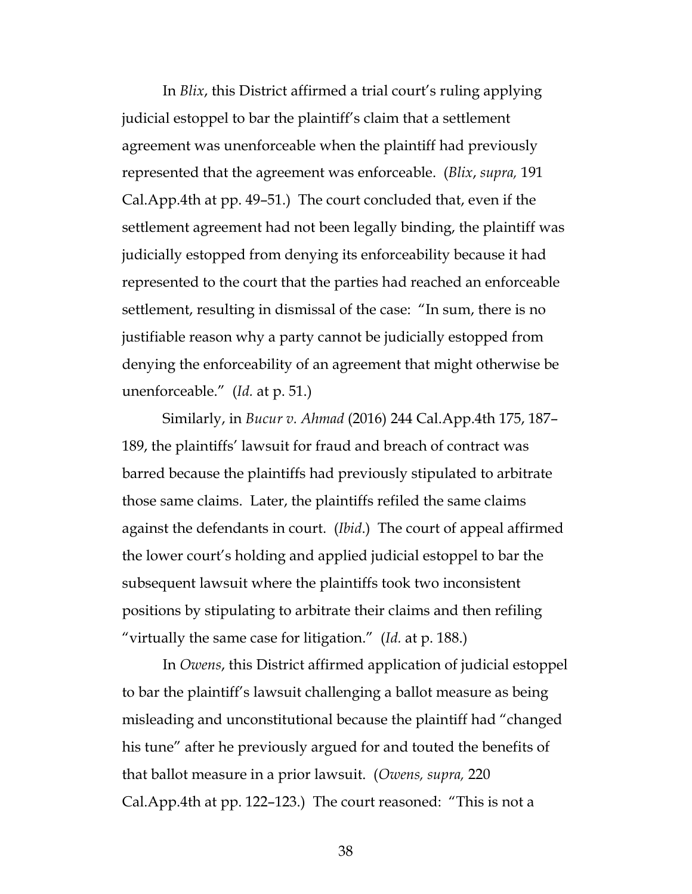In *Blix*, this District affirmed a trial court's ruling applying judicial estoppel to bar the plaintiff's claim that a settlement agreement was unenforceable when the plaintiff had previously represented that the agreement was enforceable. (*Blix*, *supra,* 191 Cal.App.4th at pp. 49–51.) The court concluded that, even if the settlement agreement had not been legally binding, the plaintiff was judicially estopped from denying its enforceability because it had represented to the court that the parties had reached an enforceable settlement, resulting in dismissal of the case: "In sum, there is no justifiable reason why a party cannot be judicially estopped from denying the enforceability of an agreement that might otherwise be unenforceable." (*Id.* at p. 51.)

Similarly, in *Bucur v. Ahmad* (2016) 244 Cal.App.4th 175, 187–189, the plaintiffs' lawsuit for fraud and breach of contract was barred because the plaintiffs had previously stipulated to arbitrate those same claims. Later, the plaintiffs refiled the same claims against the defendants in court. (*Ibid*.) The court of appeal affirmed the lower court's holding and applied judicial estoppel to bar the subsequent lawsuit where the plaintiffs took two inconsistent positions by stipulating to arbitrate their claims and then refiling "virtually the same case for litigation." (*Id.* at p. 188.)

In *Owens*, this District affirmed application of judicial estoppel to bar the plaintiff's lawsuit challenging a ballot measure as being misleading and unconstitutional because the plaintiff had "changed his tune" after he previously argued for and touted the benefits of that ballot measure in a prior lawsuit. (*Owens, supra,* 220 Cal.App.4th at pp. 122–123.) The court reasoned: "This is not a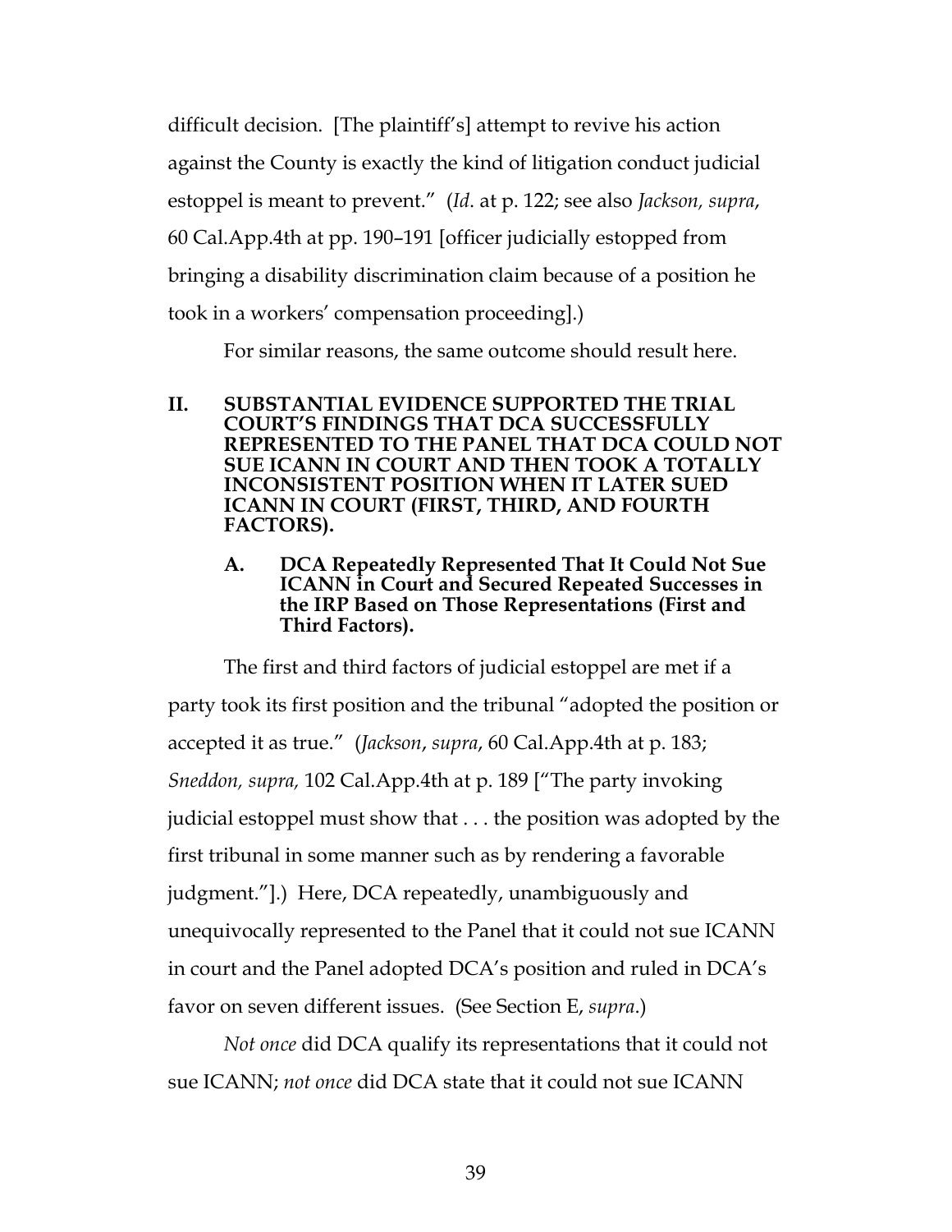difficult decision. [The plaintiff's] attempt to revive his action against the County is exactly the kind of litigation conduct judicial estoppel is meant to prevent." (*Id*. at p. 122; see also *Jackson, supra*, 60 Cal.App.4th at pp. 190–191 [officer judicially estopped from bringing a disability discrimination claim because of a position he took in a workers' compensation proceeding].)

For similar reasons, the same outcome should result here.

## II. SUBSTANTIAL EVIDENCE SUPPORTED THE TRIAL COURT'S FINDINGS THAT DCA SUCCESSFULLY REPRESENTED TO THE PANEL THAT DCA COULD NOT SUE ICANN IN COURT AND THEN TOOK A TOTALLY INCONSISTENT POSITION WHEN IT LATER SUED ICANN IN COURT (FIRST, THIRD, AND FOURTH FACTORS).

### A. DCA Repeatedly Represented That It Could Not Sue ICANN in Court and Secured Repeated Successes in the IRP Based on Those Representations (First and Third Factors).

The first and third factors of judicial estoppel are met if a party took its first position and the tribunal "adopted the position or accepted it as true." (*Jackson*, *supra*, 60 Cal.App.4th at p. 183; *Sneddon, supra,* 102 Cal.App.4th at p. 189 ["The party invoking judicial estoppel must show that . . . the position was adopted by the first tribunal in some manner such as by rendering a favorable judgment."].) Here, DCA repeatedly, unambiguously and unequivocally represented to the Panel that it could not sue ICANN in court and the Panel adopted DCA's position and ruled in DCA's favor on seven different issues. (See Section E, *supra*.)

*Not once* did DCA qualify its representations that it could not sue ICANN; *not once* did DCA state that it could not sue ICANN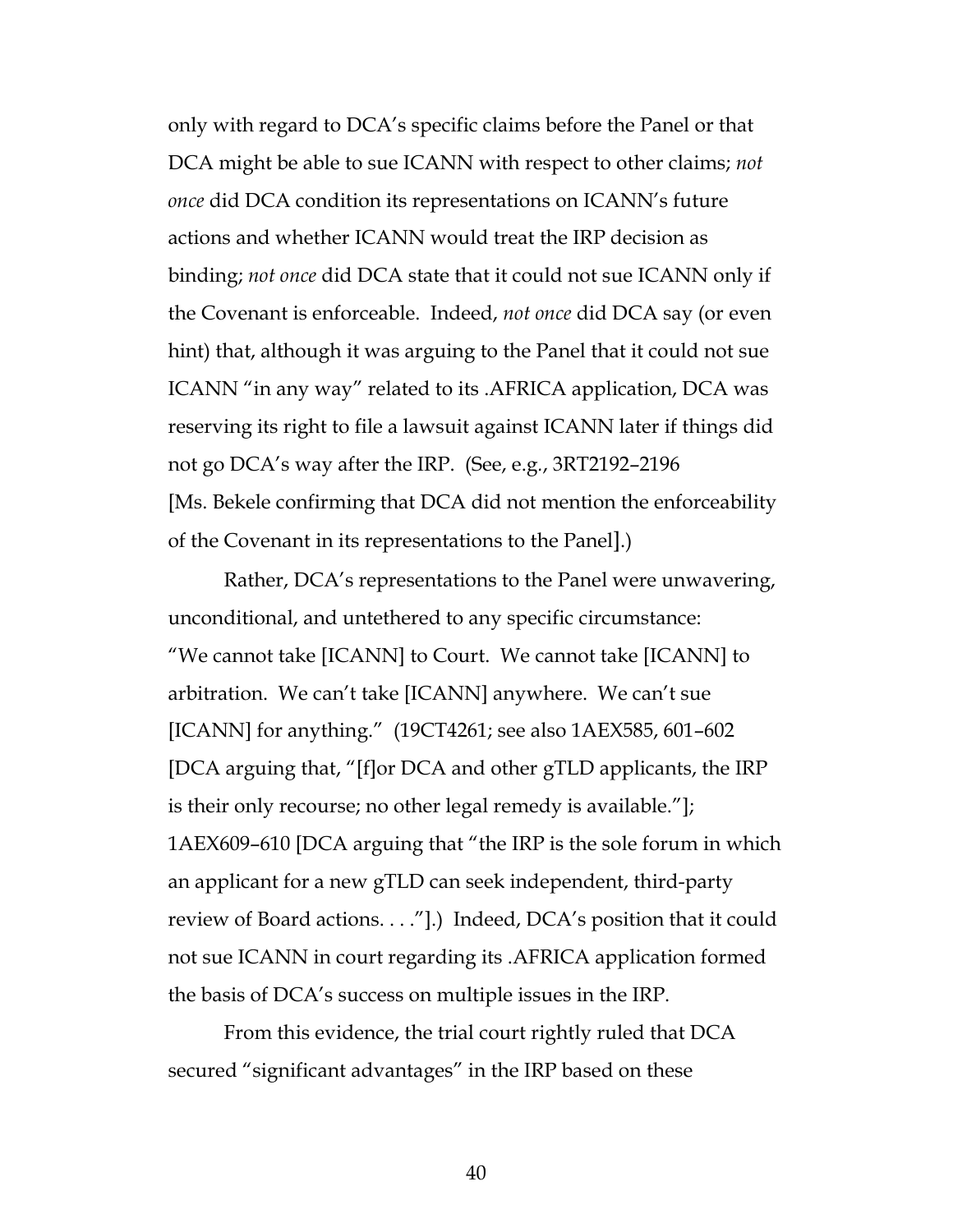only with regard to DCA's specific claims before the Panel or that DCA might be able to sue ICANN with respect to other claims; *not once* did DCA condition its representations on ICANN's future actions and whether ICANN would treat the IRP decision as binding; *not once* did DCA state that it could not sue ICANN only if the Covenant is enforceable. Indeed, *not once* did DCA say (or even hint) that, although it was arguing to the Panel that it could not sue ICANN "in any way" related to its .AFRICA application, DCA was reserving its right to file a lawsuit against ICANN later if things did not go DCA's way after the IRP. (See, e.g., 3RT2192–2196 [Ms. Bekele confirming that DCA did not mention the enforceability of the Covenant in its representations to the Panel].)

Rather, DCA's representations to the Panel were unwavering, unconditional, and untethered to any specific circumstance: "We cannot take [ICANN] to Court. We cannot take [ICANN] to arbitration. We can't take [ICANN] anywhere. We can't sue [ICANN] for anything." (19CT4261; see also 1AEX585, 601–602 [DCA arguing that, "[f]or DCA and other gTLD applicants, the IRP is their only recourse; no other legal remedy is available."]; 1AEX609–610 [DCA arguing that "the IRP is the sole forum in which an applicant for a new gTLD can seek independent, third-party review of Board actions. . . ."].) Indeed, DCA's position that it could not sue ICANN in court regarding its .AFRICA application formed the basis of DCA's success on multiple issues in the IRP.

From this evidence, the trial court rightly ruled that DCA secured "significant advantages" in the IRP based on these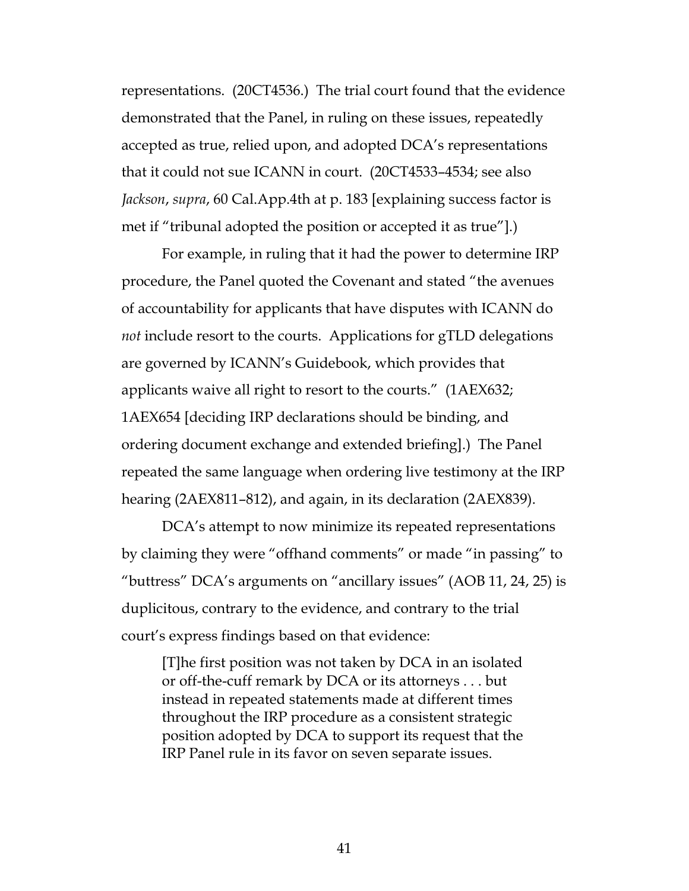representations. (20CT4536.) The trial court found that the evidence demonstrated that the Panel, in ruling on these issues, repeatedly accepted as true, relied upon, and adopted DCA's representations that it could not sue ICANN in court. (20CT4533–4534; see also *Jackson*, *supra*, 60 Cal.App.4th at p. 183 [explaining success factor is met if "tribunal adopted the position or accepted it as true"].)

For example, in ruling that it had the power to determine IRP procedure, the Panel quoted the Covenant and stated "the avenues of accountability for applicants that have disputes with ICANN do *not* include resort to the courts. Applications for gTLD delegations are governed by ICANN's Guidebook, which provides that applicants waive all right to resort to the courts." (1AEX632; 1AEX654 [deciding IRP declarations should be binding, and ordering document exchange and extended briefing].) The Panel repeated the same language when ordering live testimony at the IRP hearing (2AEX811–812), and again, in its declaration (2AEX839).

DCA's attempt to now minimize its repeated representations by claiming they were "offhand comments" or made "in passing" to "buttress" DCA's arguments on "ancillary issues" (AOB 11, 24, 25) is duplicitous, contrary to the evidence, and contrary to the trial court's express findings based on that evidence:

> [T]he first position was not taken by DCA in an isolated or off-the-cuff remark by DCA or its attorneys . . . but instead in repeated statements made at different times throughout the IRP procedure as a consistent strategic position adopted by DCA to support its request that the IRP Panel rule in its favor on seven separate issues.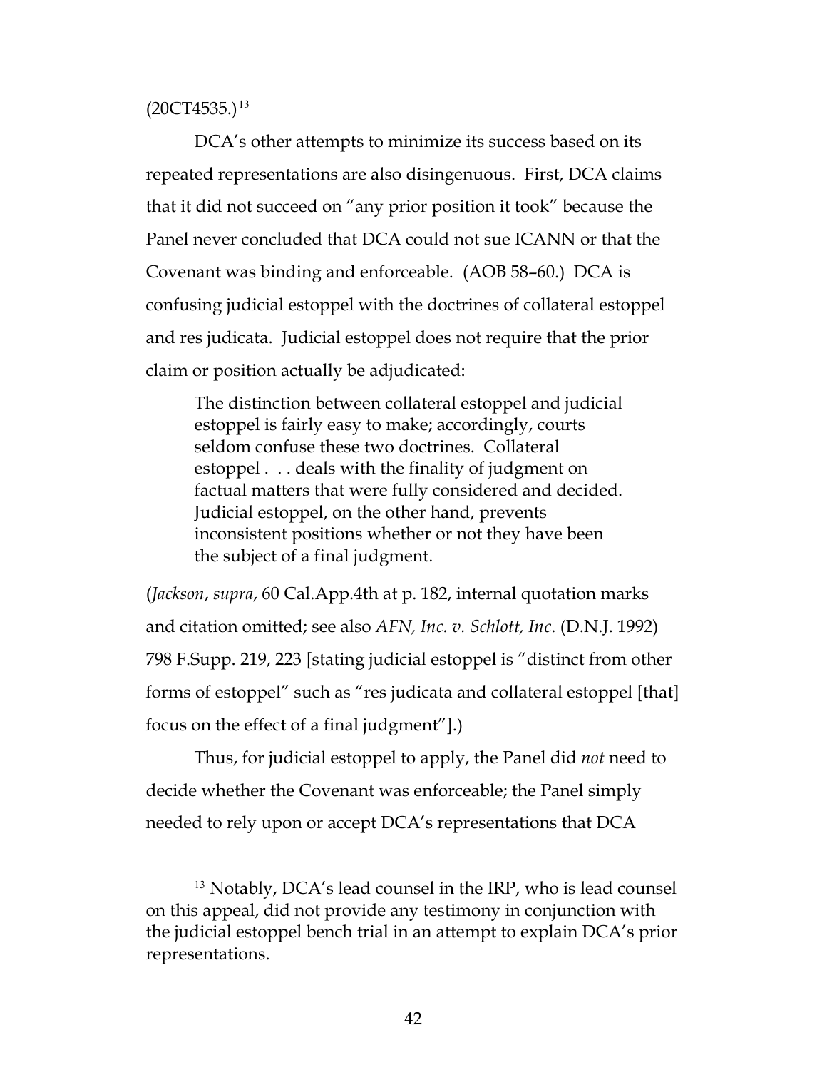(20CT4535.)[13]

DCA's other attempts to minimize its success based on its repeated representations are also disingenuous. First, DCA claims that it did not succeed on "any prior position it took" because the Panel never concluded that DCA could not sue ICANN or that the Covenant was binding and enforceable. (AOB 58–60.) DCA is confusing judicial estoppel with the doctrines of collateral estoppel and res judicata. Judicial estoppel does not require that the prior claim or position actually be adjudicated:

> The distinction between collateral estoppel and judicial estoppel is fairly easy to make; accordingly, courts seldom confuse these two doctrines. Collateral estoppel . . . deals with the finality of judgment on factual matters that were fully considered and decided. Judicial estoppel, on the other hand, prevents inconsistent positions whether or not they have been the subject of a final judgment.

(*Jackson*, *supra*, 60 Cal.App.4th at p. 182, internal quotation marks and citation omitted; see also *AFN, Inc. v. Schlott, Inc*. (D.N.J. 1992) 798 F.Supp. 219, 223 [stating judicial estoppel is "distinct from other forms of estoppel" such as "res judicata and collateral estoppel [that] focus on the effect of a final judgment"].)

Thus, for judicial estoppel to apply, the Panel did *not* need to decide whether the Covenant was enforceable; the Panel simply needed to rely upon or accept DCA's representations that DCA

---

[13] Notably, DCA's lead counsel in the IRP, who is lead counsel on this appeal, did not provide any testimony in conjunction with the judicial estoppel bench trial in an attempt to explain DCA's prior representations.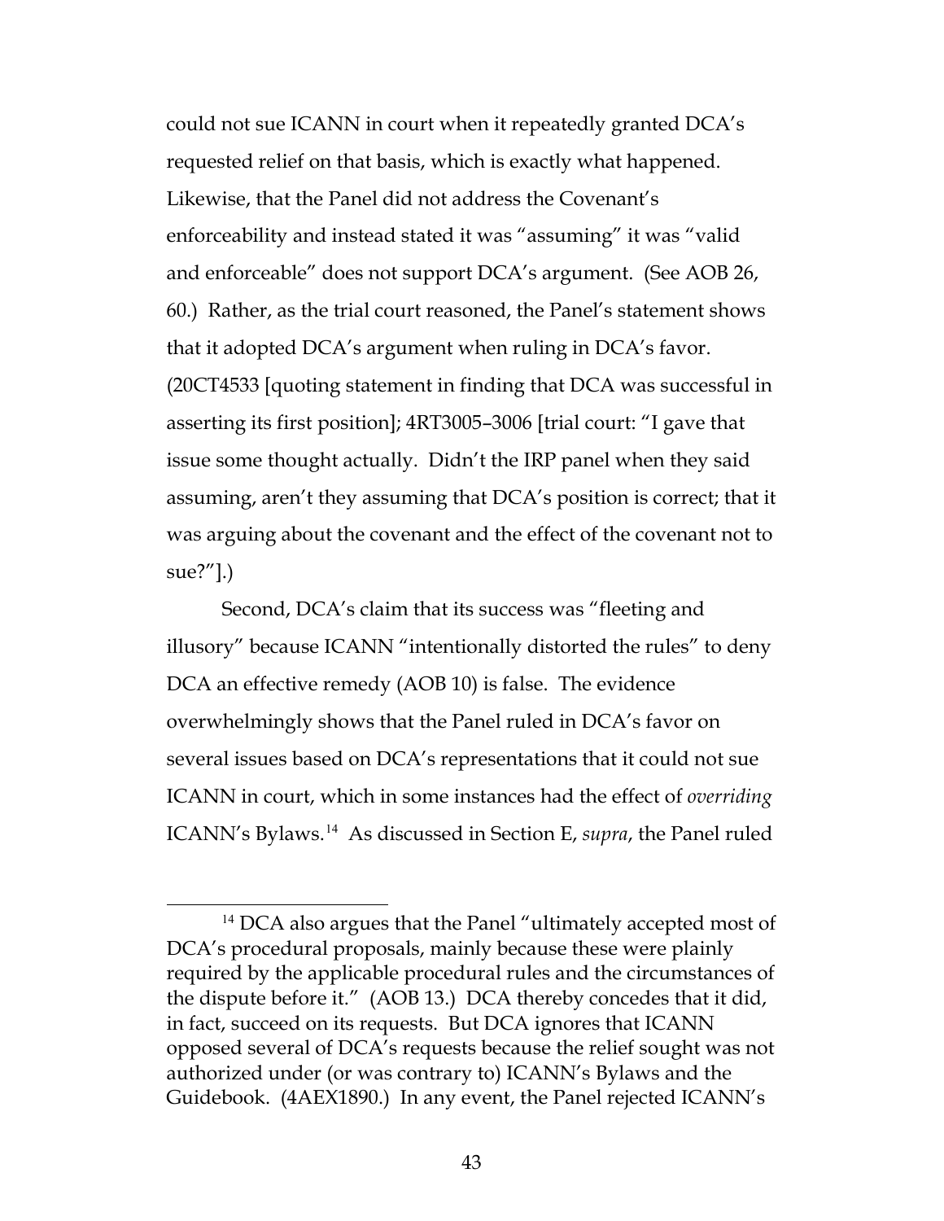could not sue ICANN in court when it repeatedly granted DCA's requested relief on that basis, which is exactly what happened. Likewise, that the Panel did not address the Covenant's enforceability and instead stated it was "assuming" it was "valid and enforceable" does not support DCA's argument. (See AOB 26, 60.) Rather, as the trial court reasoned, the Panel's statement shows that it adopted DCA's argument when ruling in DCA's favor. (20CT4533 [quoting statement in finding that DCA was successful in asserting its first position]; 4RT3005–3006 [trial court: "I gave that issue some thought actually. Didn't the IRP panel when they said assuming, aren't they assuming that DCA's position is correct; that it was arguing about the covenant and the effect of the covenant not to sue?"].)

Second, DCA's claim that its success was "fleeting and illusory" because ICANN "intentionally distorted the rules" to deny DCA an effective remedy (AOB 10) is false. The evidence overwhelmingly shows that the Panel ruled in DCA's favor on several issues based on DCA's representations that it could not sue ICANN in court, which in some instances had the effect of *overriding* ICANN's Bylaws.[14] As discussed in Section E, *supra*, the Panel ruled

[14] DCA also argues that the Panel "ultimately accepted most of DCA's procedural proposals, mainly because these were plainly required by the applicable procedural rules and the circumstances of the dispute before it." (AOB 13.) DCA thereby concedes that it did, in fact, succeed on its requests. But DCA ignores that ICANN opposed several of DCA's requests because the relief sought was not authorized under (or was contrary to) ICANN's Bylaws and the Guidebook. (4AEX1890.) In any event, the Panel rejected ICANN's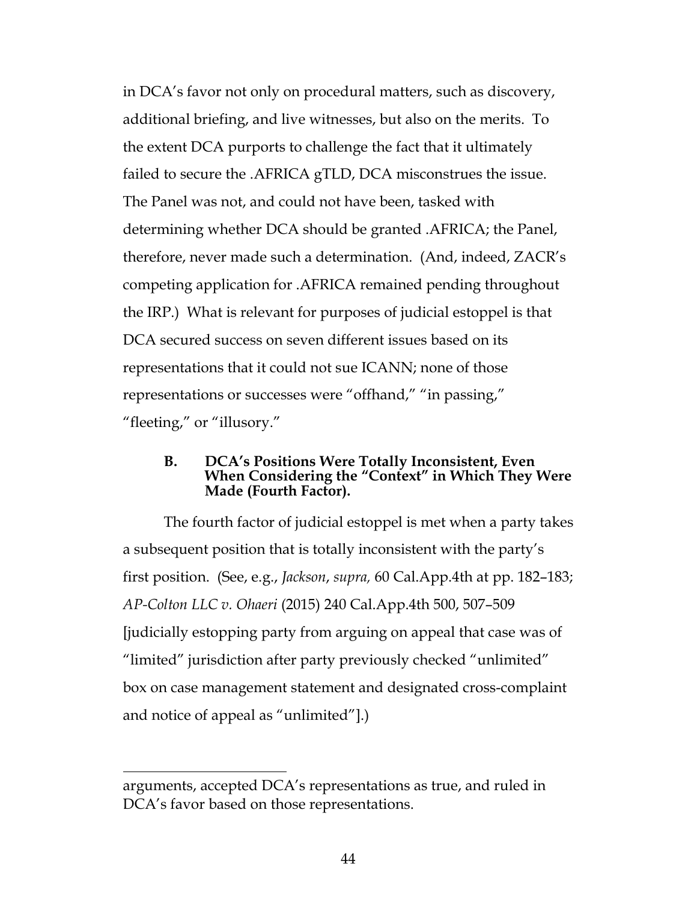in DCA's favor not only on procedural matters, such as discovery, additional briefing, and live witnesses, but also on the merits. To the extent DCA purports to challenge the fact that it ultimately failed to secure the .AFRICA gTLD, DCA misconstrues the issue. The Panel was not, and could not have been, tasked with determining whether DCA should be granted .AFRICA; the Panel, therefore, never made such a determination. (And, indeed, ZACR's competing application for .AFRICA remained pending throughout the IRP.) What is relevant for purposes of judicial estoppel is that DCA secured success on seven different issues based on its representations that it could not sue ICANN; none of those representations or successes were "offhand," "in passing," "fleeting," or "illusory."

### B. DCA's Positions Were Totally Inconsistent, Even When Considering the "Context" in Which They Were Made (Fourth Factor).

The fourth factor of judicial estoppel is met when a party takes a subsequent position that is totally inconsistent with the party's first position. (See, e.g., *Jackson*, *supra,* 60 Cal.App.4th at pp. 182–183; *AP-Colton LLC v. Ohaeri* (2015) 240 Cal.App.4th 500, 507–509 [judicially estopping party from arguing on appeal that case was of "limited" jurisdiction after party previously checked "unlimited" box on case management statement and designated cross-complaint and notice of appeal as "unlimited"].)

---

arguments, accepted DCA's representations as true, and ruled in DCA's favor based on those representations.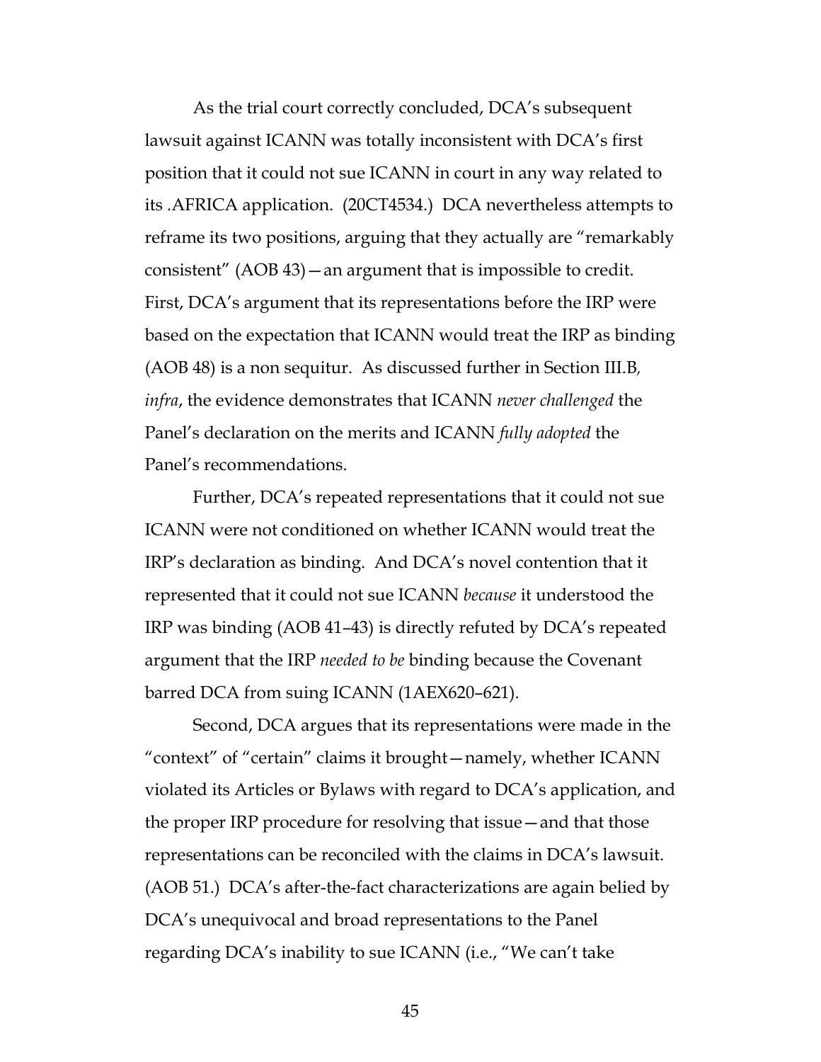As the trial court correctly concluded, DCA's subsequent lawsuit against ICANN was totally inconsistent with DCA's first position that it could not sue ICANN in court in any way related to its .AFRICA application. (20CT4534.) DCA nevertheless attempts to reframe its two positions, arguing that they actually are "remarkably consistent" (AOB 43)—an argument that is impossible to credit. First, DCA's argument that its representations before the IRP were based on the expectation that ICANN would treat the IRP as binding (AOB 48) is a non sequitur. As discussed further in Section III.B*, infra*, the evidence demonstrates that ICANN *never challenged* the Panel's declaration on the merits and ICANN *fully adopted* the Panel's recommendations.

Further, DCA's repeated representations that it could not sue ICANN were not conditioned on whether ICANN would treat the IRP's declaration as binding. And DCA's novel contention that it represented that it could not sue ICANN *because* it understood the IRP was binding (AOB 41–43) is directly refuted by DCA's repeated argument that the IRP *needed to be* binding because the Covenant barred DCA from suing ICANN (1AEX620–621).

Second, DCA argues that its representations were made in the "context" of "certain" claims it brought—namely, whether ICANN violated its Articles or Bylaws with regard to DCA's application, and the proper IRP procedure for resolving that issue—and that those representations can be reconciled with the claims in DCA's lawsuit. (AOB 51.) DCA's after-the-fact characterizations are again belied by DCA's unequivocal and broad representations to the Panel regarding DCA's inability to sue ICANN (i.e., "We can't take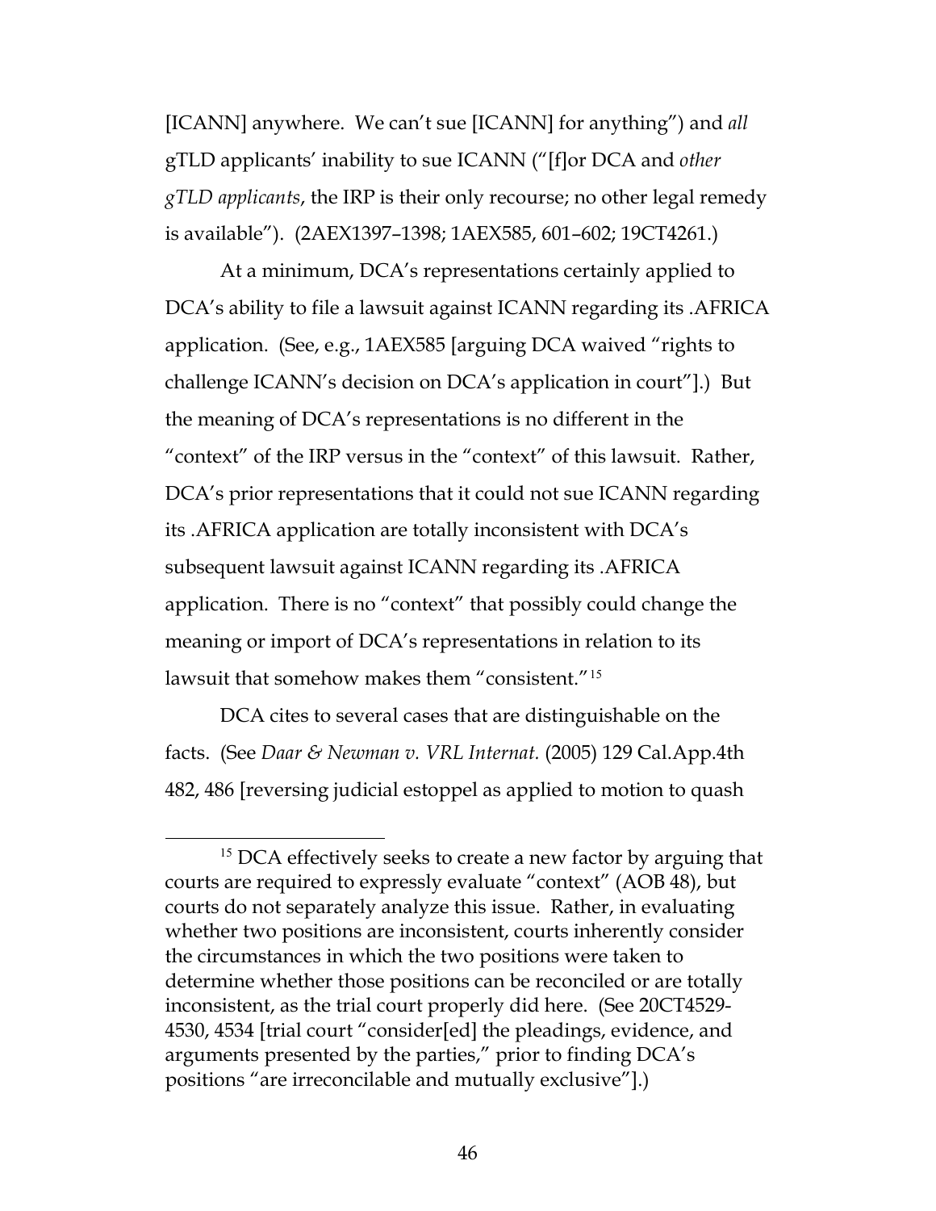[ICANN] anywhere. We can't sue [ICANN] for anything") and *all* gTLD applicants' inability to sue ICANN ("[f]or DCA and *other gTLD applicants*, the IRP is their only recourse; no other legal remedy is available"). (2AEX1397–1398; 1AEX585, 601–602; 19CT4261.)

At a minimum, DCA's representations certainly applied to DCA's ability to file a lawsuit against ICANN regarding its .AFRICA application. (See, e.g., 1AEX585 [arguing DCA waived "rights to challenge ICANN's decision on DCA's application in court"].) But the meaning of DCA's representations is no different in the "context" of the IRP versus in the "context" of this lawsuit. Rather, DCA's prior representations that it could not sue ICANN regarding its .AFRICA application are totally inconsistent with DCA's subsequent lawsuit against ICANN regarding its .AFRICA application. There is no "context" that possibly could change the meaning or import of DCA's representations in relation to its lawsuit that somehow makes them "consistent."[15]

DCA cites to several cases that are distinguishable on the facts. (See *Daar & Newman v. VRL Internat.* (2005) 129 Cal.App.4th 482, 486 [reversing judicial estoppel as applied to motion to quash

---

[15] DCA effectively seeks to create a new factor by arguing that courts are required to expressly evaluate "context" (AOB 48), but courts do not separately analyze this issue. Rather, in evaluating whether two positions are inconsistent, courts inherently consider the circumstances in which the two positions were taken to determine whether those positions can be reconciled or are totally inconsistent, as the trial court properly did here. (See 20CT4529-4530, 4534 [trial court "consider[ed] the pleadings, evidence, and arguments presented by the parties," prior to finding DCA's positions "are irreconcilable and mutually exclusive"].)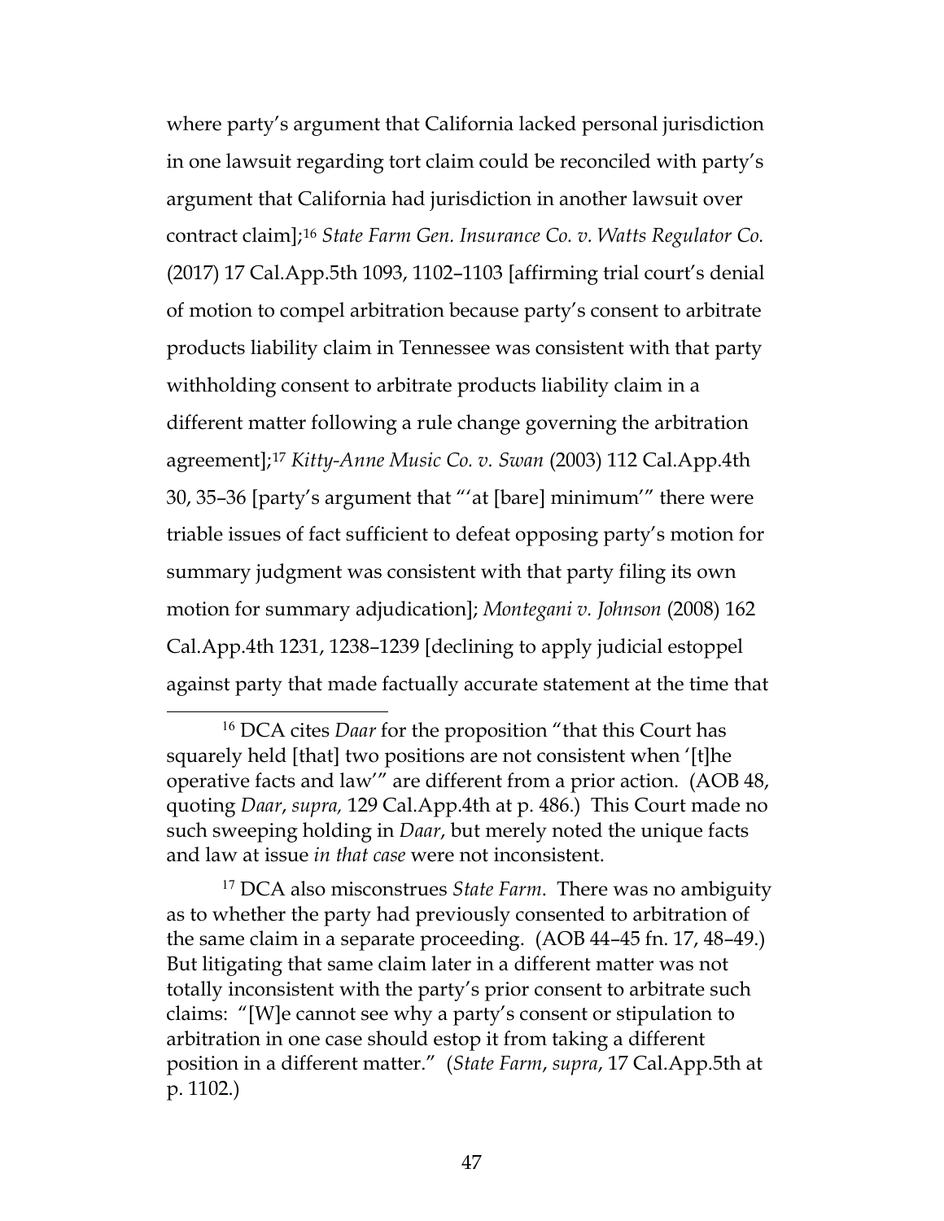where party's argument that California lacked personal jurisdiction in one lawsuit regarding tort claim could be reconciled with party's argument that California had jurisdiction in another lawsuit over contract claim];[16] *State Farm Gen. Insurance Co. v. Watts Regulator Co.* (2017) 17 Cal.App.5th 1093, 1102–1103 [affirming trial court's denial of motion to compel arbitration because party's consent to arbitrate products liability claim in Tennessee was consistent with that party withholding consent to arbitrate products liability claim in a different matter following a rule change governing the arbitration agreement];[17] *Kitty-Anne Music Co. v. Swan* (2003) 112 Cal.App.4th 30, 35–36 [party's argument that "'at [bare] minimum'" there were triable issues of fact sufficient to defeat opposing party's motion for summary judgment was consistent with that party filing its own motion for summary adjudication]; *Montegani v. Johnson* (2008) 162 Cal.App.4th 1231, 1238–1239 [declining to apply judicial estoppel against party that made factually accurate statement at the time that

---

[16] DCA cites *Daar* for the proposition "that this Court has squarely held [that] two positions are not consistent when '[t]he operative facts and law'" are different from a prior action. (AOB 48, quoting *Daar*, *supra,* 129 Cal.App.4th at p. 486.) This Court made no such sweeping holding in *Daar*, but merely noted the unique facts and law at issue *in that case* were not inconsistent.

[17] DCA also misconstrues *State Farm*. There was no ambiguity as to whether the party had previously consented to arbitration of the same claim in a separate proceeding. (AOB 44–45 fn. 17, 48–49.) But litigating that same claim later in a different matter was not totally inconsistent with the party's prior consent to arbitrate such claims: "[W]e cannot see why a party's consent or stipulation to arbitration in one case should estop it from taking a different position in a different matter." (*State Farm*, *supra*, 17 Cal.App.5th at p. 1102.)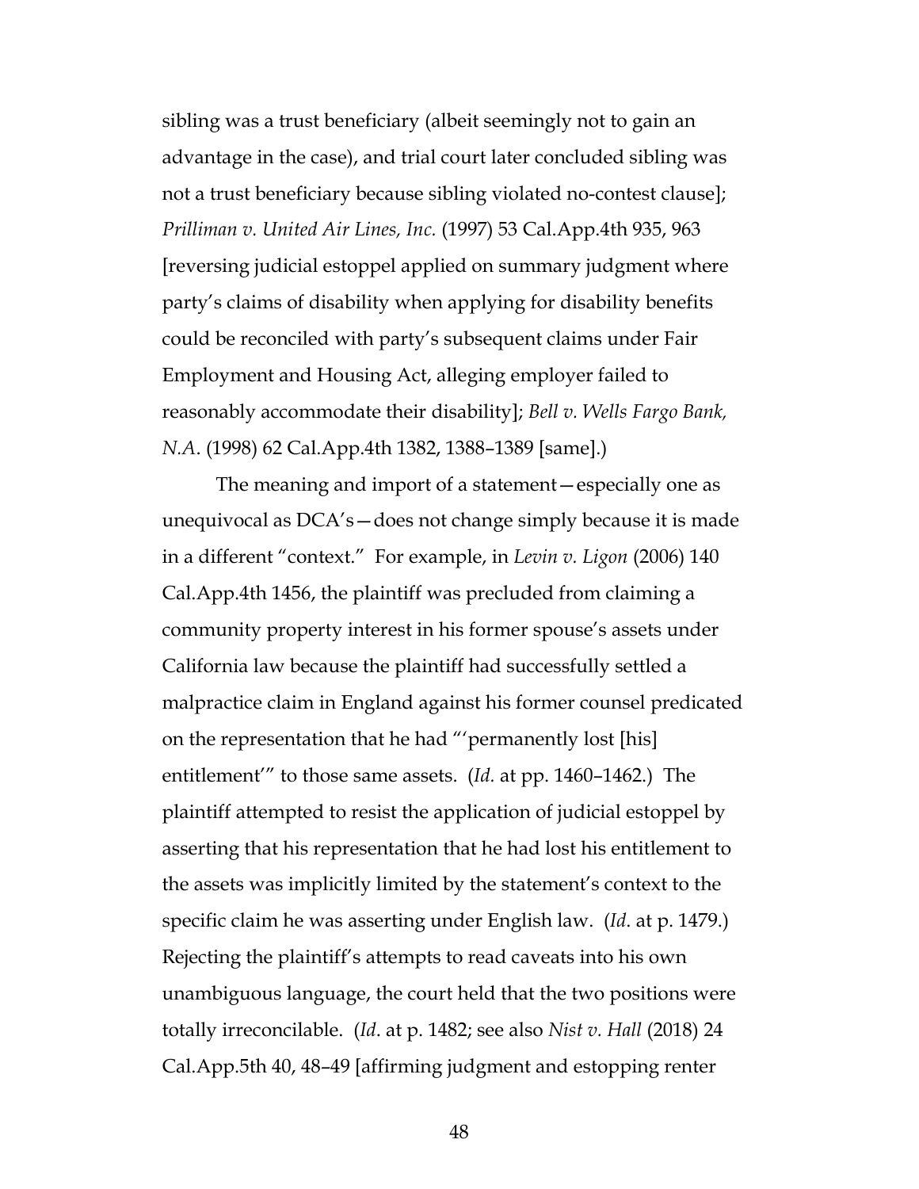sibling was a trust beneficiary (albeit seemingly not to gain an advantage in the case), and trial court later concluded sibling was not a trust beneficiary because sibling violated no-contest clause]; *Prilliman v. United Air Lines, Inc.* (1997) 53 Cal.App.4th 935, 963 [reversing judicial estoppel applied on summary judgment where party's claims of disability when applying for disability benefits could be reconciled with party's subsequent claims under Fair Employment and Housing Act, alleging employer failed to reasonably accommodate their disability]; *Bell v. Wells Fargo Bank, N.A*. (1998) 62 Cal.App.4th 1382, 1388–1389 [same].)

The meaning and import of a statement—especially one as unequivocal as DCA's—does not change simply because it is made in a different "context." For example, in *Levin v. Ligon* (2006) 140 Cal.App.4th 1456, the plaintiff was precluded from claiming a community property interest in his former spouse's assets under California law because the plaintiff had successfully settled a malpractice claim in England against his former counsel predicated on the representation that he had "'permanently lost [his] entitlement'" to those same assets. (*Id.* at pp. 1460–1462.) The plaintiff attempted to resist the application of judicial estoppel by asserting that his representation that he had lost his entitlement to the assets was implicitly limited by the statement's context to the specific claim he was asserting under English law. (*Id*. at p. 1479.) Rejecting the plaintiff's attempts to read caveats into his own unambiguous language, the court held that the two positions were totally irreconcilable. (*Id*. at p. 1482; see also *Nist v. Hall* (2018) 24 Cal.App.5th 40, 48–49 [affirming judgment and estopping renter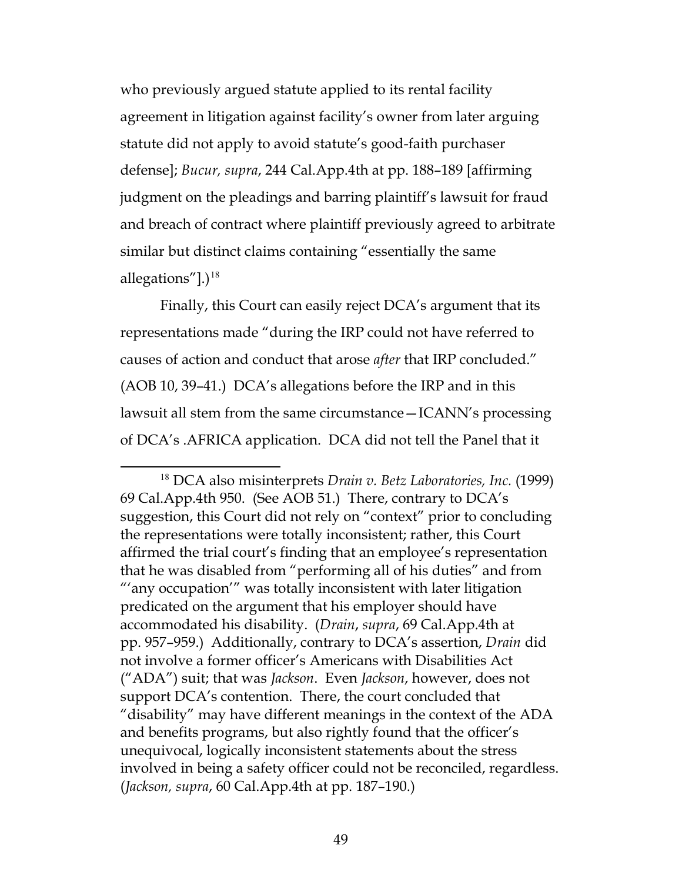who previously argued statute applied to its rental facility agreement in litigation against facility's owner from later arguing statute did not apply to avoid statute's good-faith purchaser defense]; *Bucur, supra*, 244 Cal.App.4th at pp. 188–189 [affirming judgment on the pleadings and barring plaintiff's lawsuit for fraud and breach of contract where plaintiff previously agreed to arbitrate similar but distinct claims containing "essentially the same allegations"].)[18]

Finally, this Court can easily reject DCA's argument that its representations made "during the IRP could not have referred to causes of action and conduct that arose *after* that IRP concluded." (AOB 10, 39–41.) DCA's allegations before the IRP and in this lawsuit all stem from the same circumstance—ICANN's processing of DCA's .AFRICA application. DCA did not tell the Panel that it

---

[18] DCA also misinterprets *Drain v. Betz Laboratories, Inc.* (1999) 69 Cal.App.4th 950. (See AOB 51.) There, contrary to DCA's suggestion, this Court did not rely on "context" prior to concluding the representations were totally inconsistent; rather, this Court affirmed the trial court's finding that an employee's representation that he was disabled from "performing all of his duties" and from "'any occupation'" was totally inconsistent with later litigation predicated on the argument that his employer should have accommodated his disability. (*Drain*, *supra*, 69 Cal.App.4th at pp. 957–959.) Additionally, contrary to DCA's assertion, *Drain* did not involve a former officer's Americans with Disabilities Act ("ADA") suit; that was *Jackson*. Even *Jackson*, however, does not support DCA's contention. There, the court concluded that "disability" may have different meanings in the context of the ADA and benefits programs, but also rightly found that the officer's unequivocal, logically inconsistent statements about the stress involved in being a safety officer could not be reconciled, regardless. (*Jackson, supra*, 60 Cal.App.4th at pp. 187–190.)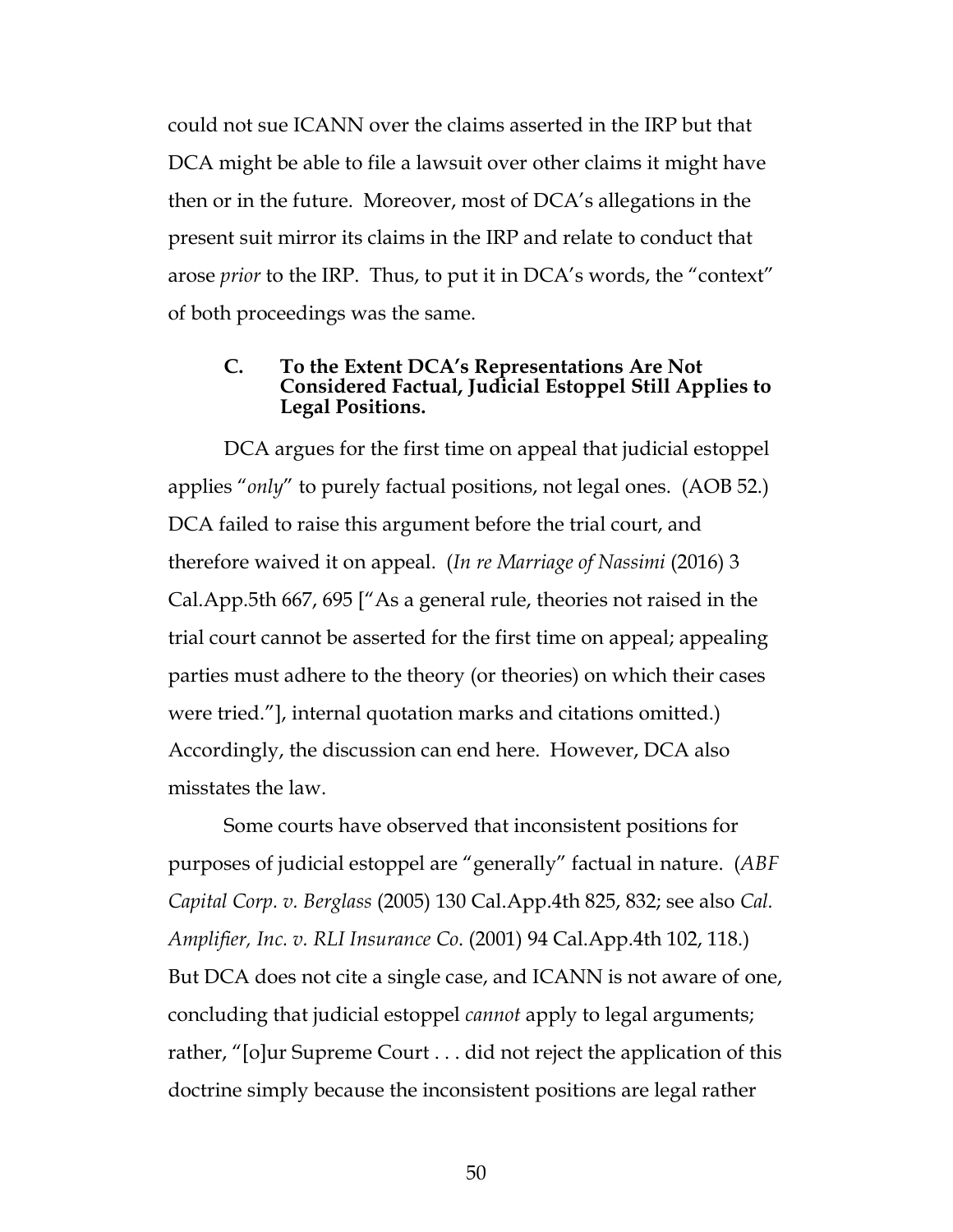could not sue ICANN over the claims asserted in the IRP but that DCA might be able to file a lawsuit over other claims it might have then or in the future. Moreover, most of DCA's allegations in the present suit mirror its claims in the IRP and relate to conduct that arose *prior* to the IRP. Thus, to put it in DCA's words, the "context" of both proceedings was the same.

### C. To the Extent DCA's Representations Are Not Considered Factual, Judicial Estoppel Still Applies to Legal Positions.

DCA argues for the first time on appeal that judicial estoppel applies "*only*" to purely factual positions, not legal ones. (AOB 52.) DCA failed to raise this argument before the trial court, and therefore waived it on appeal. (*In re Marriage of Nassimi* (2016) 3 Cal.App.5th 667, 695 ["As a general rule, theories not raised in the trial court cannot be asserted for the first time on appeal; appealing parties must adhere to the theory (or theories) on which their cases were tried."], internal quotation marks and citations omitted.) Accordingly, the discussion can end here. However, DCA also misstates the law.

Some courts have observed that inconsistent positions for purposes of judicial estoppel are "generally" factual in nature. (*ABF Capital Corp. v. Berglass* (2005) 130 Cal.App.4th 825, 832; see also *Cal. Amplifier, Inc. v. RLI Insurance Co.* (2001) 94 Cal.App.4th 102, 118.) But DCA does not cite a single case, and ICANN is not aware of one, concluding that judicial estoppel *cannot* apply to legal arguments; rather, "[o]ur Supreme Court . . . did not reject the application of this doctrine simply because the inconsistent positions are legal rather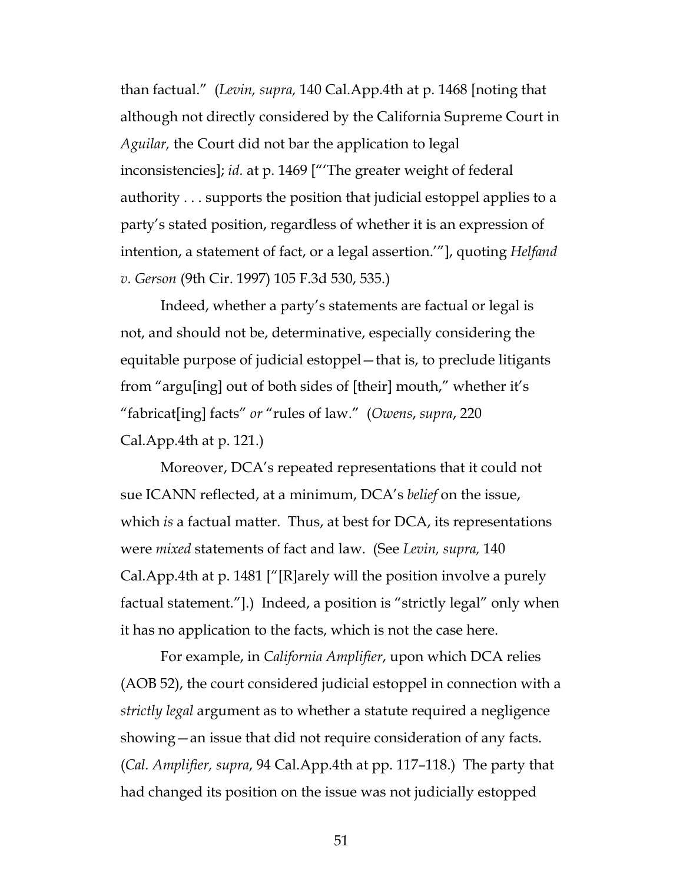than factual." (*Levin, supra,* 140 Cal.App.4th at p. 1468 [noting that although not directly considered by the California Supreme Court in *Aguilar,* the Court did not bar the application to legal inconsistencies]; *id.* at p. 1469 ["'The greater weight of federal authority . . . supports the position that judicial estoppel applies to a party's stated position, regardless of whether it is an expression of intention, a statement of fact, or a legal assertion.'"], quoting *Helfand v. Gerson* (9th Cir. 1997) 105 F.3d 530, 535.)

Indeed, whether a party's statements are factual or legal is not, and should not be, determinative, especially considering the equitable purpose of judicial estoppel—that is, to preclude litigants from "argu[ing] out of both sides of [their] mouth," whether it's "fabricat[ing] facts" *or* "rules of law." (*Owens*, *supra*, 220 Cal.App.4th at p. 121.)

Moreover, DCA's repeated representations that it could not sue ICANN reflected, at a minimum, DCA's *belief* on the issue, which *is* a factual matter. Thus, at best for DCA, its representations were *mixed* statements of fact and law. (See *Levin, supra,* 140 Cal.App.4th at p. 1481 ["[R]arely will the position involve a purely factual statement."].) Indeed, a position is "strictly legal" only when it has no application to the facts, which is not the case here.

For example, in *California Amplifier*, upon which DCA relies (AOB 52), the court considered judicial estoppel in connection with a *strictly legal* argument as to whether a statute required a negligence showing—an issue that did not require consideration of any facts. (*Cal. Amplifier, supra*, 94 Cal.App.4th at pp. 117–118.) The party that had changed its position on the issue was not judicially estopped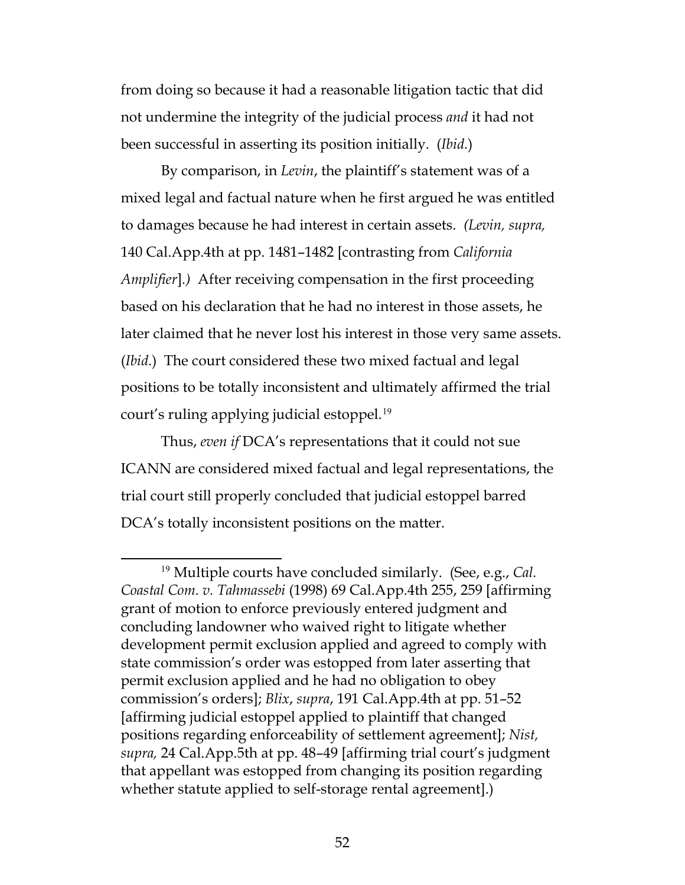from doing so because it had a reasonable litigation tactic that did not undermine the integrity of the judicial process *and* it had not been successful in asserting its position initially. (*Ibid.*)

By comparison, in *Levin*, the plaintiff's statement was of a mixed legal and factual nature when he first argued he was entitled to damages because he had interest in certain assets. *(Levin, supra,* 140 Cal.App.4th at pp. 1481–1482 [contrasting from *California Amplifier*].*)* After receiving compensation in the first proceeding based on his declaration that he had no interest in those assets, he later claimed that he never lost his interest in those very same assets. (*Ibid.*) The court considered these two mixed factual and legal positions to be totally inconsistent and ultimately affirmed the trial court's ruling applying judicial estoppel.[19]

Thus, *even if* DCA's representations that it could not sue ICANN are considered mixed factual and legal representations, the trial court still properly concluded that judicial estoppel barred DCA's totally inconsistent positions on the matter.

---

[19] Multiple courts have concluded similarly. (See, e.g., *Cal. Coastal Com. v. Tahmassebi* (1998) 69 Cal.App.4th 255, 259 [affirming grant of motion to enforce previously entered judgment and concluding landowner who waived right to litigate whether development permit exclusion applied and agreed to comply with state commission's order was estopped from later asserting that permit exclusion applied and he had no obligation to obey commission's orders]; *Blix*, *supra*, 191 Cal.App.4th at pp. 51–52 [affirming judicial estoppel applied to plaintiff that changed positions regarding enforceability of settlement agreement]; *Nist, supra,* 24 Cal.App.5th at pp. 48–49 [affirming trial court's judgment that appellant was estopped from changing its position regarding whether statute applied to self-storage rental agreement].)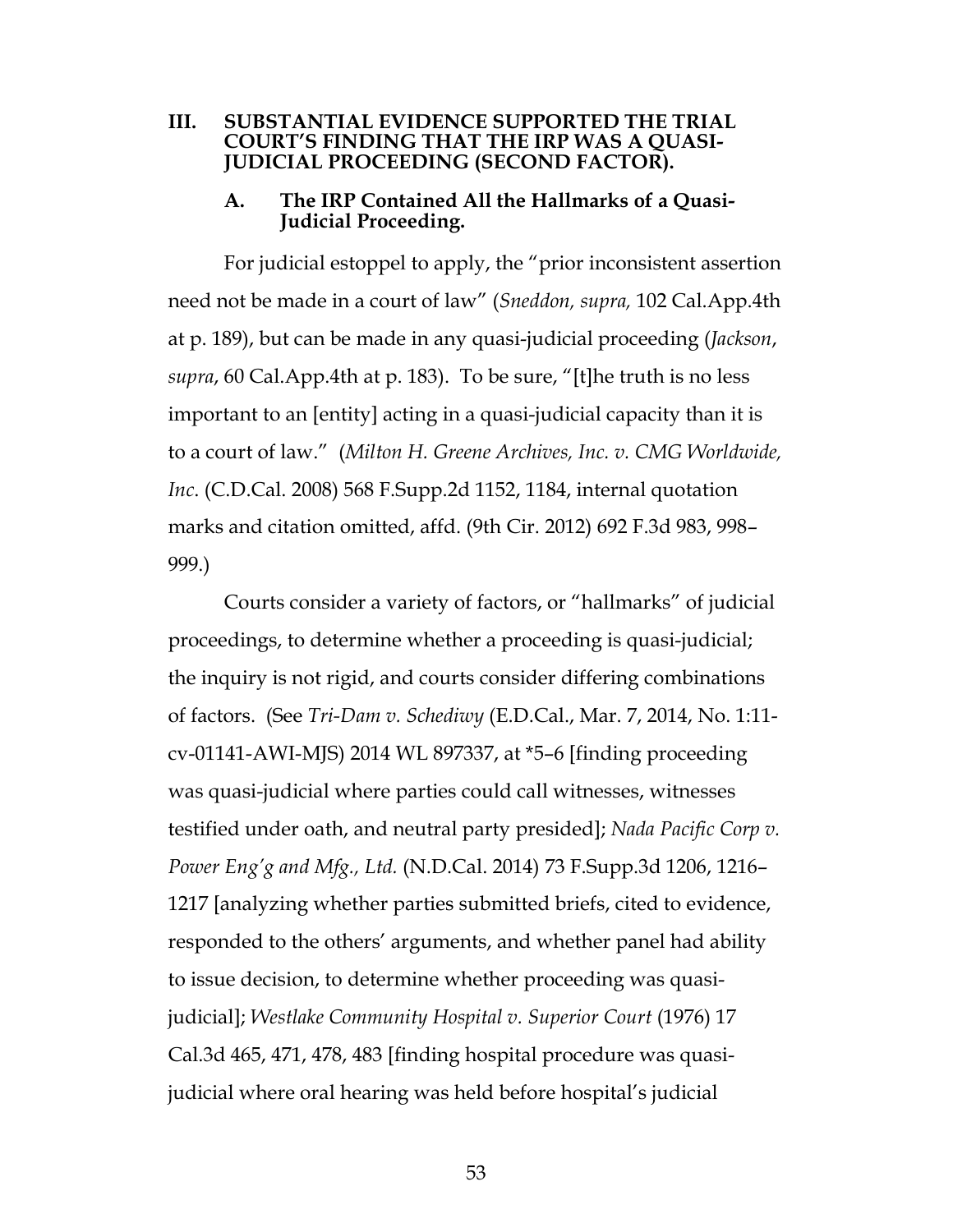## III. SUBSTANTIAL EVIDENCE SUPPORTED THE TRIAL COURT'S FINDING THAT THE IRP WAS A QUASI-JUDICIAL PROCEEDING (SECOND FACTOR).

### A. The IRP Contained All the Hallmarks of a Quasi-Judicial Proceeding.

For judicial estoppel to apply, the "prior inconsistent assertion need not be made in a court of law" (*Sneddon, supra,* 102 Cal.App.4th at p. 189), but can be made in any quasi-judicial proceeding (*Jackson*, *supra*, 60 Cal.App.4th at p. 183). To be sure, "[t]he truth is no less important to an [entity] acting in a quasi-judicial capacity than it is to a court of law." (*Milton H. Greene Archives, Inc. v. CMG Worldwide, Inc.* (C.D.Cal. 2008) 568 F.Supp.2d 1152, 1184, internal quotation marks and citation omitted, affd. (9th Cir. 2012) 692 F.3d 983, 998–999.)

Courts consider a variety of factors, or "hallmarks" of judicial proceedings, to determine whether a proceeding is quasi-judicial; the inquiry is not rigid, and courts consider differing combinations of factors. (See *Tri-Dam v. Schediwy* (E.D.Cal., Mar. 7, 2014, No. 1:11-cv-01141-AWI-MJS) 2014 WL 897337, at *5–6 [finding proceeding was quasi-judicial where parties could call witnesses, witnesses testified under oath, and neutral party presided]; *Nada Pacific Corp v. Power Eng'g and Mfg., Ltd.* (N.D.Cal. 2014) 73 F.Supp.3d 1206, 1216–1217 [analyzing whether parties submitted briefs, cited to evidence, responded to the others' arguments, and whether panel had ability to issue decision, to determine whether proceeding was quasi-judicial]; *Westlake Community Hospital v. Superior Court* (1976) 17 Cal.3d 465, 471, 478, 483 [finding hospital procedure was quasi-judicial where oral hearing was held before hospital's judicial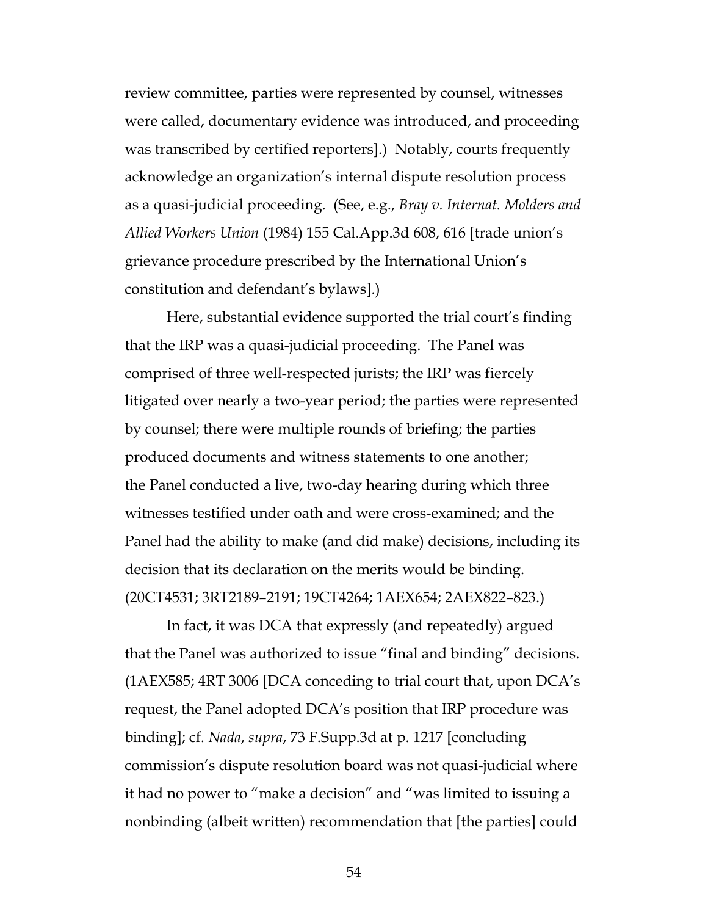review committee, parties were represented by counsel, witnesses were called, documentary evidence was introduced, and proceeding was transcribed by certified reporters].) Notably, courts frequently acknowledge an organization's internal dispute resolution process as a quasi-judicial proceeding. (See, e.g., *Bray v. Internat. Molders and Allied Workers Union* (1984) 155 Cal.App.3d 608, 616 [trade union's grievance procedure prescribed by the International Union's constitution and defendant's bylaws].)

Here, substantial evidence supported the trial court's finding that the IRP was a quasi-judicial proceeding. The Panel was comprised of three well-respected jurists; the IRP was fiercely litigated over nearly a two-year period; the parties were represented by counsel; there were multiple rounds of briefing; the parties produced documents and witness statements to one another; the Panel conducted a live, two-day hearing during which three witnesses testified under oath and were cross-examined; and the Panel had the ability to make (and did make) decisions, including its decision that its declaration on the merits would be binding. (20CT4531; 3RT2189–2191; 19CT4264; 1AEX654; 2AEX822–823.)

In fact, it was DCA that expressly (and repeatedly) argued that the Panel was authorized to issue "final and binding" decisions. (1AEX585; 4RT 3006 [DCA conceding to trial court that, upon DCA's request, the Panel adopted DCA's position that IRP procedure was binding]; cf. *Nada*, *supra*, 73 F.Supp.3d at p. 1217 [concluding commission's dispute resolution board was not quasi-judicial where it had no power to "make a decision" and "was limited to issuing a nonbinding (albeit written) recommendation that [the parties] could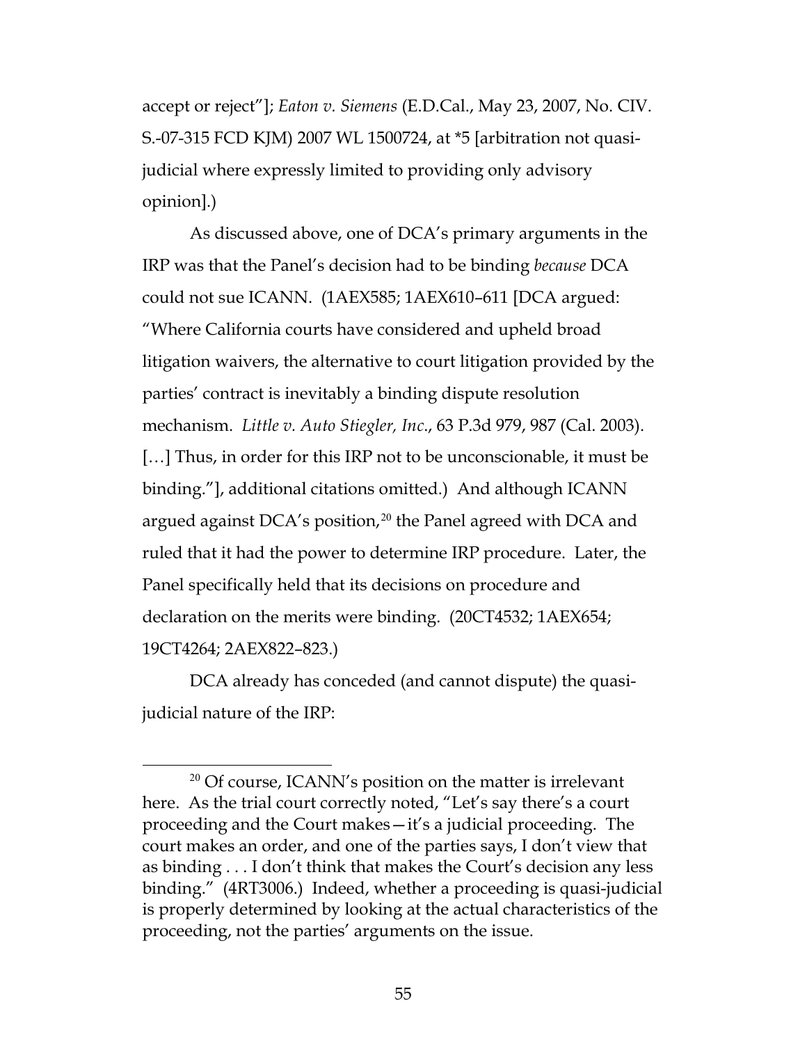accept or reject"]; *Eaton v. Siemens* (E.D.Cal., May 23, 2007, No. CIV. S.-07-315 FCD KJM) 2007 WL 1500724, at *5 [arbitration not quasi-judicial where expressly limited to providing only advisory opinion].)

As discussed above, one of DCA's primary arguments in the IRP was that the Panel's decision had to be binding *because* DCA could not sue ICANN. (1AEX585; 1AEX610–611 [DCA argued: "Where California courts have considered and upheld broad litigation waivers, the alternative to court litigation provided by the parties' contract is inevitably a binding dispute resolution mechanism. *Little v. Auto Stiegler, Inc.*, 63 P.3d 979, 987 (Cal. 2003). […] Thus, in order for this IRP not to be unconscionable, it must be binding."], additional citations omitted.) And although ICANN argued against DCA's position,[20] the Panel agreed with DCA and ruled that it had the power to determine IRP procedure. Later, the Panel specifically held that its decisions on procedure and declaration on the merits were binding. (20CT4532; 1AEX654; 19CT4264; 2AEX822–823.)

DCA already has conceded (and cannot dispute) the quasi-judicial nature of the IRP:

[20] Of course, ICANN's position on the matter is irrelevant here. As the trial court correctly noted, "Let's say there's a court proceeding and the Court makes—it's a judicial proceeding. The court makes an order, and one of the parties says, I don't view that as binding . . . I don't think that makes the Court's decision any less binding." (4RT3006.) Indeed, whether a proceeding is quasi-judicial is properly determined by looking at the actual characteristics of the proceeding, not the parties' arguments on the issue.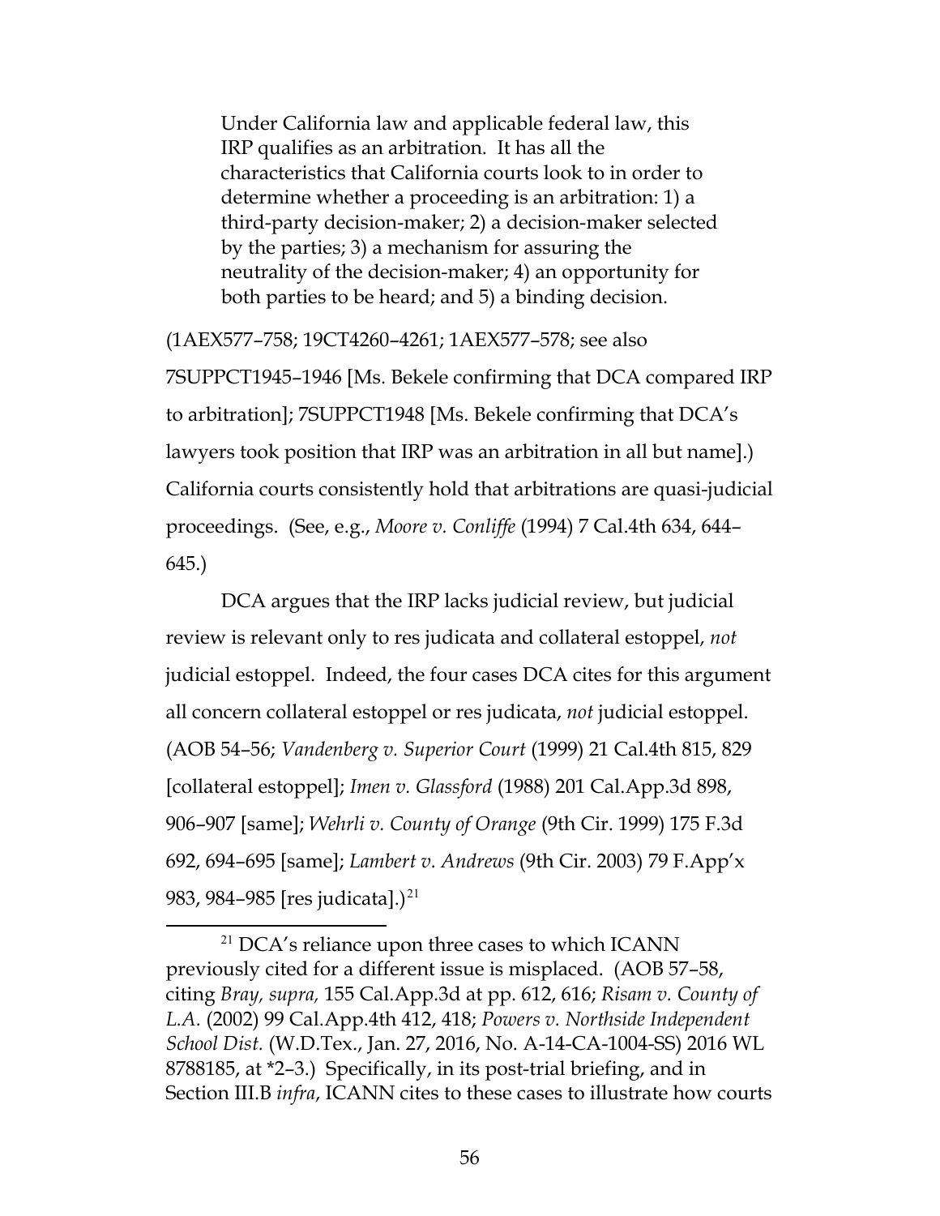> Under California law and applicable federal law, this IRP qualifies as an arbitration. It has all the characteristics that California courts look to in order to determine whether a proceeding is an arbitration: 1) a third-party decision-maker; 2) a decision-maker selected by the parties; 3) a mechanism for assuring the neutrality of the decision-maker; 4) an opportunity for both parties to be heard; and 5) a binding decision.

(1AEX577–758; 19CT4260–4261; 1AEX577–578; see also 7SUPPCT1945–1946 [Ms. Bekele confirming that DCA compared IRP to arbitration]; 7SUPPCT1948 [Ms. Bekele confirming that DCA's lawyers took position that IRP was an arbitration in all but name].) California courts consistently hold that arbitrations are quasi-judicial proceedings. (See, e.g., *Moore v. Conliffe* (1994) 7 Cal.4th 634, 644–645.)

DCA argues that the IRP lacks judicial review, but judicial review is relevant only to res judicata and collateral estoppel, *not* judicial estoppel. Indeed, the four cases DCA cites for this argument all concern collateral estoppel or res judicata, *not* judicial estoppel. (AOB 54–56; *Vandenberg v. Superior Court* (1999) 21 Cal.4th 815, 829 [collateral estoppel]; *Imen v. Glassford* (1988) 201 Cal.App.3d 898, 906–907 [same]; *Wehrli v. County of Orange* (9th Cir. 1999) 175 F.3d 692, 694–695 [same]; *Lambert v. Andrews* (9th Cir. 2003) 79 F.App'x 983, 984–985 [res judicata].)[21]

---

[21] DCA's reliance upon three cases to which ICANN previously cited for a different issue is misplaced. (AOB 57–58, citing *Bray, supra,* 155 Cal.App.3d at pp. 612, 616; *Risam v. County of L.A.* (2002) 99 Cal.App.4th 412, 418; *Powers v. Northside Independent School Dist.* (W.D.Tex., Jan. 27, 2016, No. A-14-CA-1004-SS) 2016 WL 8788185, at *2–3.) Specifically, in its post-trial briefing, and in Section III.B *infra*, ICANN cites to these cases to illustrate how courts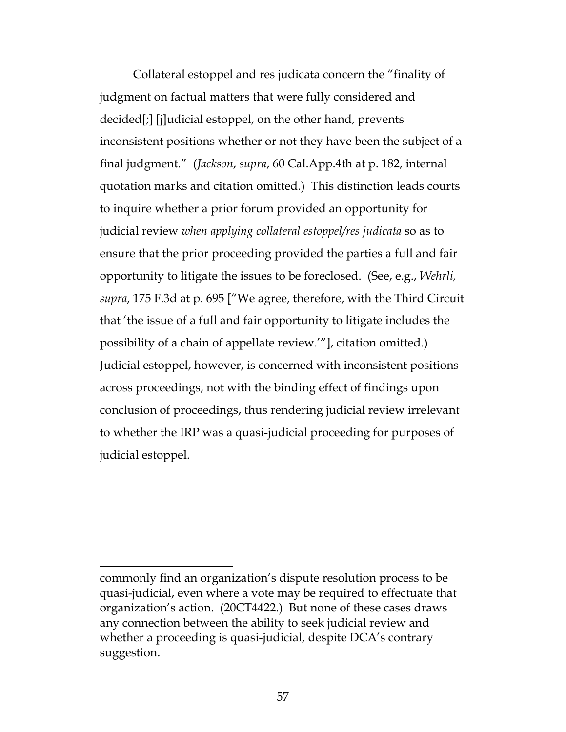Collateral estoppel and res judicata concern the "finality of judgment on factual matters that were fully considered and decided[;] [j]udicial estoppel, on the other hand, prevents inconsistent positions whether or not they have been the subject of a final judgment." (*Jackson*, *supra*, 60 Cal.App.4th at p. 182, internal quotation marks and citation omitted.) This distinction leads courts to inquire whether a prior forum provided an opportunity for judicial review *when applying collateral estoppel/res judicata* so as to ensure that the prior proceeding provided the parties a full and fair opportunity to litigate the issues to be foreclosed. (See, e.g., *Wehrli, supra*, 175 F.3d at p. 695 ["We agree, therefore, with the Third Circuit that 'the issue of a full and fair opportunity to litigate includes the possibility of a chain of appellate review.'"], citation omitted.) Judicial estoppel, however, is concerned with inconsistent positions across proceedings, not with the binding effect of findings upon conclusion of proceedings, thus rendering judicial review irrelevant to whether the IRP was a quasi-judicial proceeding for purposes of judicial estoppel.

---

commonly find an organization's dispute resolution process to be quasi-judicial, even where a vote may be required to effectuate that organization's action. (20CT4422.) But none of these cases draws any connection between the ability to seek judicial review and whether a proceeding is quasi-judicial, despite DCA's contrary suggestion.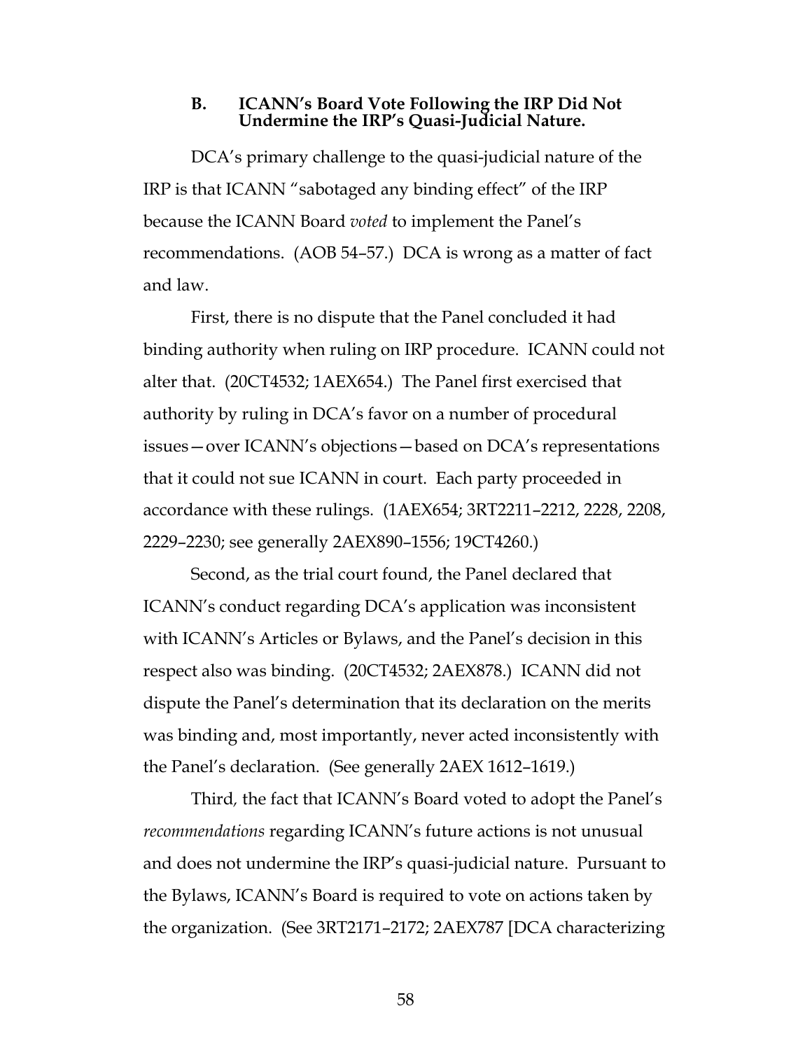### B. ICANN's Board Vote Following the IRP Did Not Undermine the IRP's Quasi-Judicial Nature.

DCA's primary challenge to the quasi-judicial nature of the IRP is that ICANN "sabotaged any binding effect" of the IRP because the ICANN Board *voted* to implement the Panel's recommendations. (AOB 54–57.) DCA is wrong as a matter of fact and law.

First, there is no dispute that the Panel concluded it had binding authority when ruling on IRP procedure. ICANN could not alter that. (20CT4532; 1AEX654.) The Panel first exercised that authority by ruling in DCA's favor on a number of procedural issues—over ICANN's objections—based on DCA's representations that it could not sue ICANN in court. Each party proceeded in accordance with these rulings. (1AEX654; 3RT2211–2212, 2228, 2208, 2229–2230; see generally 2AEX890–1556; 19CT4260.)

Second, as the trial court found, the Panel declared that ICANN's conduct regarding DCA's application was inconsistent with ICANN's Articles or Bylaws, and the Panel's decision in this respect also was binding. (20CT4532; 2AEX878.) ICANN did not dispute the Panel's determination that its declaration on the merits was binding and, most importantly, never acted inconsistently with the Panel's declaration. (See generally 2AEX 1612–1619.)

Third, the fact that ICANN's Board voted to adopt the Panel's *recommendations* regarding ICANN's future actions is not unusual and does not undermine the IRP's quasi-judicial nature. Pursuant to the Bylaws, ICANN's Board is required to vote on actions taken by the organization. (See 3RT2171–2172; 2AEX787 [DCA characterizing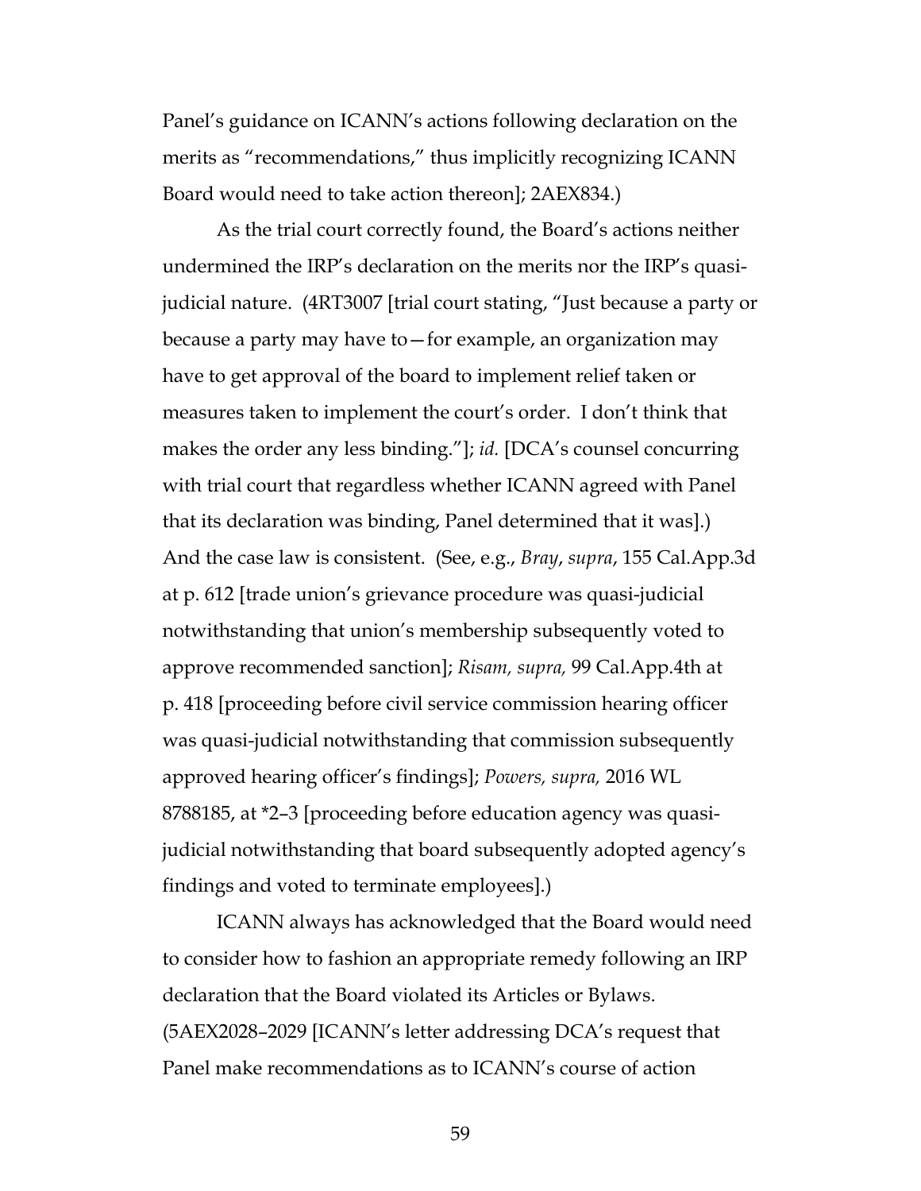Panel's guidance on ICANN's actions following declaration on the merits as "recommendations," thus implicitly recognizing ICANN Board would need to take action thereon]; 2AEX834.)

As the trial court correctly found, the Board's actions neither undermined the IRP's declaration on the merits nor the IRP's quasi-judicial nature. (4RT3007 [trial court stating, "Just because a party or because a party may have to—for example, an organization may have to get approval of the board to implement relief taken or measures taken to implement the court's order. I don't think that makes the order any less binding."]; *id.* [DCA's counsel concurring with trial court that regardless whether ICANN agreed with Panel that its declaration was binding, Panel determined that it was].) And the case law is consistent. (See, e.g., *Bray*, *supra*, 155 Cal.App.3d at p. 612 [trade union's grievance procedure was quasi-judicial notwithstanding that union's membership subsequently voted to approve recommended sanction]; *Risam, supra,* 99 Cal.App.4th at p. 418 [proceeding before civil service commission hearing officer was quasi-judicial notwithstanding that commission subsequently approved hearing officer's findings]; *Powers, supra,* 2016 WL 8788185, at *2–3 [proceeding before education agency was quasi-judicial notwithstanding that board subsequently adopted agency's findings and voted to terminate employees].)

ICANN always has acknowledged that the Board would need to consider how to fashion an appropriate remedy following an IRP declaration that the Board violated its Articles or Bylaws. (5AEX2028–2029 [ICANN's letter addressing DCA's request that Panel make recommendations as to ICANN's course of action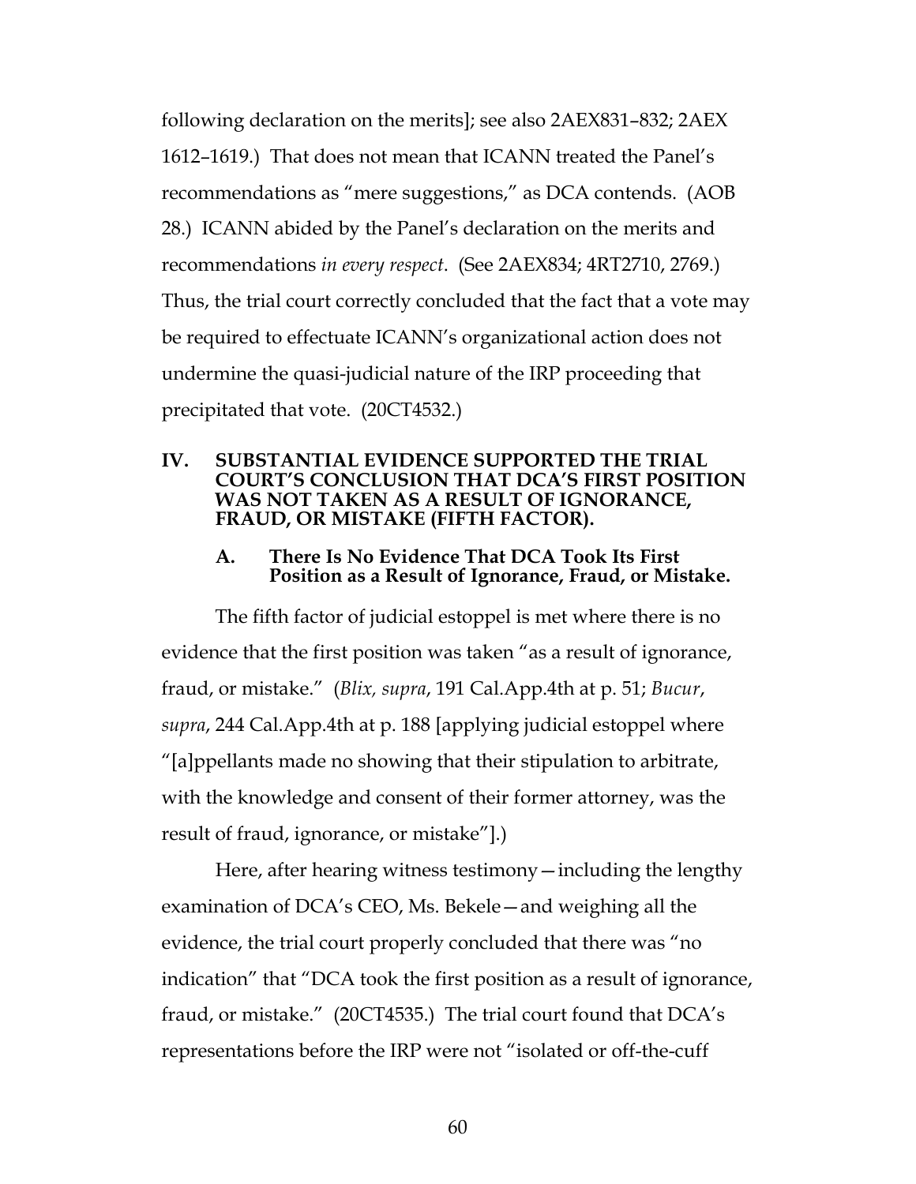following declaration on the merits]; see also 2AEX831–832; 2AEX 1612–1619.) That does not mean that ICANN treated the Panel's recommendations as "mere suggestions," as DCA contends. (AOB 28.) ICANN abided by the Panel's declaration on the merits and recommendations *in every respect*. (See 2AEX834; 4RT2710, 2769.) Thus, the trial court correctly concluded that the fact that a vote may be required to effectuate ICANN's organizational action does not undermine the quasi-judicial nature of the IRP proceeding that precipitated that vote. (20CT4532.)

## IV. SUBSTANTIAL EVIDENCE SUPPORTED THE TRIAL COURT'S CONCLUSION THAT DCA'S FIRST POSITION WAS NOT TAKEN AS A RESULT OF IGNORANCE, FRAUD, OR MISTAKE (FIFTH FACTOR).

### A. There Is No Evidence That DCA Took Its First Position as a Result of Ignorance, Fraud, or Mistake.

The fifth factor of judicial estoppel is met where there is no evidence that the first position was taken "as a result of ignorance, fraud, or mistake." (*Blix, supra*, 191 Cal.App.4th at p. 51; *Bucur*, *supra*, 244 Cal.App.4th at p. 188 [applying judicial estoppel where "[a]ppellants made no showing that their stipulation to arbitrate, with the knowledge and consent of their former attorney, was the result of fraud, ignorance, or mistake"].)

Here, after hearing witness testimony—including the lengthy examination of DCA's CEO, Ms. Bekele—and weighing all the evidence, the trial court properly concluded that there was "no indication" that "DCA took the first position as a result of ignorance, fraud, or mistake." (20CT4535.) The trial court found that DCA's representations before the IRP were not "isolated or off-the-cuff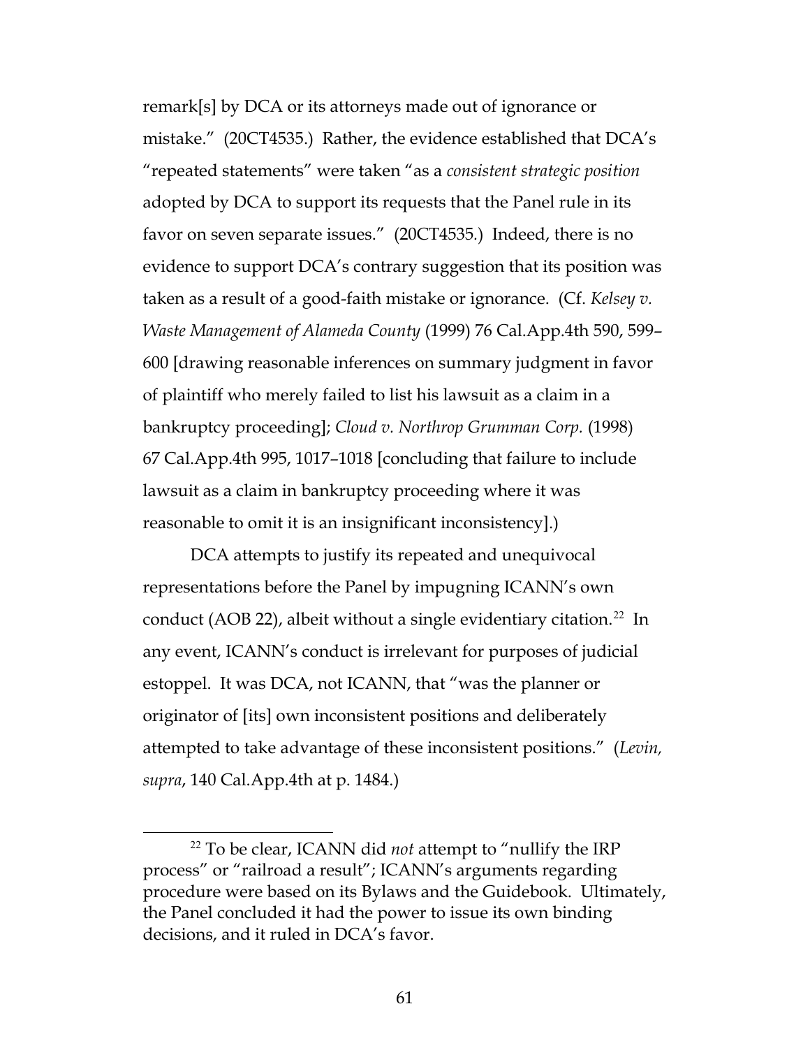remark[s] by DCA or its attorneys made out of ignorance or mistake." (20CT4535.) Rather, the evidence established that DCA's "repeated statements" were taken "as a *consistent strategic position* adopted by DCA to support its requests that the Panel rule in its favor on seven separate issues." (20CT4535.) Indeed, there is no evidence to support DCA's contrary suggestion that its position was taken as a result of a good-faith mistake or ignorance. (Cf. *Kelsey v. Waste Management of Alameda County* (1999) 76 Cal.App.4th 590, 599–600 [drawing reasonable inferences on summary judgment in favor of plaintiff who merely failed to list his lawsuit as a claim in a bankruptcy proceeding]; *Cloud v. Northrop Grumman Corp.* (1998) 67 Cal.App.4th 995, 1017–1018 [concluding that failure to include lawsuit as a claim in bankruptcy proceeding where it was reasonable to omit it is an insignificant inconsistency].)

DCA attempts to justify its repeated and unequivocal representations before the Panel by impugning ICANN's own conduct (AOB 22), albeit without a single evidentiary citation.[22] In any event, ICANN's conduct is irrelevant for purposes of judicial estoppel. It was DCA, not ICANN, that "was the planner or originator of [its] own inconsistent positions and deliberately attempted to take advantage of these inconsistent positions." (*Levin, supra*, 140 Cal.App.4th at p. 1484.)

---

[22] To be clear, ICANN did *not* attempt to "nullify the IRP process" or "railroad a result"; ICANN's arguments regarding procedure were based on its Bylaws and the Guidebook. Ultimately, the Panel concluded it had the power to issue its own binding decisions, and it ruled in DCA's favor.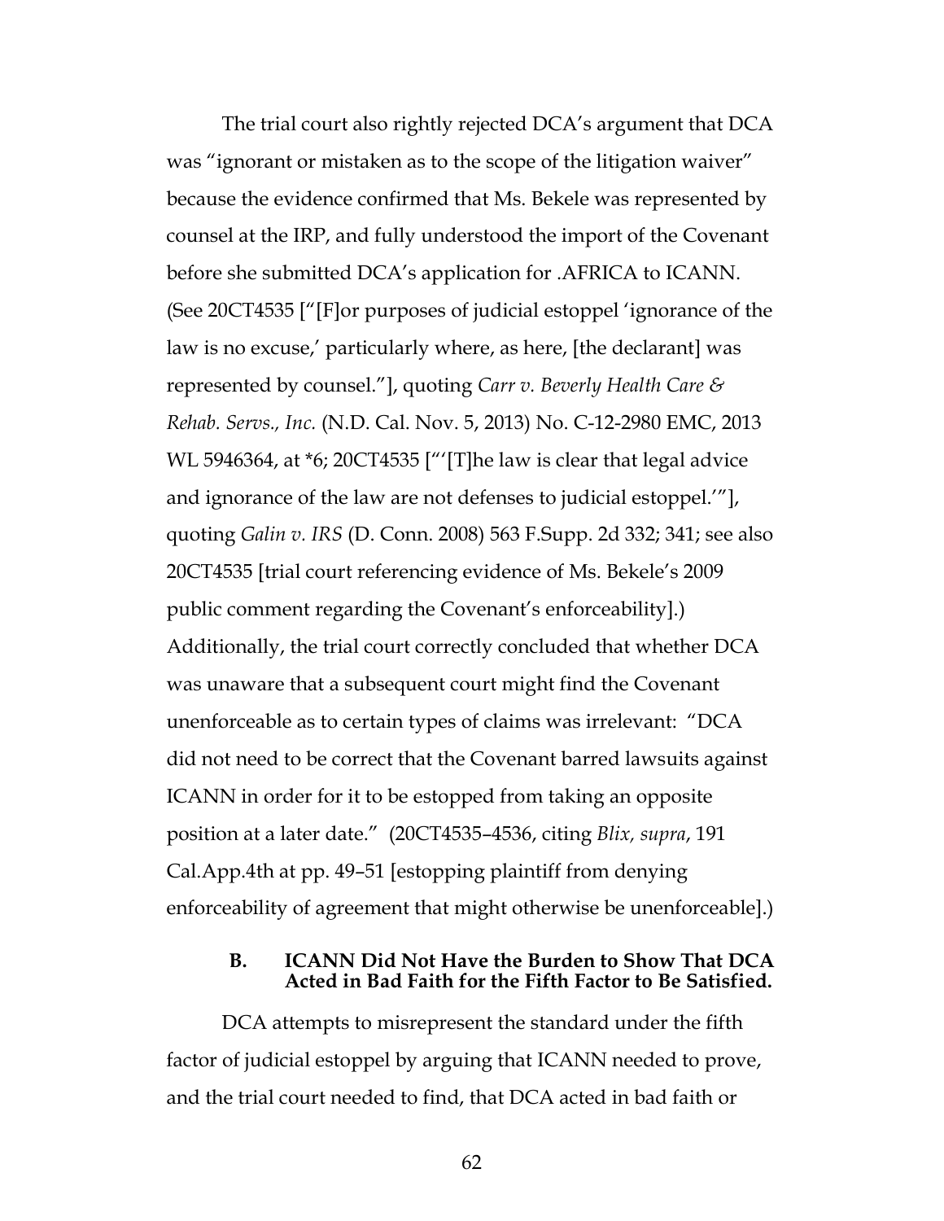The trial court also rightly rejected DCA's argument that DCA was "ignorant or mistaken as to the scope of the litigation waiver" because the evidence confirmed that Ms. Bekele was represented by counsel at the IRP, and fully understood the import of the Covenant before she submitted DCA's application for .AFRICA to ICANN. (See 20CT4535 ["[F]or purposes of judicial estoppel 'ignorance of the law is no excuse,' particularly where, as here, [the declarant] was represented by counsel."], quoting *Carr v. Beverly Health Care & Rehab. Servs., Inc.* (N.D. Cal. Nov. 5, 2013) No. C-12-2980 EMC, 2013 WL 5946364, at *6; 20CT4535 ["'[T]he law is clear that legal advice and ignorance of the law are not defenses to judicial estoppel.'"], quoting *Galin v. IRS* (D. Conn. 2008) 563 F.Supp. 2d 332; 341; see also 20CT4535 [trial court referencing evidence of Ms. Bekele's 2009 public comment regarding the Covenant's enforceability].) Additionally, the trial court correctly concluded that whether DCA was unaware that a subsequent court might find the Covenant unenforceable as to certain types of claims was irrelevant: "DCA did not need to be correct that the Covenant barred lawsuits against ICANN in order for it to be estopped from taking an opposite position at a later date." (20CT4535–4536, citing *Blix, supra*, 191 Cal.App.4th at pp. 49–51 [estopping plaintiff from denying enforceability of agreement that might otherwise be unenforceable].)

### B. ICANN Did Not Have the Burden to Show That DCA Acted in Bad Faith for the Fifth Factor to Be Satisfied.

DCA attempts to misrepresent the standard under the fifth factor of judicial estoppel by arguing that ICANN needed to prove, and the trial court needed to find, that DCA acted in bad faith or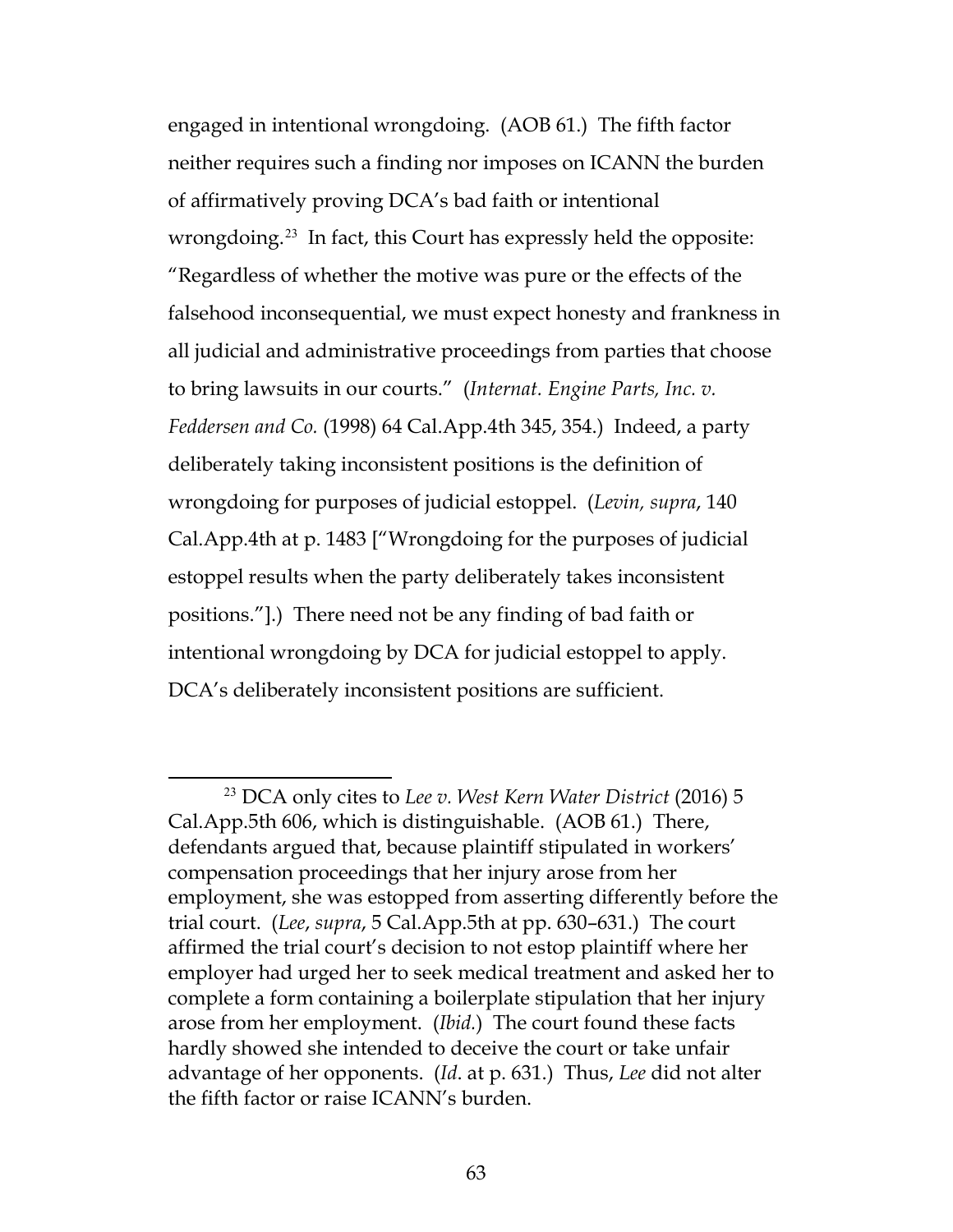engaged in intentional wrongdoing. (AOB 61.) The fifth factor neither requires such a finding nor imposes on ICANN the burden of affirmatively proving DCA's bad faith or intentional wrongdoing.[23] In fact, this Court has expressly held the opposite: "Regardless of whether the motive was pure or the effects of the falsehood inconsequential, we must expect honesty and frankness in all judicial and administrative proceedings from parties that choose to bring lawsuits in our courts." (*Internat. Engine Parts, Inc. v. Feddersen and Co.* (1998) 64 Cal.App.4th 345, 354.) Indeed, a party deliberately taking inconsistent positions is the definition of wrongdoing for purposes of judicial estoppel. (*Levin, supra*, 140 Cal.App.4th at p. 1483 ["Wrongdoing for the purposes of judicial estoppel results when the party deliberately takes inconsistent positions."].) There need not be any finding of bad faith or intentional wrongdoing by DCA for judicial estoppel to apply. DCA's deliberately inconsistent positions are sufficient.

---

[23] DCA only cites to *Lee v. West Kern Water District* (2016) 5 Cal.App.5th 606, which is distinguishable. (AOB 61.) There, defendants argued that, because plaintiff stipulated in workers' compensation proceedings that her injury arose from her employment, she was estopped from asserting differently before the trial court. (*Lee*, *supra*, 5 Cal.App.5th at pp. 630–631.) The court affirmed the trial court's decision to not estop plaintiff where her employer had urged her to seek medical treatment and asked her to complete a form containing a boilerplate stipulation that her injury arose from her employment. (*Ibid.*) The court found these facts hardly showed she intended to deceive the court or take unfair advantage of her opponents. (*Id.* at p. 631.) Thus, *Lee* did not alter the fifth factor or raise ICANN's burden.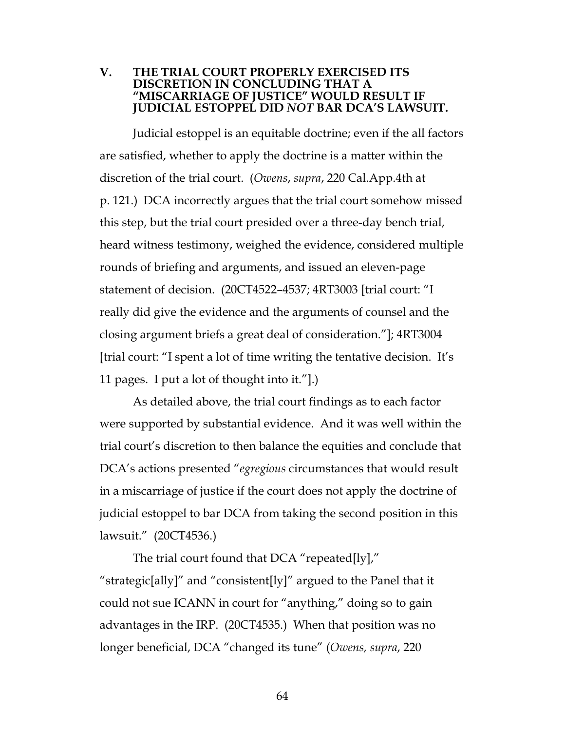## V. THE TRIAL COURT PROPERLY EXERCISED ITS DISCRETION IN CONCLUDING THAT A "MISCARRIAGE OF JUSTICE" WOULD RESULT IF JUDICIAL ESTOPPEL DID *NOT* BAR DCA'S LAWSUIT.

Judicial estoppel is an equitable doctrine; even if the all factors are satisfied, whether to apply the doctrine is a matter within the discretion of the trial court. (*Owens*, *supra*, 220 Cal.App.4th at p. 121.) DCA incorrectly argues that the trial court somehow missed this step, but the trial court presided over a three-day bench trial, heard witness testimony, weighed the evidence, considered multiple rounds of briefing and arguments, and issued an eleven-page statement of decision. (20CT4522–4537; 4RT3003 [trial court: "I really did give the evidence and the arguments of counsel and the closing argument briefs a great deal of consideration."]; 4RT3004 [trial court: "I spent a lot of time writing the tentative decision. It's 11 pages. I put a lot of thought into it."].)

As detailed above, the trial court findings as to each factor were supported by substantial evidence. And it was well within the trial court's discretion to then balance the equities and conclude that DCA's actions presented "*egregious* circumstances that would result in a miscarriage of justice if the court does not apply the doctrine of judicial estoppel to bar DCA from taking the second position in this lawsuit." (20CT4536.)

The trial court found that DCA "repeated[ly]," "strategic[ally]" and "consistent[ly]" argued to the Panel that it could not sue ICANN in court for "anything," doing so to gain advantages in the IRP. (20CT4535.) When that position was no longer beneficial, DCA "changed its tune" (*Owens, supra*, 220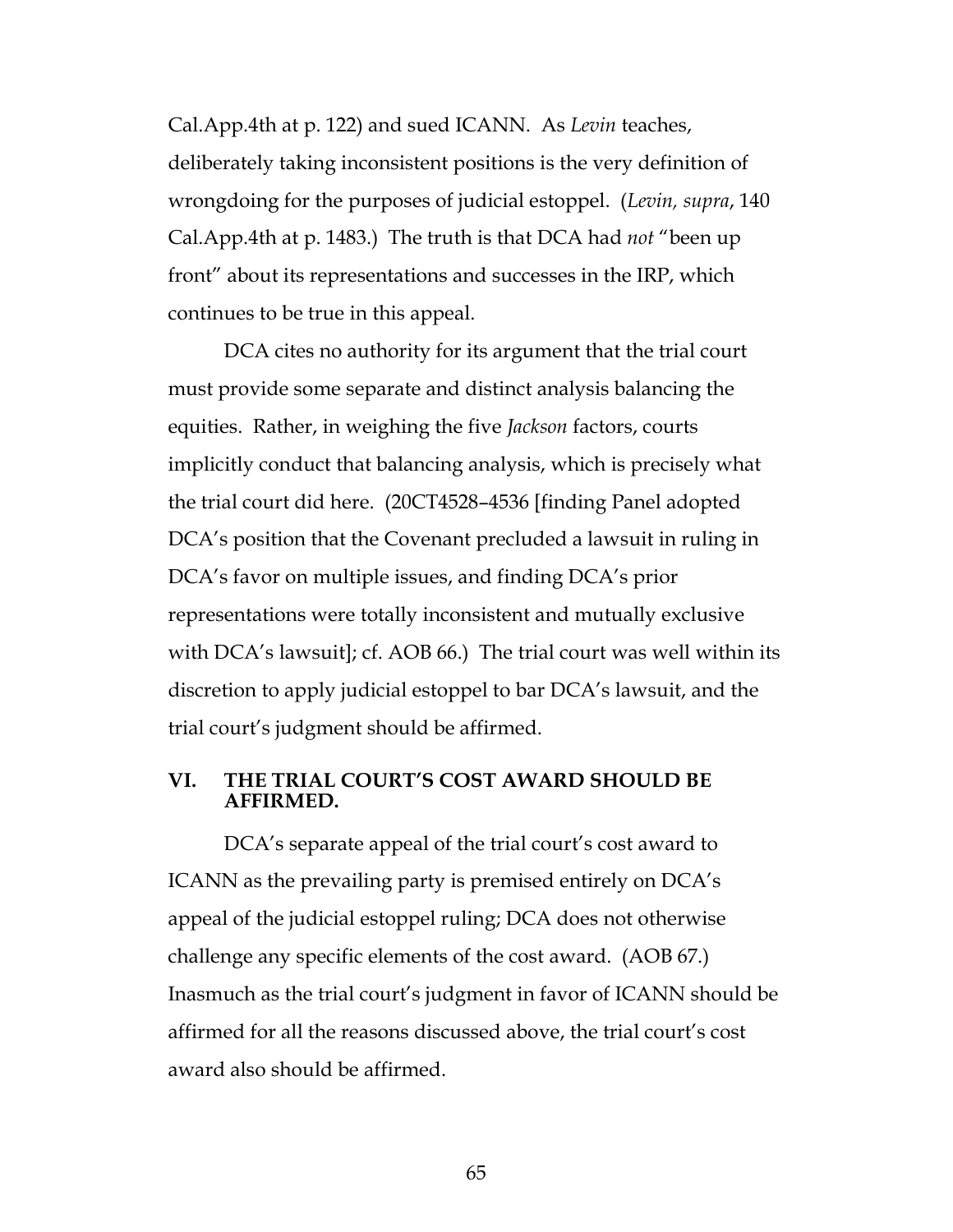Cal.App.4th at p. 122) and sued ICANN. As *Levin* teaches, deliberately taking inconsistent positions is the very definition of wrongdoing for the purposes of judicial estoppel. (*Levin, supra*, 140 Cal.App.4th at p. 1483.) The truth is that DCA had *not* "been up front" about its representations and successes in the IRP, which continues to be true in this appeal.

DCA cites no authority for its argument that the trial court must provide some separate and distinct analysis balancing the equities. Rather, in weighing the five *Jackson* factors, courts implicitly conduct that balancing analysis, which is precisely what the trial court did here. (20CT4528–4536 [finding Panel adopted DCA's position that the Covenant precluded a lawsuit in ruling in DCA's favor on multiple issues, and finding DCA's prior representations were totally inconsistent and mutually exclusive with DCA's lawsuit]; cf. AOB 66.) The trial court was well within its discretion to apply judicial estoppel to bar DCA's lawsuit, and the trial court's judgment should be affirmed.

## VI. THE TRIAL COURT'S COST AWARD SHOULD BE AFFIRMED.

DCA's separate appeal of the trial court's cost award to ICANN as the prevailing party is premised entirely on DCA's appeal of the judicial estoppel ruling; DCA does not otherwise challenge any specific elements of the cost award. (AOB 67.) Inasmuch as the trial court's judgment in favor of ICANN should be affirmed for all the reasons discussed above, the trial court's cost award also should be affirmed.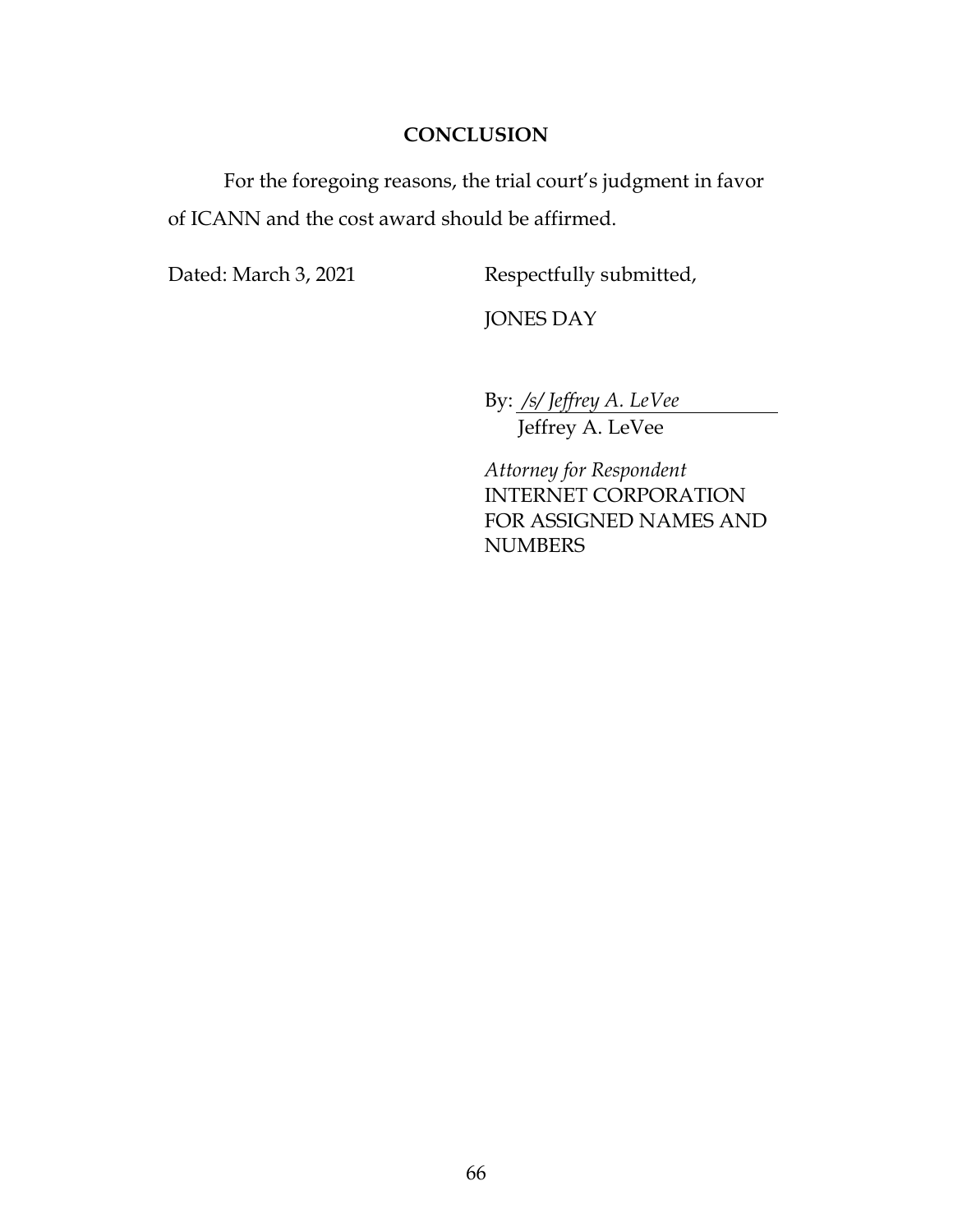## CONCLUSION

For the foregoing reasons, the trial court's judgment in favor of ICANN and the cost award should be affirmed.

Dated: March 3, 2021

Respectfully submitted,

JONES DAY

By: */s/ Jeffrey A. LeVee*
Jeffrey A. LeVee

*Attorney for Respondent*
INTERNET CORPORATION FOR ASSIGNED NAMES AND NUMBERS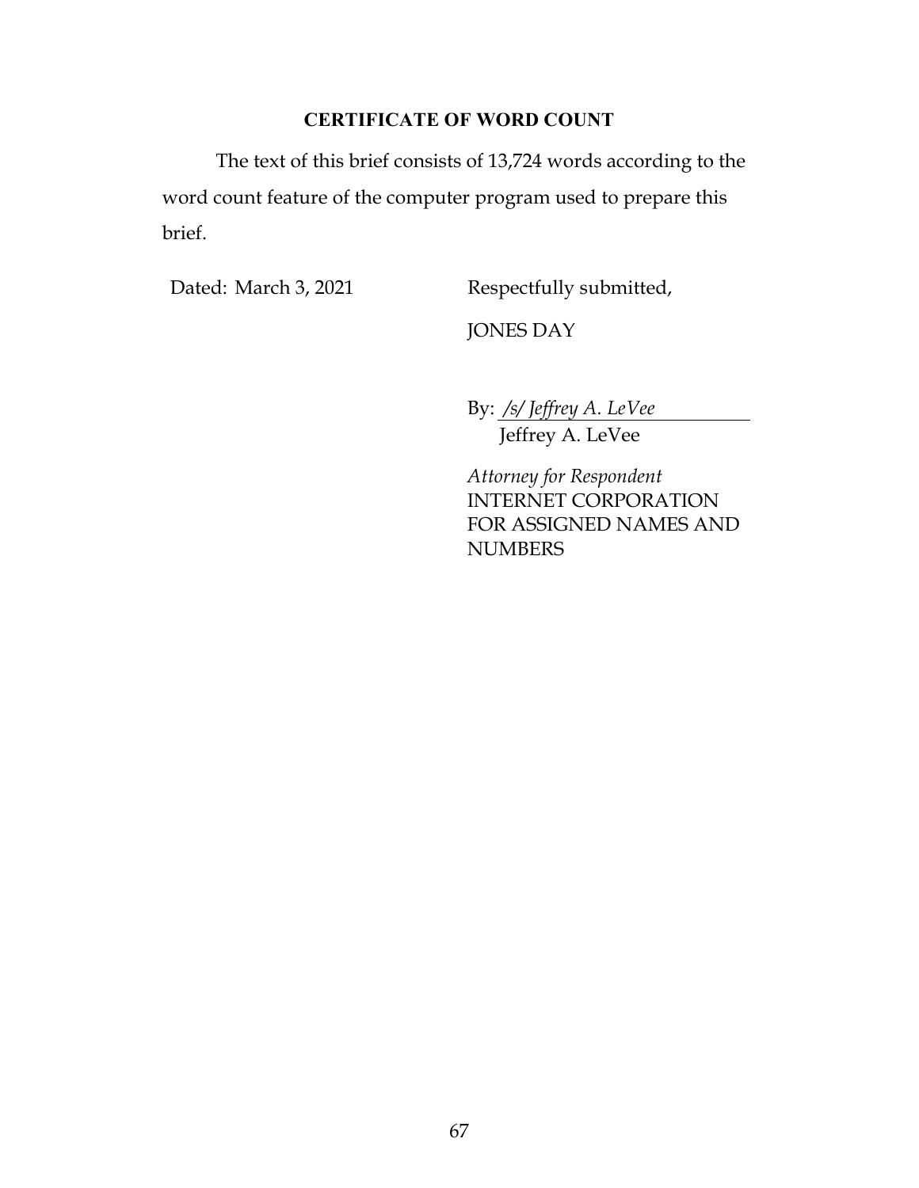## CERTIFICATE OF WORD COUNT

The text of this brief consists of 13,724 words according to the word count feature of the computer program used to prepare this brief.

Dated: March 3, 2021

Respectfully submitted,

JONES DAY

By: */s/ Jeffrey A. LeVee*
Jeffrey A. LeVee

*Attorney for Respondent*
INTERNET CORPORATION FOR ASSIGNED NAMES AND NUMBERS